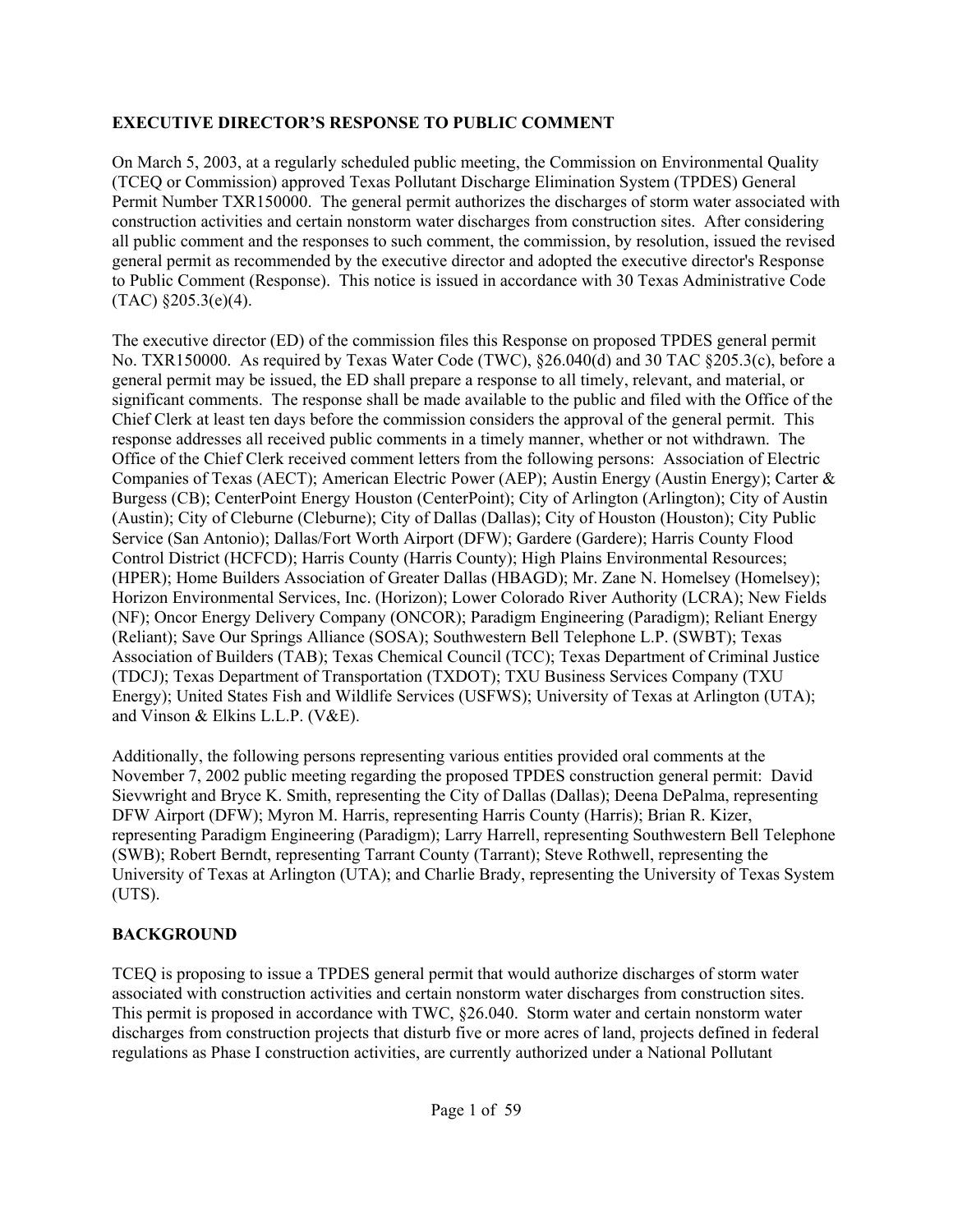## EXECUTIVE DIRECTOR'S RESPONSE TO PUBLIC COMMENT

On March 5, 2003, at a regularly scheduled public meeting, the Commission on Environmental Quality (TCEQ or Commission) approved Texas Pollutant Discharge Elimination System (TPDES) General Permit Number TXR150000. The general permit authorizes the discharges of storm water associated with construction activities and certain nonstorm water discharges from construction sites. After considering all public comment and the responses to such comment, the commission, by resolution, issued the revised general permit as recommended by the executive director and adopted the executive director's Response to Public Comment (Response). This notice is issued in accordance with 30 Texas Administrative Code (TAC) §205.3(e)(4).

The executive director (ED) of the commission files this Response on proposed TPDES general permit No. TXR150000. As required by Texas Water Code (TWC), §26.040(d) and 30 TAC §205.3(c), before a general permit may be issued, the ED shall prepare a response to all timely, relevant, and material, or significant comments. The response shall be made available to the public and filed with the Office of the Chief Clerk at least ten days before the commission considers the approval of the general permit. This response addresses all received public comments in a timely manner, whether or not withdrawn. The Office of the Chief Clerk received comment letters from the following persons: Association of Electric Companies of Texas (AECT); American Electric Power (AEP); Austin Energy (Austin Energy); Carter & Burgess (CB); CenterPoint Energy Houston (CenterPoint); City of Arlington (Arlington); City of Austin (Austin); City of Cleburne (Cleburne); City of Dallas (Dallas); City of Houston (Houston); City Public Service (San Antonio); Dallas/Fort Worth Airport (DFW); Gardere (Gardere); Harris County Flood Control District (HCFCD); Harris County (Harris County); High Plains Environmental Resources; (HPER); Home Builders Association of Greater Dallas (HBAGD); Mr. Zane N. Homelsey (Homelsey); Horizon Environmental Services, Inc. (Horizon); Lower Colorado River Authority (LCRA); New Fields (NF); Oncor Energy Delivery Company (ONCOR); Paradigm Engineering (Paradigm); Reliant Energy (Reliant); Save Our Springs Alliance (SOSA); Southwestern Bell Telephone L.P. (SWBT); Texas Association of Builders (TAB); Texas Chemical Council (TCC); Texas Department of Criminal Justice (TDCJ); Texas Department of Transportation (TXDOT); TXU Business Services Company (TXU Energy); United States Fish and Wildlife Services (USFWS); University of Texas at Arlington (UTA); and Vinson & Elkins L.L.P. (V&E).

Additionally, the following persons representing various entities provided oral comments at the November 7, 2002 public meeting regarding the proposed TPDES construction general permit: David Sievwright and Bryce K. Smith, representing the City of Dallas (Dallas); Deena DePalma, representing DFW Airport (DFW); Myron M. Harris, representing Harris County (Harris); Brian R. Kizer, representing Paradigm Engineering (Paradigm); Larry Harrell, representing Southwestern Bell Telephone (SWB); Robert Berndt, representing Tarrant County (Tarrant); Steve Rothwell, representing the University of Texas at Arlington (UTA); and Charlie Brady, representing the University of Texas System (UTS).

## BACKGROUND

TCEQ is proposing to issue a TPDES general permit that would authorize discharges of storm water associated with construction activities and certain nonstorm water discharges from construction sites. This permit is proposed in accordance with TWC, §26.040. Storm water and certain nonstorm water discharges from construction projects that disturb five or more acres of land, projects defined in federal regulations as Phase I construction activities, are currently authorized under a National Pollutant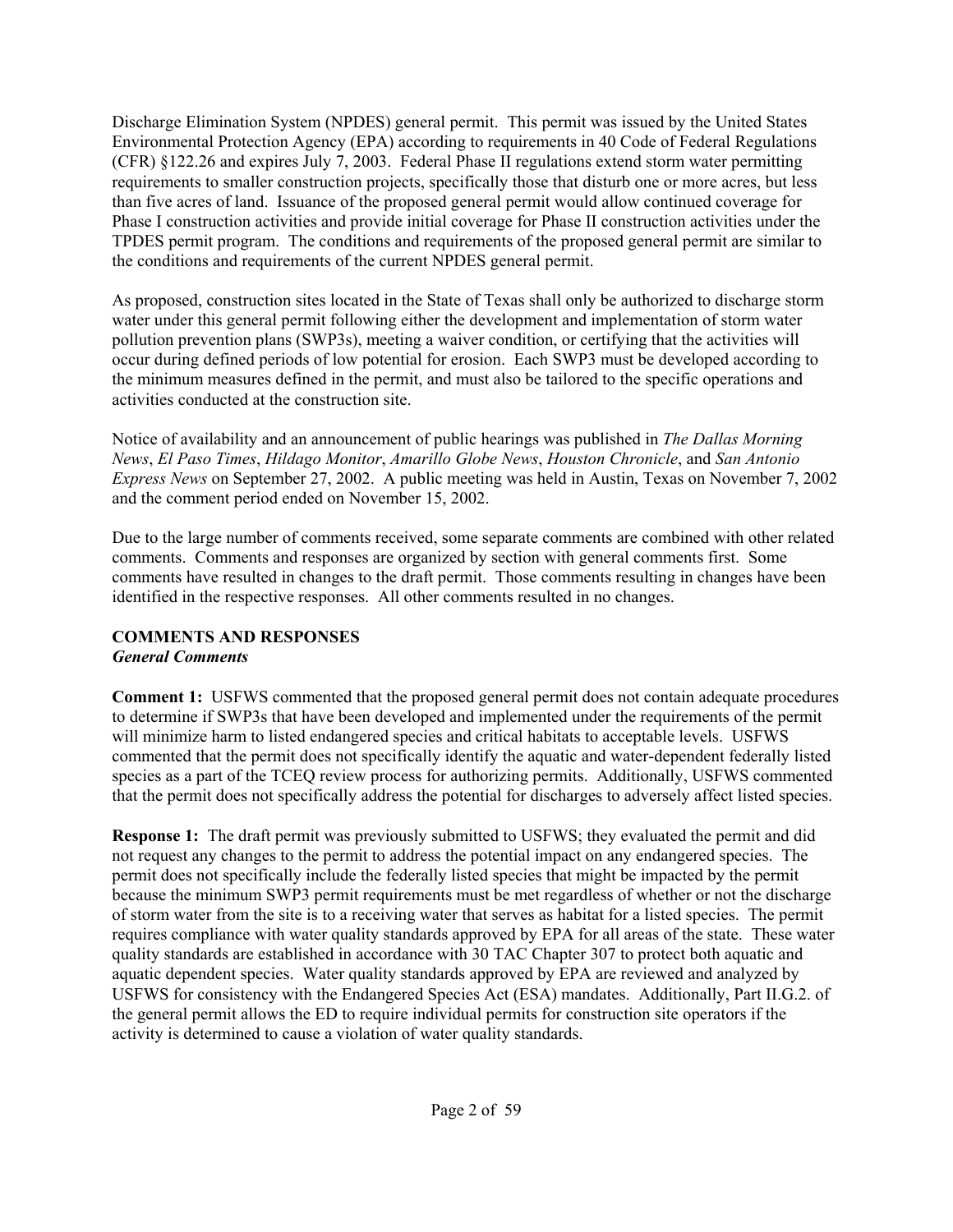Discharge Elimination System (NPDES) general permit. This permit was issued by the United States Environmental Protection Agency (EPA) according to requirements in 40 Code of Federal Regulations (CFR) §122.26 and expires July 7, 2003. Federal Phase II regulations extend storm water permitting requirements to smaller construction projects, specifically those that disturb one or more acres, but less than five acres of land. Issuance of the proposed general permit would allow continued coverage for Phase I construction activities and provide initial coverage for Phase II construction activities under the TPDES permit program. The conditions and requirements of the proposed general permit are similar to the conditions and requirements of the current NPDES general permit.

As proposed, construction sites located in the State of Texas shall only be authorized to discharge storm water under this general permit following either the development and implementation of storm water pollution prevention plans (SWP3s), meeting a waiver condition, or certifying that the activities will occur during defined periods of low potential for erosion. Each SWP3 must be developed according to the minimum measures defined in the permit, and must also be tailored to the specific operations and activities conducted at the construction site.

Notice of availability and an announcement of public hearings was published in *The Dallas Morning News*, *El Paso Times*, *Hildago Monitor*, *Amarillo Globe News*, *Houston Chronicle*, and *San Antonio Express News* on September 27, 2002. A public meeting was held in Austin, Texas on November 7, 2002 and the comment period ended on November 15, 2002.

Due to the large number of comments received, some separate comments are combined with other related comments. Comments and responses are organized by section with general comments first. Some comments have resulted in changes to the draft permit. Those comments resulting in changes have been identified in the respective responses. All other comments resulted in no changes.

## COMMENTS AND RESPONSES

### *General Comments*

**Comment 1:** USFWS commented that the proposed general permit does not contain adequate procedures to determine if SWP3s that have been developed and implemented under the requirements of the permit will minimize harm to listed endangered species and critical habitats to acceptable levels. USFWS commented that the permit does not specifically identify the aquatic and water-dependent federally listed species as a part of the TCEQ review process for authorizing permits. Additionally, USFWS commented that the permit does not specifically address the potential for discharges to adversely affect listed species.

**Response 1:** The draft permit was previously submitted to USFWS; they evaluated the permit and did not request any changes to the permit to address the potential impact on any endangered species. The permit does not specifically include the federally listed species that might be impacted by the permit because the minimum SWP3 permit requirements must be met regardless of whether or not the discharge of storm water from the site is to a receiving water that serves as habitat for a listed species. The permit requires compliance with water quality standards approved by EPA for all areas of the state. These water quality standards are established in accordance with 30 TAC Chapter 307 to protect both aquatic and aquatic dependent species. Water quality standards approved by EPA are reviewed and analyzed by USFWS for consistency with the Endangered Species Act (ESA) mandates. Additionally, Part II.G.2. of the general permit allows the ED to require individual permits for construction site operators if the activity is determined to cause a violation of water quality standards.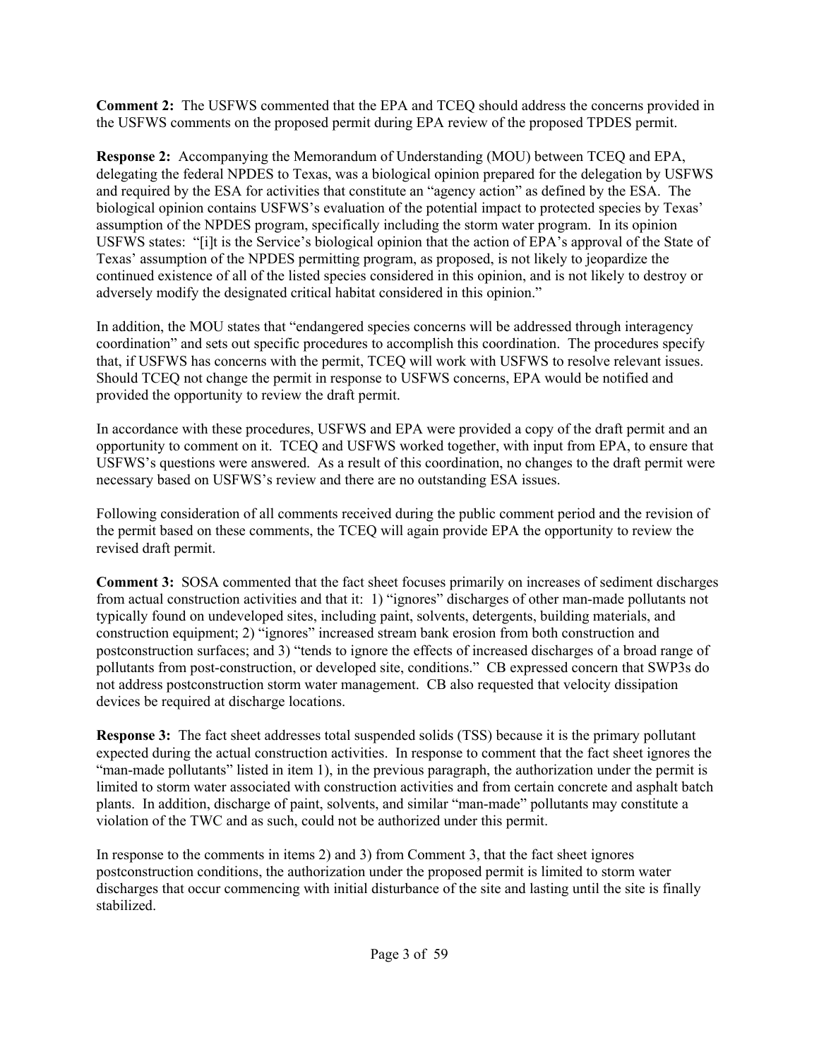**Comment 2:** The USFWS commented that the EPA and TCEQ should address the concerns provided in the USFWS comments on the proposed permit during EPA review of the proposed TPDES permit.

**Response 2:** Accompanying the Memorandum of Understanding (MOU) between TCEQ and EPA, delegating the federal NPDES to Texas, was a biological opinion prepared for the delegation by USFWS and required by the ESA for activities that constitute an "agency action" as defined by the ESA. The biological opinion contains USFWS's evaluation of the potential impact to protected species by Texas' assumption of the NPDES program, specifically including the storm water program. In its opinion USFWS states: "[i]t is the Service's biological opinion that the action of EPA's approval of the State of Texas' assumption of the NPDES permitting program, as proposed, is not likely to jeopardize the continued existence of all of the listed species considered in this opinion, and is not likely to destroy or adversely modify the designated critical habitat considered in this opinion."

In addition, the MOU states that "endangered species concerns will be addressed through interagency coordination" and sets out specific procedures to accomplish this coordination. The procedures specify that, if USFWS has concerns with the permit, TCEQ will work with USFWS to resolve relevant issues. Should TCEQ not change the permit in response to USFWS concerns, EPA would be notified and provided the opportunity to review the draft permit.

In accordance with these procedures, USFWS and EPA were provided a copy of the draft permit and an opportunity to comment on it. TCEQ and USFWS worked together, with input from EPA, to ensure that USFWS's questions were answered. As a result of this coordination, no changes to the draft permit were necessary based on USFWS's review and there are no outstanding ESA issues.

Following consideration of all comments received during the public comment period and the revision of the permit based on these comments, the TCEQ will again provide EPA the opportunity to review the revised draft permit.

**Comment 3:** SOSA commented that the fact sheet focuses primarily on increases of sediment discharges from actual construction activities and that it: 1) "ignores" discharges of other man-made pollutants not typically found on undeveloped sites, including paint, solvents, detergents, building materials, and construction equipment; 2) "ignores" increased stream bank erosion from both construction and postconstruction surfaces; and 3) "tends to ignore the effects of increased discharges of a broad range of pollutants from post-construction, or developed site, conditions." CB expressed concern that SWP3s do not address postconstruction storm water management. CB also requested that velocity dissipation devices be required at discharge locations.

**Response 3:** The fact sheet addresses total suspended solids (TSS) because it is the primary pollutant expected during the actual construction activities. In response to comment that the fact sheet ignores the "man-made pollutants" listed in item 1), in the previous paragraph, the authorization under the permit is limited to storm water associated with construction activities and from certain concrete and asphalt batch plants. In addition, discharge of paint, solvents, and similar "man-made" pollutants may constitute a violation of the TWC and as such, could not be authorized under this permit.

In response to the comments in items 2) and 3) from Comment 3, that the fact sheet ignores postconstruction conditions, the authorization under the proposed permit is limited to storm water discharges that occur commencing with initial disturbance of the site and lasting until the site is finally stabilized.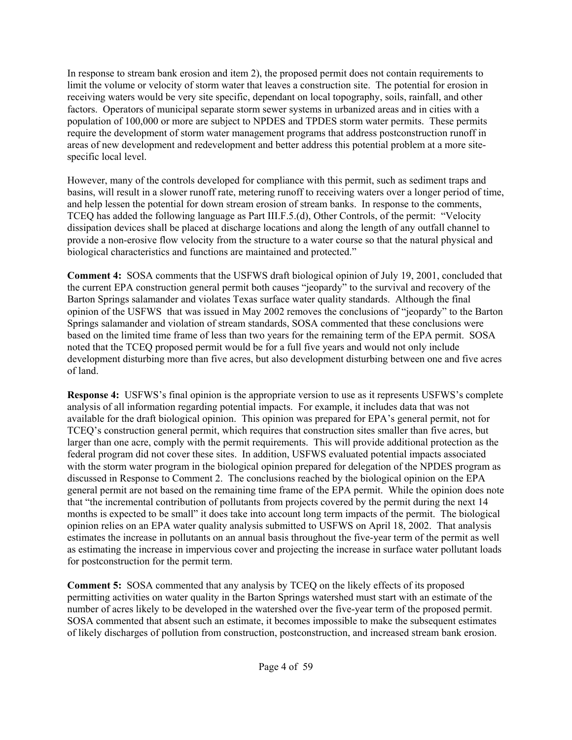In response to stream bank erosion and item 2), the proposed permit does not contain requirements to limit the volume or velocity of storm water that leaves a construction site. The potential for erosion in receiving waters would be very site specific, dependant on local topography, soils, rainfall, and other factors. Operators of municipal separate storm sewer systems in urbanized areas and in cities with a population of 100,000 or more are subject to NPDES and TPDES storm water permits. These permits require the development of storm water management programs that address postconstruction runoff in areas of new development and redevelopment and better address this potential problem at a more site-specific local level.

However, many of the controls developed for compliance with this permit, such as sediment traps and basins, will result in a slower runoff rate, metering runoff to receiving waters over a longer period of time, and help lessen the potential for down stream erosion of stream banks. In response to the comments, TCEQ has added the following language as Part III.F.5.(d), Other Controls, of the permit: "Velocity dissipation devices shall be placed at discharge locations and along the length of any outfall channel to provide a non-erosive flow velocity from the structure to a water course so that the natural physical and biological characteristics and functions are maintained and protected."

**Comment 4:** SOSA comments that the USFWS draft biological opinion of July 19, 2001, concluded that the current EPA construction general permit both causes "jeopardy" to the survival and recovery of the Barton Springs salamander and violates Texas surface water quality standards. Although the final opinion of the USFWS that was issued in May 2002 removes the conclusions of "jeopardy" to the Barton Springs salamander and violation of stream standards, SOSA commented that these conclusions were based on the limited time frame of less than two years for the remaining term of the EPA permit. SOSA noted that the TCEQ proposed permit would be for a full five years and would not only include development disturbing more than five acres, but also development disturbing between one and five acres of land.

**Response 4:** USFWS's final opinion is the appropriate version to use as it represents USFWS's complete analysis of all information regarding potential impacts. For example, it includes data that was not available for the draft biological opinion. This opinion was prepared for EPA's general permit, not for TCEQ's construction general permit, which requires that construction sites smaller than five acres, but larger than one acre, comply with the permit requirements. This will provide additional protection as the federal program did not cover these sites. In addition, USFWS evaluated potential impacts associated with the storm water program in the biological opinion prepared for delegation of the NPDES program as discussed in Response to Comment 2. The conclusions reached by the biological opinion on the EPA general permit are not based on the remaining time frame of the EPA permit. While the opinion does note that "the incremental contribution of pollutants from projects covered by the permit during the next 14 months is expected to be small" it does take into account long term impacts of the permit. The biological opinion relies on an EPA water quality analysis submitted to USFWS on April 18, 2002. That analysis estimates the increase in pollutants on an annual basis throughout the five-year term of the permit as well as estimating the increase in impervious cover and projecting the increase in surface water pollutant loads for postconstruction for the permit term.

**Comment 5:** SOSA commented that any analysis by TCEQ on the likely effects of its proposed permitting activities on water quality in the Barton Springs watershed must start with an estimate of the number of acres likely to be developed in the watershed over the five-year term of the proposed permit. SOSA commented that absent such an estimate, it becomes impossible to make the subsequent estimates of likely discharges of pollution from construction, postconstruction, and increased stream bank erosion.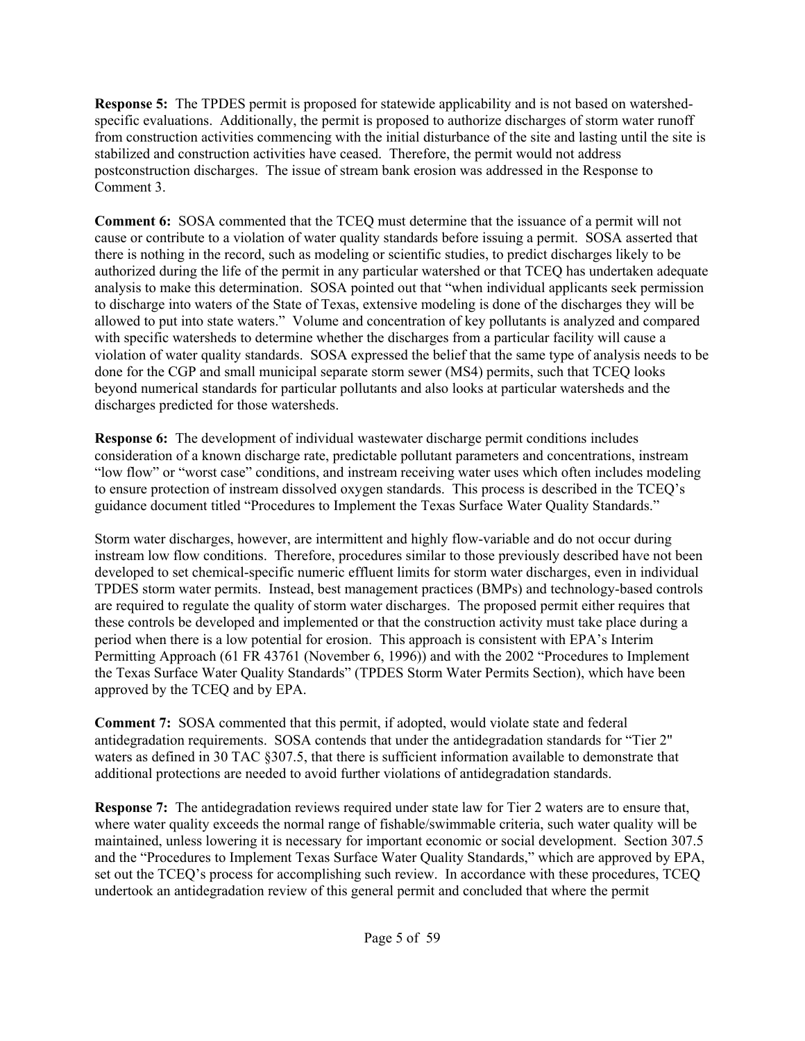**Response 5:** The TPDES permit is proposed for statewide applicability and is not based on watershed-specific evaluations. Additionally, the permit is proposed to authorize discharges of storm water runoff from construction activities commencing with the initial disturbance of the site and lasting until the site is stabilized and construction activities have ceased. Therefore, the permit would not address postconstruction discharges. The issue of stream bank erosion was addressed in the Response to Comment 3.

**Comment 6:** SOSA commented that the TCEQ must determine that the issuance of a permit will not cause or contribute to a violation of water quality standards before issuing a permit. SOSA asserted that there is nothing in the record, such as modeling or scientific studies, to predict discharges likely to be authorized during the life of the permit in any particular watershed or that TCEQ has undertaken adequate analysis to make this determination. SOSA pointed out that "when individual applicants seek permission to discharge into waters of the State of Texas, extensive modeling is done of the discharges they will be allowed to put into state waters." Volume and concentration of key pollutants is analyzed and compared with specific watersheds to determine whether the discharges from a particular facility will cause a violation of water quality standards. SOSA expressed the belief that the same type of analysis needs to be done for the CGP and small municipal separate storm sewer (MS4) permits, such that TCEQ looks beyond numerical standards for particular pollutants and also looks at particular watersheds and the discharges predicted for those watersheds.

**Response 6:** The development of individual wastewater discharge permit conditions includes consideration of a known discharge rate, predictable pollutant parameters and concentrations, instream "low flow" or "worst case" conditions, and instream receiving water uses which often includes modeling to ensure protection of instream dissolved oxygen standards. This process is described in the TCEQ's guidance document titled "Procedures to Implement the Texas Surface Water Quality Standards."

Storm water discharges, however, are intermittent and highly flow-variable and do not occur during instream low flow conditions. Therefore, procedures similar to those previously described have not been developed to set chemical-specific numeric effluent limits for storm water discharges, even in individual TPDES storm water permits. Instead, best management practices (BMPs) and technology-based controls are required to regulate the quality of storm water discharges. The proposed permit either requires that these controls be developed and implemented or that the construction activity must take place during a period when there is a low potential for erosion. This approach is consistent with EPA's Interim Permitting Approach (61 FR 43761 (November 6, 1996)) and with the 2002 "Procedures to Implement the Texas Surface Water Quality Standards" (TPDES Storm Water Permits Section), which have been approved by the TCEQ and by EPA.

**Comment 7:** SOSA commented that this permit, if adopted, would violate state and federal antidegradation requirements. SOSA contends that under the antidegradation standards for "Tier 2" waters as defined in 30 TAC §307.5, that there is sufficient information available to demonstrate that additional protections are needed to avoid further violations of antidegradation standards.

**Response 7:** The antidegradation reviews required under state law for Tier 2 waters are to ensure that, where water quality exceeds the normal range of fishable/swimmable criteria, such water quality will be maintained, unless lowering it is necessary for important economic or social development. Section 307.5 and the "Procedures to Implement Texas Surface Water Quality Standards," which are approved by EPA, set out the TCEQ's process for accomplishing such review. In accordance with these procedures, TCEQ undertook an antidegradation review of this general permit and concluded that where the permit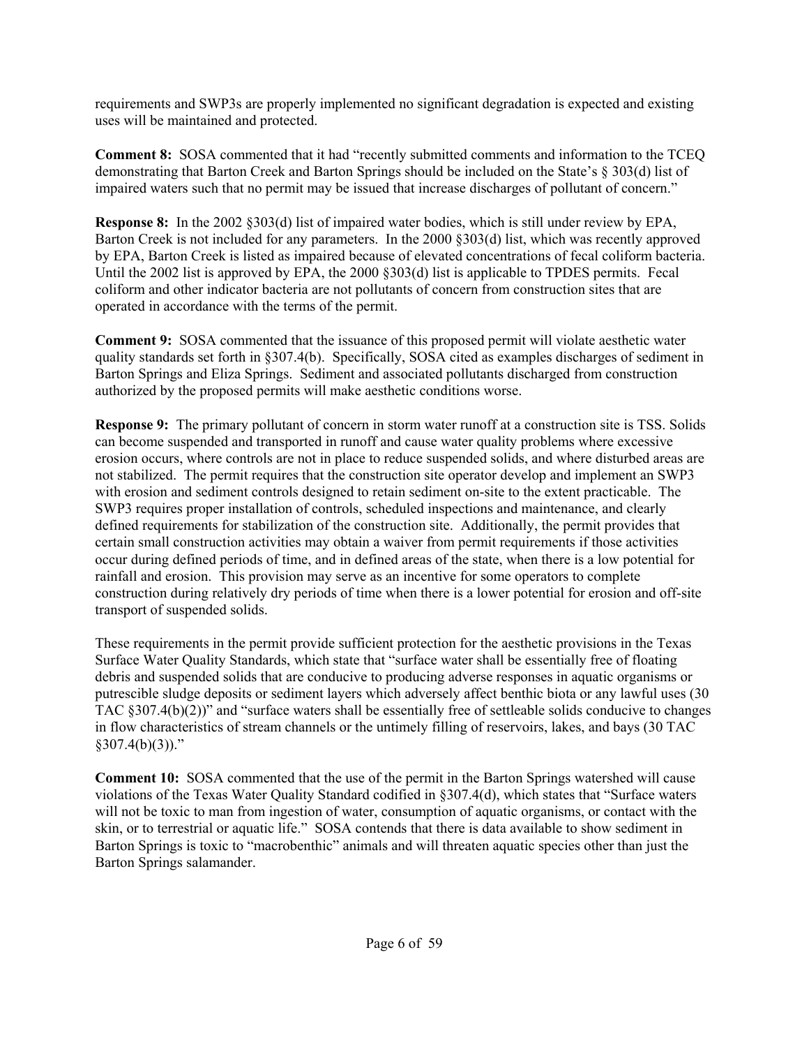requirements and SWP3s are properly implemented no significant degradation is expected and existing uses will be maintained and protected.

**Comment 8:** SOSA commented that it had "recently submitted comments and information to the TCEQ demonstrating that Barton Creek and Barton Springs should be included on the State's § 303(d) list of impaired waters such that no permit may be issued that increase discharges of pollutant of concern."

**Response 8:** In the 2002 §303(d) list of impaired water bodies, which is still under review by EPA, Barton Creek is not included for any parameters. In the 2000 §303(d) list, which was recently approved by EPA, Barton Creek is listed as impaired because of elevated concentrations of fecal coliform bacteria. Until the 2002 list is approved by EPA, the 2000 §303(d) list is applicable to TPDES permits. Fecal coliform and other indicator bacteria are not pollutants of concern from construction sites that are operated in accordance with the terms of the permit.

**Comment 9:** SOSA commented that the issuance of this proposed permit will violate aesthetic water quality standards set forth in §307.4(b). Specifically, SOSA cited as examples discharges of sediment in Barton Springs and Eliza Springs. Sediment and associated pollutants discharged from construction authorized by the proposed permits will make aesthetic conditions worse.

**Response 9:** The primary pollutant of concern in storm water runoff at a construction site is TSS. Solids can become suspended and transported in runoff and cause water quality problems where excessive erosion occurs, where controls are not in place to reduce suspended solids, and where disturbed areas are not stabilized. The permit requires that the construction site operator develop and implement an SWP3 with erosion and sediment controls designed to retain sediment on-site to the extent practicable. The SWP3 requires proper installation of controls, scheduled inspections and maintenance, and clearly defined requirements for stabilization of the construction site. Additionally, the permit provides that certain small construction activities may obtain a waiver from permit requirements if those activities occur during defined periods of time, and in defined areas of the state, when there is a low potential for rainfall and erosion. This provision may serve as an incentive for some operators to complete construction during relatively dry periods of time when there is a lower potential for erosion and off-site transport of suspended solids.

These requirements in the permit provide sufficient protection for the aesthetic provisions in the Texas Surface Water Quality Standards, which state that "surface water shall be essentially free of floating debris and suspended solids that are conducive to producing adverse responses in aquatic organisms or putrescible sludge deposits or sediment layers which adversely affect benthic biota or any lawful uses (30 TAC §307.4(b)(2))" and "surface waters shall be essentially free of settleable solids conducive to changes in flow characteristics of stream channels or the untimely filling of reservoirs, lakes, and bays (30 TAC §307.4(b)(3))."

**Comment 10:** SOSA commented that the use of the permit in the Barton Springs watershed will cause violations of the Texas Water Quality Standard codified in §307.4(d), which states that "Surface waters will not be toxic to man from ingestion of water, consumption of aquatic organisms, or contact with the skin, or to terrestrial or aquatic life." SOSA contends that there is data available to show sediment in Barton Springs is toxic to "macrobenthic" animals and will threaten aquatic species other than just the Barton Springs salamander.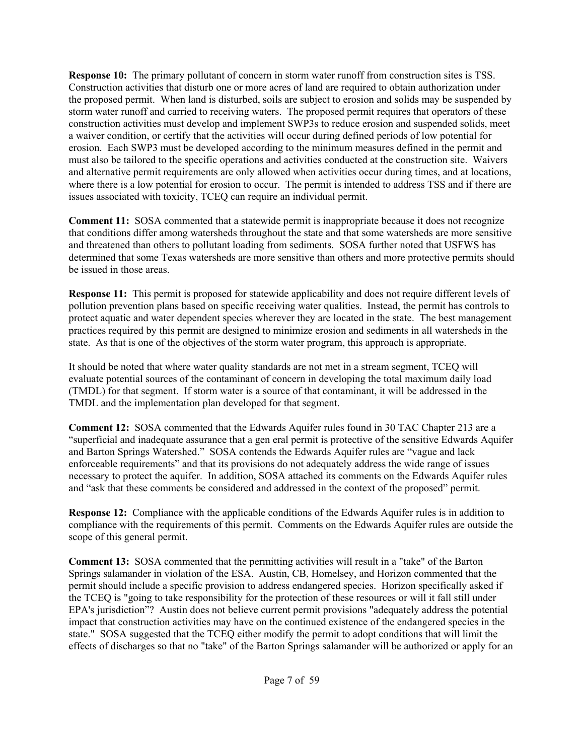**Response 10:** The primary pollutant of concern in storm water runoff from construction sites is TSS. Construction activities that disturb one or more acres of land are required to obtain authorization under the proposed permit. When land is disturbed, soils are subject to erosion and solids may be suspended by storm water runoff and carried to receiving waters. The proposed permit requires that operators of these construction activities must develop and implement SWP3s to reduce erosion and suspended solids, meet a waiver condition, or certify that the activities will occur during defined periods of low potential for erosion. Each SWP3 must be developed according to the minimum measures defined in the permit and must also be tailored to the specific operations and activities conducted at the construction site. Waivers and alternative permit requirements are only allowed when activities occur during times, and at locations, where there is a low potential for erosion to occur. The permit is intended to address TSS and if there are issues associated with toxicity, TCEQ can require an individual permit.

**Comment 11:** SOSA commented that a statewide permit is inappropriate because it does not recognize that conditions differ among watersheds throughout the state and that some watersheds are more sensitive and threatened than others to pollutant loading from sediments. SOSA further noted that USFWS has determined that some Texas watersheds are more sensitive than others and more protective permits should be issued in those areas.

**Response 11:** This permit is proposed for statewide applicability and does not require different levels of pollution prevention plans based on specific receiving water qualities. Instead, the permit has controls to protect aquatic and water dependent species wherever they are located in the state. The best management practices required by this permit are designed to minimize erosion and sediments in all watersheds in the state. As that is one of the objectives of the storm water program, this approach is appropriate.

It should be noted that where water quality standards are not met in a stream segment, TCEQ will evaluate potential sources of the contaminant of concern in developing the total maximum daily load (TMDL) for that segment. If storm water is a source of that contaminant, it will be addressed in the TMDL and the implementation plan developed for that segment.

**Comment 12:** SOSA commented that the Edwards Aquifer rules found in 30 TAC Chapter 213 are a "superficial and inadequate assurance that a gen eral permit is protective of the sensitive Edwards Aquifer and Barton Springs Watershed." SOSA contends the Edwards Aquifer rules are "vague and lack enforceable requirements" and that its provisions do not adequately address the wide range of issues necessary to protect the aquifer. In addition, SOSA attached its comments on the Edwards Aquifer rules and "ask that these comments be considered and addressed in the context of the proposed" permit.

**Response 12:** Compliance with the applicable conditions of the Edwards Aquifer rules is in addition to compliance with the requirements of this permit. Comments on the Edwards Aquifer rules are outside the scope of this general permit.

**Comment 13:** SOSA commented that the permitting activities will result in a "take" of the Barton Springs salamander in violation of the ESA. Austin, CB, Homelsey, and Horizon commented that the permit should include a specific provision to address endangered species. Horizon specifically asked if the TCEQ is "going to take responsibility for the protection of these resources or will it fall still under EPA's jurisdiction"? Austin does not believe current permit provisions "adequately address the potential impact that construction activities may have on the continued existence of the endangered species in the state." SOSA suggested that the TCEQ either modify the permit to adopt conditions that will limit the effects of discharges so that no "take" of the Barton Springs salamander will be authorized or apply for an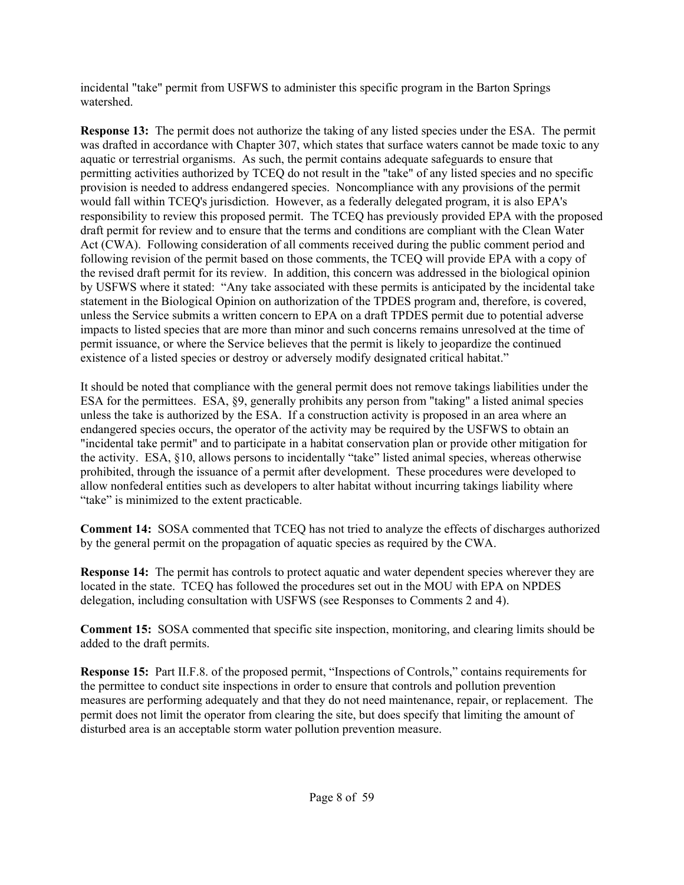incidental "take" permit from USFWS to administer this specific program in the Barton Springs watershed.

**Response 13:** The permit does not authorize the taking of any listed species under the ESA. The permit was drafted in accordance with Chapter 307, which states that surface waters cannot be made toxic to any aquatic or terrestrial organisms. As such, the permit contains adequate safeguards to ensure that permitting activities authorized by TCEQ do not result in the "take" of any listed species and no specific provision is needed to address endangered species. Noncompliance with any provisions of the permit would fall within TCEQ's jurisdiction. However, as a federally delegated program, it is also EPA's responsibility to review this proposed permit. The TCEQ has previously provided EPA with the proposed draft permit for review and to ensure that the terms and conditions are compliant with the Clean Water Act (CWA). Following consideration of all comments received during the public comment period and following revision of the permit based on those comments, the TCEQ will provide EPA with a copy of the revised draft permit for its review. In addition, this concern was addressed in the biological opinion by USFWS where it stated: "Any take associated with these permits is anticipated by the incidental take statement in the Biological Opinion on authorization of the TPDES program and, therefore, is covered, unless the Service submits a written concern to EPA on a draft TPDES permit due to potential adverse impacts to listed species that are more than minor and such concerns remains unresolved at the time of permit issuance, or where the Service believes that the permit is likely to jeopardize the continued existence of a listed species or destroy or adversely modify designated critical habitat."

It should be noted that compliance with the general permit does not remove takings liabilities under the ESA for the permittees. ESA, §9, generally prohibits any person from "taking" a listed animal species unless the take is authorized by the ESA. If a construction activity is proposed in an area where an endangered species occurs, the operator of the activity may be required by the USFWS to obtain an "incidental take permit" and to participate in a habitat conservation plan or provide other mitigation for the activity. ESA, §10, allows persons to incidentally "take" listed animal species, whereas otherwise prohibited, through the issuance of a permit after development. These procedures were developed to allow nonfederal entities such as developers to alter habitat without incurring takings liability where "take" is minimized to the extent practicable.

**Comment 14:** SOSA commented that TCEQ has not tried to analyze the effects of discharges authorized by the general permit on the propagation of aquatic species as required by the CWA.

**Response 14:** The permit has controls to protect aquatic and water dependent species wherever they are located in the state. TCEQ has followed the procedures set out in the MOU with EPA on NPDES delegation, including consultation with USFWS (see Responses to Comments 2 and 4).

**Comment 15:** SOSA commented that specific site inspection, monitoring, and clearing limits should be added to the draft permits.

**Response 15:** Part II.F.8. of the proposed permit, "Inspections of Controls," contains requirements for the permittee to conduct site inspections in order to ensure that controls and pollution prevention measures are performing adequately and that they do not need maintenance, repair, or replacement. The permit does not limit the operator from clearing the site, but does specify that limiting the amount of disturbed area is an acceptable storm water pollution prevention measure.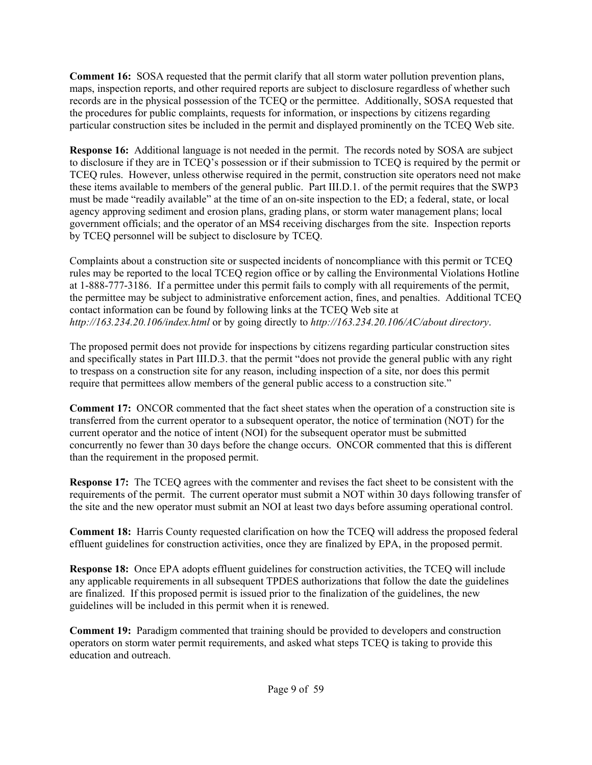**Comment 16:** SOSA requested that the permit clarify that all storm water pollution prevention plans, maps, inspection reports, and other required reports are subject to disclosure regardless of whether such records are in the physical possession of the TCEQ or the permittee. Additionally, SOSA requested that the procedures for public complaints, requests for information, or inspections by citizens regarding particular construction sites be included in the permit and displayed prominently on the TCEQ Web site.

**Response 16:** Additional language is not needed in the permit. The records noted by SOSA are subject to disclosure if they are in TCEQ's possession or if their submission to TCEQ is required by the permit or TCEQ rules. However, unless otherwise required in the permit, construction site operators need not make these items available to members of the general public. Part III.D.1. of the permit requires that the SWP3 must be made "readily available" at the time of an on-site inspection to the ED; a federal, state, or local agency approving sediment and erosion plans, grading plans, or storm water management plans; local government officials; and the operator of an MS4 receiving discharges from the site. Inspection reports by TCEQ personnel will be subject to disclosure by TCEQ.

Complaints about a construction site or suspected incidents of noncompliance with this permit or TCEQ rules may be reported to the local TCEQ region office or by calling the Environmental Violations Hotline at 1-888-777-3186. If a permittee under this permit fails to comply with all requirements of the permit, the permittee may be subject to administrative enforcement action, fines, and penalties. Additional TCEQ contact information can be found by following links at the TCEQ Web site at *http://163.234.20.106/index.html* or by going directly to *http://163.234.20.106/AC/about directory*.

The proposed permit does not provide for inspections by citizens regarding particular construction sites and specifically states in Part III.D.3. that the permit "does not provide the general public with any right to trespass on a construction site for any reason, including inspection of a site, nor does this permit require that permittees allow members of the general public access to a construction site."

**Comment 17:** ONCOR commented that the fact sheet states when the operation of a construction site is transferred from the current operator to a subsequent operator, the notice of termination (NOT) for the current operator and the notice of intent (NOI) for the subsequent operator must be submitted concurrently no fewer than 30 days before the change occurs. ONCOR commented that this is different than the requirement in the proposed permit.

**Response 17:** The TCEQ agrees with the commenter and revises the fact sheet to be consistent with the requirements of the permit. The current operator must submit a NOT within 30 days following transfer of the site and the new operator must submit an NOI at least two days before assuming operational control.

**Comment 18:** Harris County requested clarification on how the TCEQ will address the proposed federal effluent guidelines for construction activities, once they are finalized by EPA, in the proposed permit.

**Response 18:** Once EPA adopts effluent guidelines for construction activities, the TCEQ will include any applicable requirements in all subsequent TPDES authorizations that follow the date the guidelines are finalized. If this proposed permit is issued prior to the finalization of the guidelines, the new guidelines will be included in this permit when it is renewed.

**Comment 19:** Paradigm commented that training should be provided to developers and construction operators on storm water permit requirements, and asked what steps TCEQ is taking to provide this education and outreach.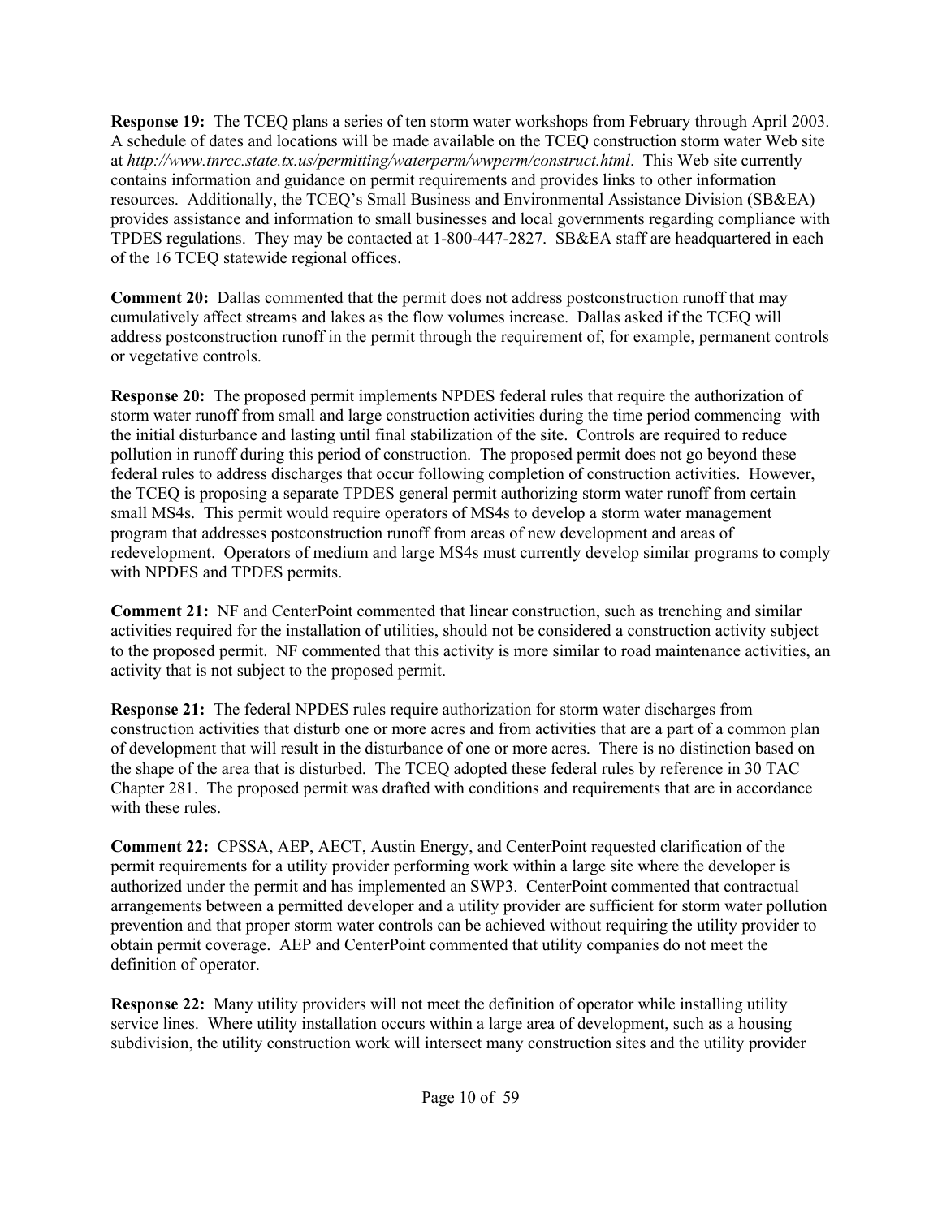**Response 19:** The TCEQ plans a series of ten storm water workshops from February through April 2003. A schedule of dates and locations will be made available on the TCEQ construction storm water Web site at *http://www.tnrcc.state.tx.us/permitting/waterperm/wwperm/construct.html*. This Web site currently contains information and guidance on permit requirements and provides links to other information resources. Additionally, the TCEQ's Small Business and Environmental Assistance Division (SB&EA) provides assistance and information to small businesses and local governments regarding compliance with TPDES regulations. They may be contacted at 1-800-447-2827. SB&EA staff are headquartered in each of the 16 TCEQ statewide regional offices.

**Comment 20:** Dallas commented that the permit does not address postconstruction runoff that may cumulatively affect streams and lakes as the flow volumes increase. Dallas asked if the TCEQ will address postconstruction runoff in the permit through the requirement of, for example, permanent controls or vegetative controls.

**Response 20:** The proposed permit implements NPDES federal rules that require the authorization of storm water runoff from small and large construction activities during the time period commencing with the initial disturbance and lasting until final stabilization of the site. Controls are required to reduce pollution in runoff during this period of construction. The proposed permit does not go beyond these federal rules to address discharges that occur following completion of construction activities. However, the TCEQ is proposing a separate TPDES general permit authorizing storm water runoff from certain small MS4s. This permit would require operators of MS4s to develop a storm water management program that addresses postconstruction runoff from areas of new development and areas of redevelopment. Operators of medium and large MS4s must currently develop similar programs to comply with NPDES and TPDES permits.

**Comment 21:** NF and CenterPoint commented that linear construction, such as trenching and similar activities required for the installation of utilities, should not be considered a construction activity subject to the proposed permit. NF commented that this activity is more similar to road maintenance activities, an activity that is not subject to the proposed permit.

**Response 21:** The federal NPDES rules require authorization for storm water discharges from construction activities that disturb one or more acres and from activities that are a part of a common plan of development that will result in the disturbance of one or more acres. There is no distinction based on the shape of the area that is disturbed. The TCEQ adopted these federal rules by reference in 30 TAC Chapter 281. The proposed permit was drafted with conditions and requirements that are in accordance with these rules.

**Comment 22:** CPSSA, AEP, AECT, Austin Energy, and CenterPoint requested clarification of the permit requirements for a utility provider performing work within a large site where the developer is authorized under the permit and has implemented an SWP3. CenterPoint commented that contractual arrangements between a permitted developer and a utility provider are sufficient for storm water pollution prevention and that proper storm water controls can be achieved without requiring the utility provider to obtain permit coverage. AEP and CenterPoint commented that utility companies do not meet the definition of operator.

**Response 22:** Many utility providers will not meet the definition of operator while installing utility service lines. Where utility installation occurs within a large area of development, such as a housing subdivision, the utility construction work will intersect many construction sites and the utility provider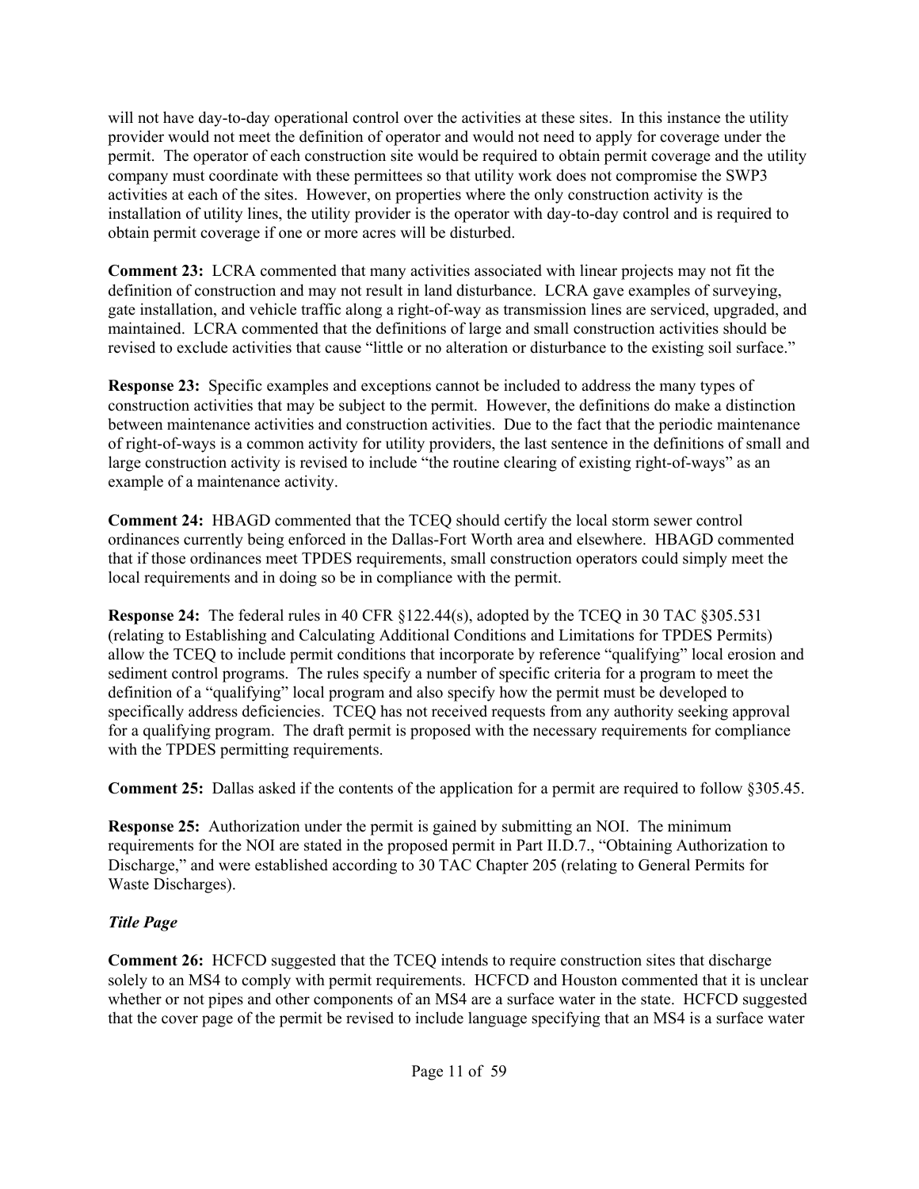will not have day-to-day operational control over the activities at these sites. In this instance the utility provider would not meet the definition of operator and would not need to apply for coverage under the permit. The operator of each construction site would be required to obtain permit coverage and the utility company must coordinate with these permittees so that utility work does not compromise the SWP3 activities at each of the sites. However, on properties where the only construction activity is the installation of utility lines, the utility provider is the operator with day-to-day control and is required to obtain permit coverage if one or more acres will be disturbed.

**Comment 23:** LCRA commented that many activities associated with linear projects may not fit the definition of construction and may not result in land disturbance. LCRA gave examples of surveying, gate installation, and vehicle traffic along a right-of-way as transmission lines are serviced, upgraded, and maintained. LCRA commented that the definitions of large and small construction activities should be revised to exclude activities that cause "little or no alteration or disturbance to the existing soil surface."

**Response 23:** Specific examples and exceptions cannot be included to address the many types of construction activities that may be subject to the permit. However, the definitions do make a distinction between maintenance activities and construction activities. Due to the fact that the periodic maintenance of right-of-ways is a common activity for utility providers, the last sentence in the definitions of small and large construction activity is revised to include "the routine clearing of existing right-of-ways" as an example of a maintenance activity.

**Comment 24:** HBAGD commented that the TCEQ should certify the local storm sewer control ordinances currently being enforced in the Dallas-Fort Worth area and elsewhere. HBAGD commented that if those ordinances meet TPDES requirements, small construction operators could simply meet the local requirements and in doing so be in compliance with the permit.

**Response 24:** The federal rules in 40 CFR §122.44(s), adopted by the TCEQ in 30 TAC §305.531 (relating to Establishing and Calculating Additional Conditions and Limitations for TPDES Permits) allow the TCEQ to include permit conditions that incorporate by reference "qualifying" local erosion and sediment control programs. The rules specify a number of specific criteria for a program to meet the definition of a "qualifying" local program and also specify how the permit must be developed to specifically address deficiencies. TCEQ has not received requests from any authority seeking approval for a qualifying program. The draft permit is proposed with the necessary requirements for compliance with the TPDES permitting requirements.

**Comment 25:** Dallas asked if the contents of the application for a permit are required to follow §305.45.

**Response 25:** Authorization under the permit is gained by submitting an NOI. The minimum requirements for the NOI are stated in the proposed permit in Part II.D.7., "Obtaining Authorization to Discharge," and were established according to 30 TAC Chapter 205 (relating to General Permits for Waste Discharges).

***Title Page***

**Comment 26:** HCFCD suggested that the TCEQ intends to require construction sites that discharge solely to an MS4 to comply with permit requirements. HCFCD and Houston commented that it is unclear whether or not pipes and other components of an MS4 are a surface water in the state. HCFCD suggested that the cover page of the permit be revised to include language specifying that an MS4 is a surface water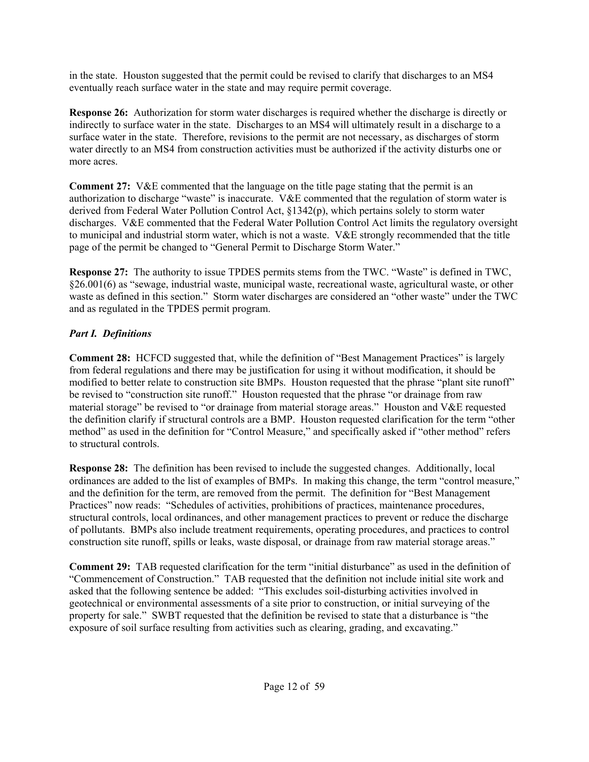in the state. Houston suggested that the permit could be revised to clarify that discharges to an MS4 eventually reach surface water in the state and may require permit coverage.

**Response 26:** Authorization for storm water discharges is required whether the discharge is directly or indirectly to surface water in the state. Discharges to an MS4 will ultimately result in a discharge to a surface water in the state. Therefore, revisions to the permit are not necessary, as discharges of storm water directly to an MS4 from construction activities must be authorized if the activity disturbs one or more acres.

**Comment 27:** V&E commented that the language on the title page stating that the permit is an authorization to discharge "waste" is inaccurate. V&E commented that the regulation of storm water is derived from Federal Water Pollution Control Act, §1342(p), which pertains solely to storm water discharges. V&E commented that the Federal Water Pollution Control Act limits the regulatory oversight to municipal and industrial storm water, which is not a waste. V&E strongly recommended that the title page of the permit be changed to "General Permit to Discharge Storm Water."

**Response 27:** The authority to issue TPDES permits stems from the TWC. "Waste" is defined in TWC, §26.001(6) as "sewage, industrial waste, municipal waste, recreational waste, agricultural waste, or other waste as defined in this section." Storm water discharges are considered an "other waste" under the TWC and as regulated in the TPDES permit program.

### *Part I. Definitions*

**Comment 28:** HCFCD suggested that, while the definition of "Best Management Practices" is largely from federal regulations and there may be justification for using it without modification, it should be modified to better relate to construction site BMPs. Houston requested that the phrase "plant site runoff" be revised to "construction site runoff." Houston requested that the phrase "or drainage from raw material storage" be revised to "or drainage from material storage areas." Houston and V&E requested the definition clarify if structural controls are a BMP. Houston requested clarification for the term "other method" as used in the definition for "Control Measure," and specifically asked if "other method" refers to structural controls.

**Response 28:** The definition has been revised to include the suggested changes. Additionally, local ordinances are added to the list of examples of BMPs. In making this change, the term "control measure," and the definition for the term, are removed from the permit. The definition for "Best Management Practices" now reads: "Schedules of activities, prohibitions of practices, maintenance procedures, structural controls, local ordinances, and other management practices to prevent or reduce the discharge of pollutants. BMPs also include treatment requirements, operating procedures, and practices to control construction site runoff, spills or leaks, waste disposal, or drainage from raw material storage areas."

**Comment 29:** TAB requested clarification for the term "initial disturbance" as used in the definition of "Commencement of Construction." TAB requested that the definition not include initial site work and asked that the following sentence be added: "This excludes soil-disturbing activities involved in geotechnical or environmental assessments of a site prior to construction, or initial surveying of the property for sale." SWBT requested that the definition be revised to state that a disturbance is "the exposure of soil surface resulting from activities such as clearing, grading, and excavating."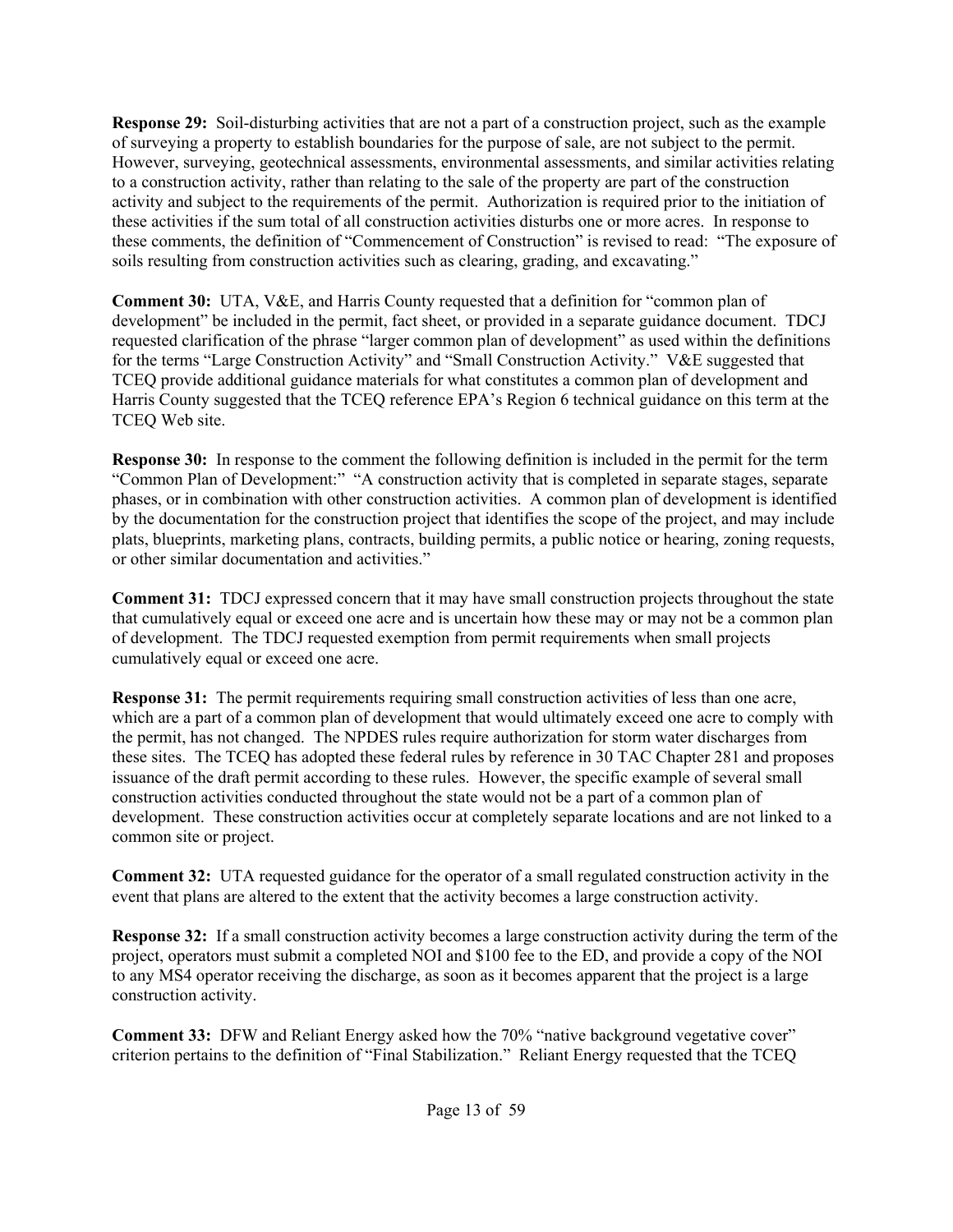**Response 29:** Soil-disturbing activities that are not a part of a construction project, such as the example of surveying a property to establish boundaries for the purpose of sale, are not subject to the permit. However, surveying, geotechnical assessments, environmental assessments, and similar activities relating to a construction activity, rather than relating to the sale of the property are part of the construction activity and subject to the requirements of the permit. Authorization is required prior to the initiation of these activities if the sum total of all construction activities disturbs one or more acres. In response to these comments, the definition of "Commencement of Construction" is revised to read: "The exposure of soils resulting from construction activities such as clearing, grading, and excavating."

**Comment 30:** UTA, V&E, and Harris County requested that a definition for "common plan of development" be included in the permit, fact sheet, or provided in a separate guidance document. TDCJ requested clarification of the phrase "larger common plan of development" as used within the definitions for the terms "Large Construction Activity" and "Small Construction Activity." V&E suggested that TCEQ provide additional guidance materials for what constitutes a common plan of development and Harris County suggested that the TCEQ reference EPA's Region 6 technical guidance on this term at the TCEQ Web site.

**Response 30:** In response to the comment the following definition is included in the permit for the term "Common Plan of Development:" "A construction activity that is completed in separate stages, separate phases, or in combination with other construction activities. A common plan of development is identified by the documentation for the construction project that identifies the scope of the project, and may include plats, blueprints, marketing plans, contracts, building permits, a public notice or hearing, zoning requests, or other similar documentation and activities."

**Comment 31:** TDCJ expressed concern that it may have small construction projects throughout the state that cumulatively equal or exceed one acre and is uncertain how these may or may not be a common plan of development. The TDCJ requested exemption from permit requirements when small projects cumulatively equal or exceed one acre.

**Response 31:** The permit requirements requiring small construction activities of less than one acre, which are a part of a common plan of development that would ultimately exceed one acre to comply with the permit, has not changed. The NPDES rules require authorization for storm water discharges from these sites. The TCEQ has adopted these federal rules by reference in 30 TAC Chapter 281 and proposes issuance of the draft permit according to these rules. However, the specific example of several small construction activities conducted throughout the state would not be a part of a common plan of development. These construction activities occur at completely separate locations and are not linked to a common site or project.

**Comment 32:** UTA requested guidance for the operator of a small regulated construction activity in the event that plans are altered to the extent that the activity becomes a large construction activity.

**Response 32:** If a small construction activity becomes a large construction activity during the term of the project, operators must submit a completed NOI and $100 fee to the ED, and provide a copy of the NOI to any MS4 operator receiving the discharge, as soon as it becomes apparent that the project is a large construction activity.

**Comment 33:** DFW and Reliant Energy asked how the 70% "native background vegetative cover" criterion pertains to the definition of "Final Stabilization." Reliant Energy requested that the TCEQ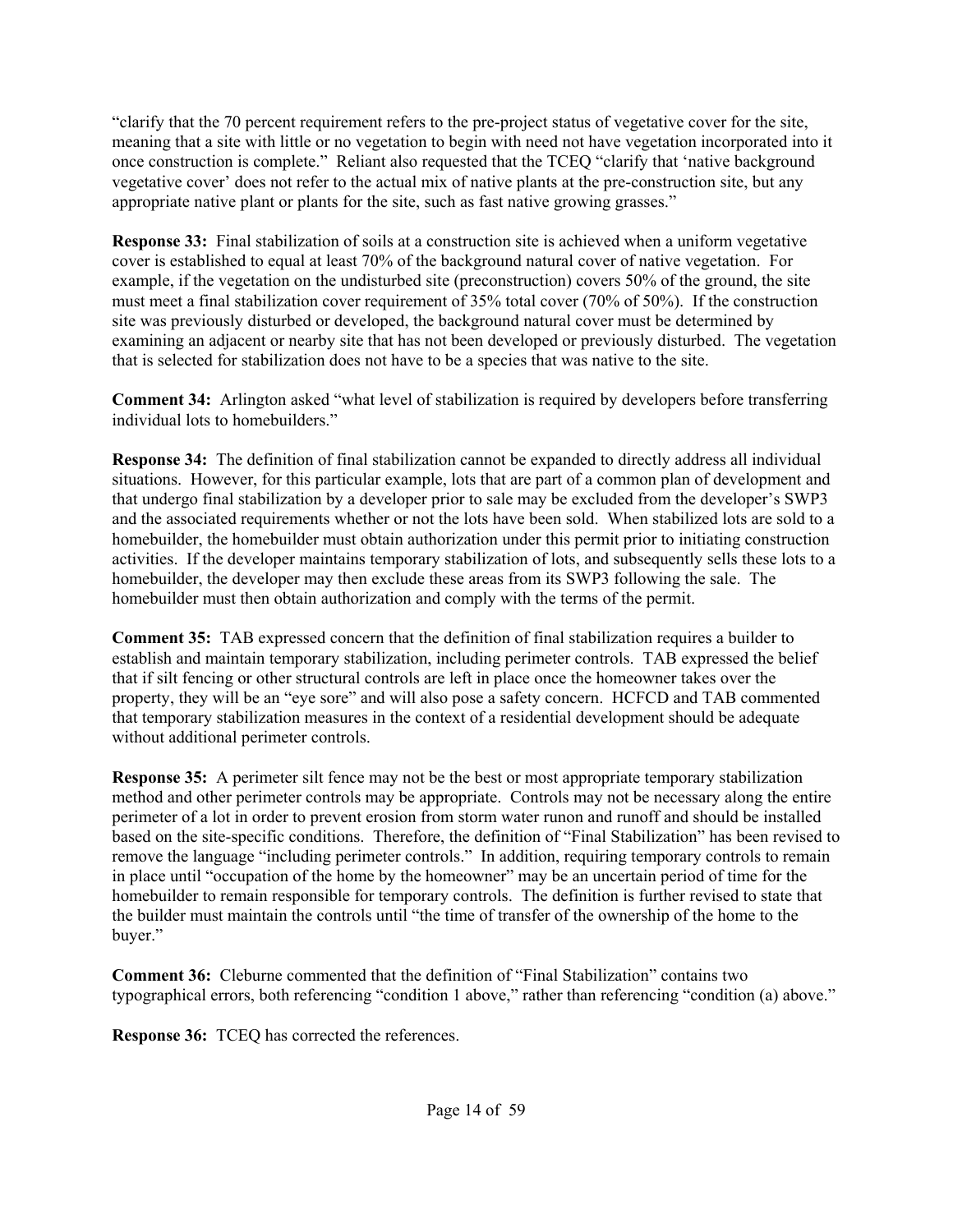"clarify that the 70 percent requirement refers to the pre-project status of vegetative cover for the site, meaning that a site with little or no vegetation to begin with need not have vegetation incorporated into it once construction is complete." Reliant also requested that the TCEQ "clarify that 'native background vegetative cover' does not refer to the actual mix of native plants at the pre-construction site, but any appropriate native plant or plants for the site, such as fast native growing grasses."

**Response 33:** Final stabilization of soils at a construction site is achieved when a uniform vegetative cover is established to equal at least 70% of the background natural cover of native vegetation. For example, if the vegetation on the undisturbed site (preconstruction) covers 50% of the ground, the site must meet a final stabilization cover requirement of 35% total cover (70% of 50%). If the construction site was previously disturbed or developed, the background natural cover must be determined by examining an adjacent or nearby site that has not been developed or previously disturbed. The vegetation that is selected for stabilization does not have to be a species that was native to the site.

**Comment 34:** Arlington asked "what level of stabilization is required by developers before transferring individual lots to homebuilders."

**Response 34:** The definition of final stabilization cannot be expanded to directly address all individual situations. However, for this particular example, lots that are part of a common plan of development and that undergo final stabilization by a developer prior to sale may be excluded from the developer's SWP3 and the associated requirements whether or not the lots have been sold. When stabilized lots are sold to a homebuilder, the homebuilder must obtain authorization under this permit prior to initiating construction activities. If the developer maintains temporary stabilization of lots, and subsequently sells these lots to a homebuilder, the developer may then exclude these areas from its SWP3 following the sale. The homebuilder must then obtain authorization and comply with the terms of the permit.

**Comment 35:** TAB expressed concern that the definition of final stabilization requires a builder to establish and maintain temporary stabilization, including perimeter controls. TAB expressed the belief that if silt fencing or other structural controls are left in place once the homeowner takes over the property, they will be an "eye sore" and will also pose a safety concern. HCFCD and TAB commented that temporary stabilization measures in the context of a residential development should be adequate without additional perimeter controls.

**Response 35:** A perimeter silt fence may not be the best or most appropriate temporary stabilization method and other perimeter controls may be appropriate. Controls may not be necessary along the entire perimeter of a lot in order to prevent erosion from storm water runon and runoff and should be installed based on the site-specific conditions. Therefore, the definition of "Final Stabilization" has been revised to remove the language "including perimeter controls." In addition, requiring temporary controls to remain in place until "occupation of the home by the homeowner" may be an uncertain period of time for the homebuilder to remain responsible for temporary controls. The definition is further revised to state that the builder must maintain the controls until "the time of transfer of the ownership of the home to the buyer."

**Comment 36:** Cleburne commented that the definition of "Final Stabilization" contains two typographical errors, both referencing "condition 1 above," rather than referencing "condition (a) above."

**Response 36:** TCEQ has corrected the references.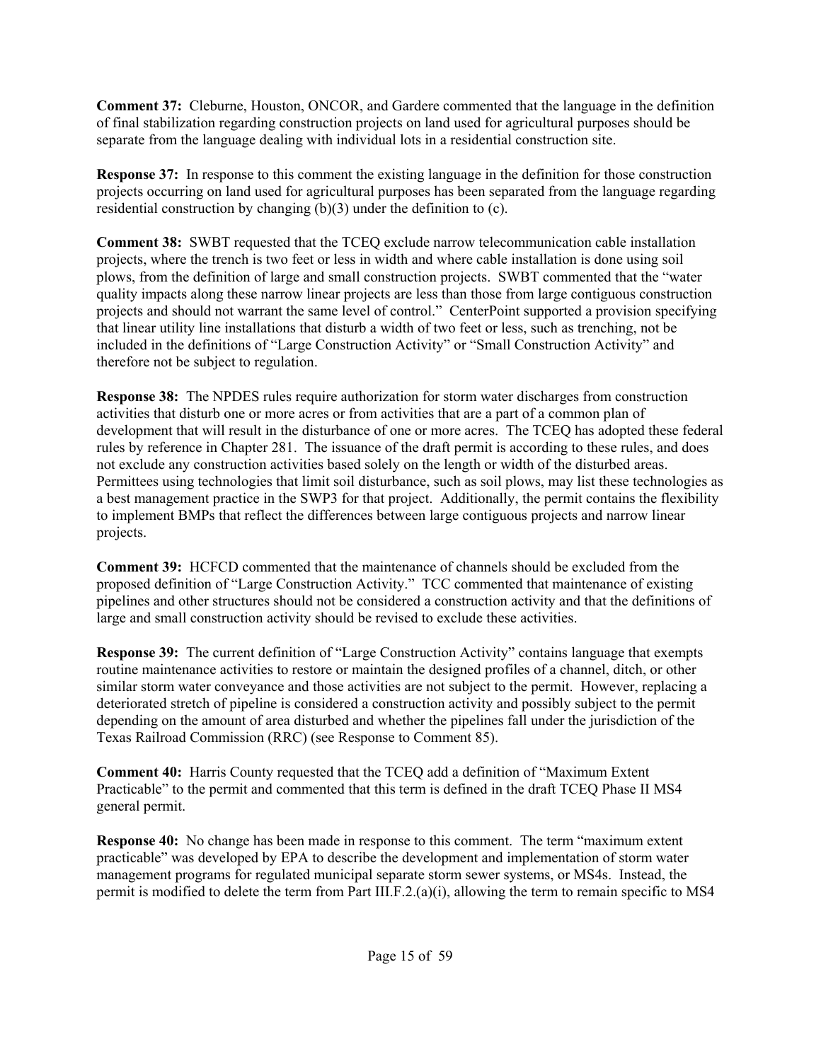**Comment 37:** Cleburne, Houston, ONCOR, and Gardere commented that the language in the definition of final stabilization regarding construction projects on land used for agricultural purposes should be separate from the language dealing with individual lots in a residential construction site.

**Response 37:** In response to this comment the existing language in the definition for those construction projects occurring on land used for agricultural purposes has been separated from the language regarding residential construction by changing (b)(3) under the definition to (c).

**Comment 38:** SWBT requested that the TCEQ exclude narrow telecommunication cable installation projects, where the trench is two feet or less in width and where cable installation is done using soil plows, from the definition of large and small construction projects. SWBT commented that the "water quality impacts along these narrow linear projects are less than those from large contiguous construction projects and should not warrant the same level of control." CenterPoint supported a provision specifying that linear utility line installations that disturb a width of two feet or less, such as trenching, not be included in the definitions of "Large Construction Activity" or "Small Construction Activity" and therefore not be subject to regulation.

**Response 38:** The NPDES rules require authorization for storm water discharges from construction activities that disturb one or more acres or from activities that are a part of a common plan of development that will result in the disturbance of one or more acres. The TCEQ has adopted these federal rules by reference in Chapter 281. The issuance of the draft permit is according to these rules, and does not exclude any construction activities based solely on the length or width of the disturbed areas. Permittees using technologies that limit soil disturbance, such as soil plows, may list these technologies as a best management practice in the SWP3 for that project. Additionally, the permit contains the flexibility to implement BMPs that reflect the differences between large contiguous projects and narrow linear projects.

**Comment 39:** HCFCD commented that the maintenance of channels should be excluded from the proposed definition of "Large Construction Activity." TCC commented that maintenance of existing pipelines and other structures should not be considered a construction activity and that the definitions of large and small construction activity should be revised to exclude these activities.

**Response 39:** The current definition of "Large Construction Activity" contains language that exempts routine maintenance activities to restore or maintain the designed profiles of a channel, ditch, or other similar storm water conveyance and those activities are not subject to the permit. However, replacing a deteriorated stretch of pipeline is considered a construction activity and possibly subject to the permit depending on the amount of area disturbed and whether the pipelines fall under the jurisdiction of the Texas Railroad Commission (RRC) (see Response to Comment 85).

**Comment 40:** Harris County requested that the TCEQ add a definition of "Maximum Extent Practicable" to the permit and commented that this term is defined in the draft TCEQ Phase II MS4 general permit.

**Response 40:** No change has been made in response to this comment. The term "maximum extent practicable" was developed by EPA to describe the development and implementation of storm water management programs for regulated municipal separate storm sewer systems, or MS4s. Instead, the permit is modified to delete the term from Part III.F.2.(a)(i), allowing the term to remain specific to MS4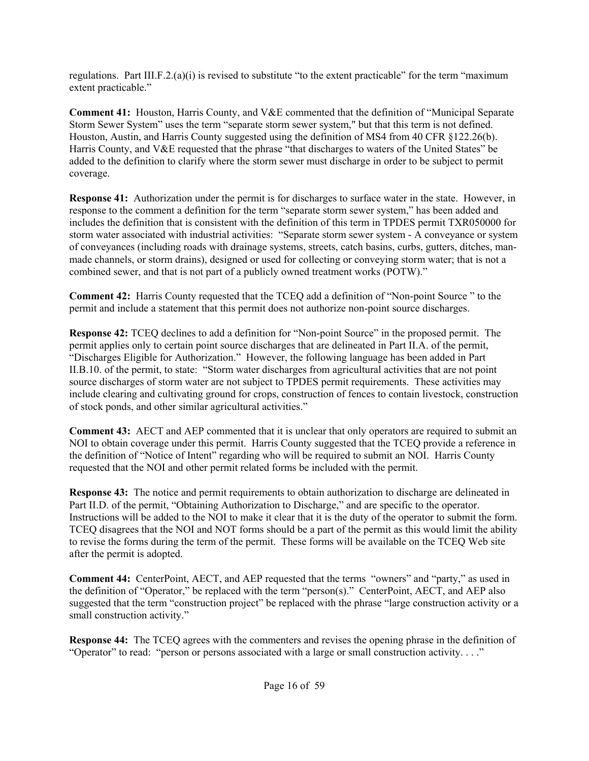regulations. Part III.F.2.(a)(i) is revised to substitute "to the extent practicable" for the term "maximum extent practicable."

**Comment 41:** Houston, Harris County, and V&E commented that the definition of "Municipal Separate Storm Sewer System" uses the term "separate storm sewer system," but that this term is not defined. Houston, Austin, and Harris County suggested using the definition of MS4 from 40 CFR §122.26(b). Harris County, and V&E requested that the phrase "that discharges to waters of the United States" be added to the definition to clarify where the storm sewer must discharge in order to be subject to permit coverage.

**Response 41:** Authorization under the permit is for discharges to surface water in the state. However, in response to the comment a definition for the term "separate storm sewer system," has been added and includes the definition that is consistent with the definition of this term in TPDES permit TXR050000 for storm water associated with industrial activities: "Separate storm sewer system - A conveyance or system of conveyances (including roads with drainage systems, streets, catch basins, curbs, gutters, ditches, man-made channels, or storm drains), designed or used for collecting or conveying storm water; that is not a combined sewer, and that is not part of a publicly owned treatment works (POTW)."

**Comment 42:** Harris County requested that the TCEQ add a definition of "Non-point Source " to the permit and include a statement that this permit does not authorize non-point source discharges.

**Response 42:** TCEQ declines to add a definition for "Non-point Source" in the proposed permit. The permit applies only to certain point source discharges that are delineated in Part II.A. of the permit, "Discharges Eligible for Authorization." However, the following language has been added in Part II.B.10. of the permit, to state: "Storm water discharges from agricultural activities that are not point source discharges of storm water are not subject to TPDES permit requirements. These activities may include clearing and cultivating ground for crops, construction of fences to contain livestock, construction of stock ponds, and other similar agricultural activities."

**Comment 43:** AECT and AEP commented that it is unclear that only operators are required to submit an NOI to obtain coverage under this permit. Harris County suggested that the TCEQ provide a reference in the definition of "Notice of Intent" regarding who will be required to submit an NOI. Harris County requested that the NOI and other permit related forms be included with the permit.

**Response 43:** The notice and permit requirements to obtain authorization to discharge are delineated in Part II.D. of the permit, "Obtaining Authorization to Discharge," and are specific to the operator. Instructions will be added to the NOI to make it clear that it is the duty of the operator to submit the form. TCEQ disagrees that the NOI and NOT forms should be a part of the permit as this would limit the ability to revise the forms during the term of the permit. These forms will be available on the TCEQ Web site after the permit is adopted.

**Comment 44:** CenterPoint, AECT, and AEP requested that the terms "owners" and "party," as used in the definition of "Operator," be replaced with the term "person(s)." CenterPoint, AECT, and AEP also suggested that the term "construction project" be replaced with the phrase "large construction activity or a small construction activity."

**Response 44:** The TCEQ agrees with the commenters and revises the opening phrase in the definition of "Operator" to read: "person or persons associated with a large or small construction activity. . . ."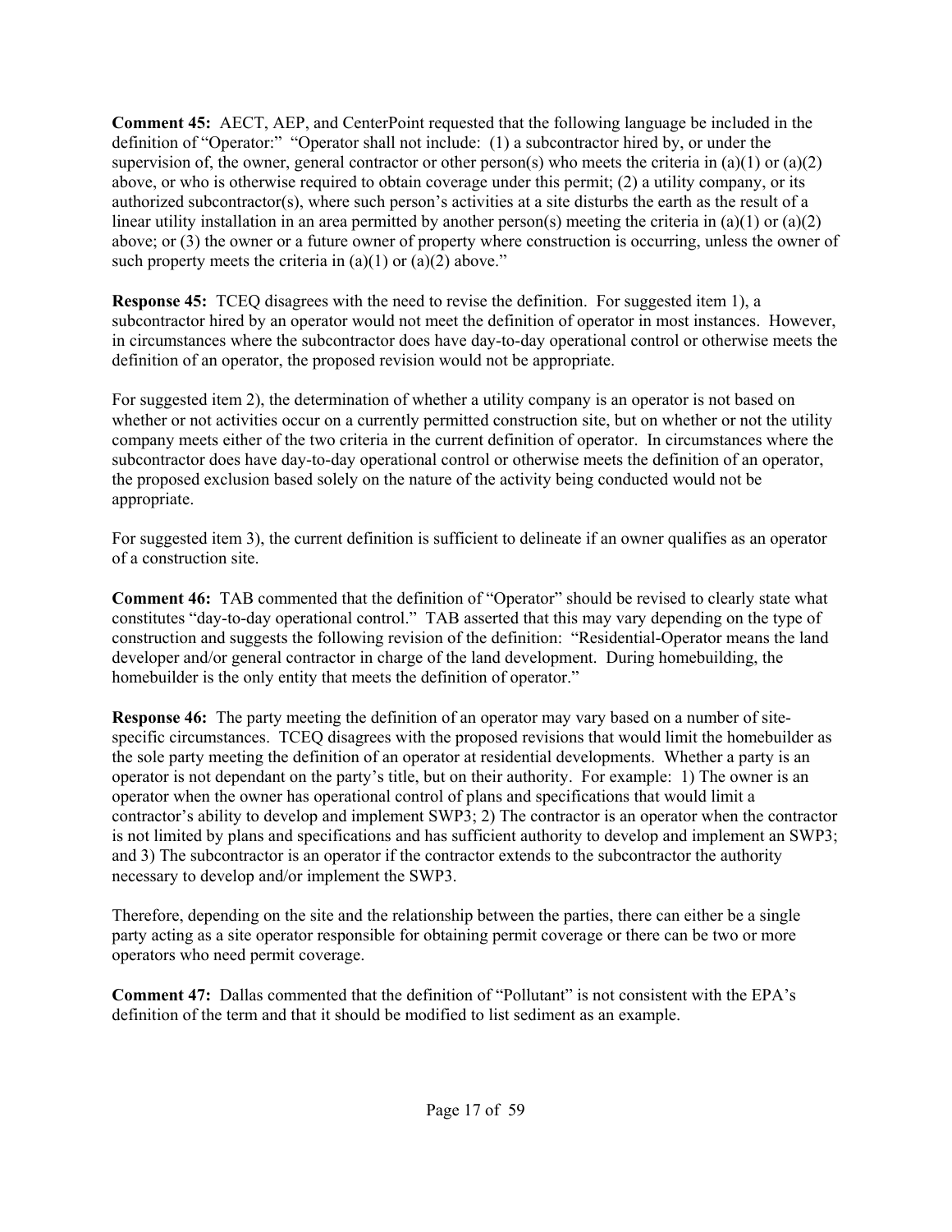**Comment 45:** AECT, AEP, and CenterPoint requested that the following language be included in the definition of "Operator:" "Operator shall not include: (1) a subcontractor hired by, or under the supervision of, the owner, general contractor or other person(s) who meets the criteria in (a)(1) or (a)(2) above, or who is otherwise required to obtain coverage under this permit; (2) a utility company, or its authorized subcontractor(s), where such person's activities at a site disturbs the earth as the result of a linear utility installation in an area permitted by another person(s) meeting the criteria in (a)(1) or (a)(2) above; or (3) the owner or a future owner of property where construction is occurring, unless the owner of such property meets the criteria in (a)(1) or (a)(2) above."

**Response 45:** TCEQ disagrees with the need to revise the definition. For suggested item 1), a subcontractor hired by an operator would not meet the definition of operator in most instances. However, in circumstances where the subcontractor does have day-to-day operational control or otherwise meets the definition of an operator, the proposed revision would not be appropriate.

For suggested item 2), the determination of whether a utility company is an operator is not based on whether or not activities occur on a currently permitted construction site, but on whether or not the utility company meets either of the two criteria in the current definition of operator. In circumstances where the subcontractor does have day-to-day operational control or otherwise meets the definition of an operator, the proposed exclusion based solely on the nature of the activity being conducted would not be appropriate.

For suggested item 3), the current definition is sufficient to delineate if an owner qualifies as an operator of a construction site.

**Comment 46:** TAB commented that the definition of "Operator" should be revised to clearly state what constitutes "day-to-day operational control." TAB asserted that this may vary depending on the type of construction and suggests the following revision of the definition: "Residential-Operator means the land developer and/or general contractor in charge of the land development. During homebuilding, the homebuilder is the only entity that meets the definition of operator."

**Response 46:** The party meeting the definition of an operator may vary based on a number of site-specific circumstances. TCEQ disagrees with the proposed revisions that would limit the homebuilder as the sole party meeting the definition of an operator at residential developments. Whether a party is an operator is not dependant on the party's title, but on their authority. For example: 1) The owner is an operator when the owner has operational control of plans and specifications that would limit a contractor's ability to develop and implement SWP3; 2) The contractor is an operator when the contractor is not limited by plans and specifications and has sufficient authority to develop and implement an SWP3; and 3) The subcontractor is an operator if the contractor extends to the subcontractor the authority necessary to develop and/or implement the SWP3.

Therefore, depending on the site and the relationship between the parties, there can either be a single party acting as a site operator responsible for obtaining permit coverage or there can be two or more operators who need permit coverage.

**Comment 47:** Dallas commented that the definition of "Pollutant" is not consistent with the EPA's definition of the term and that it should be modified to list sediment as an example.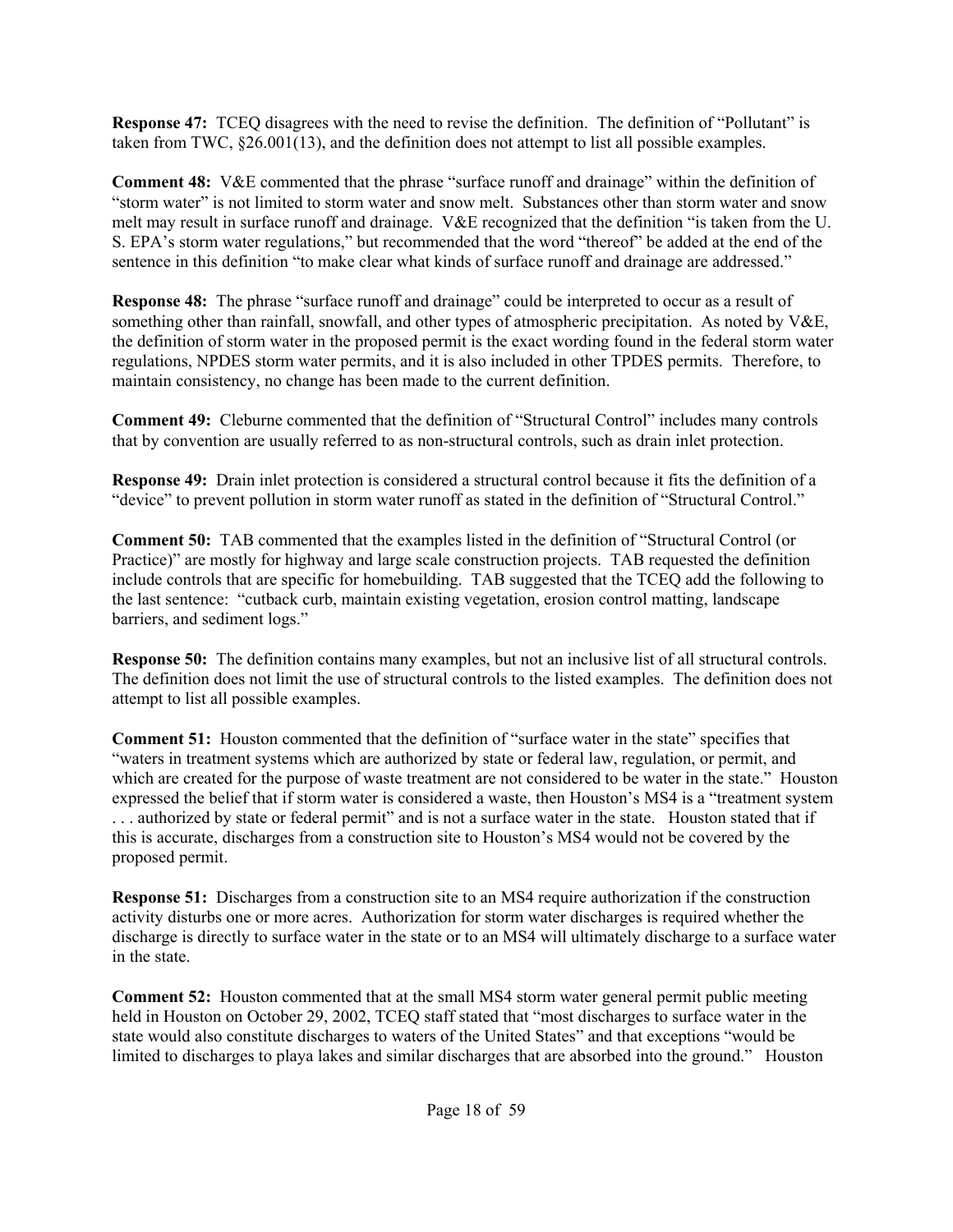**Response 47:** TCEQ disagrees with the need to revise the definition. The definition of "Pollutant" is taken from TWC, §26.001(13), and the definition does not attempt to list all possible examples.

**Comment 48:** V&E commented that the phrase "surface runoff and drainage" within the definition of "storm water" is not limited to storm water and snow melt. Substances other than storm water and snow melt may result in surface runoff and drainage. V&E recognized that the definition "is taken from the U. S. EPA's storm water regulations," but recommended that the word "thereof" be added at the end of the sentence in this definition "to make clear what kinds of surface runoff and drainage are addressed."

**Response 48:** The phrase "surface runoff and drainage" could be interpreted to occur as a result of something other than rainfall, snowfall, and other types of atmospheric precipitation. As noted by V&E, the definition of storm water in the proposed permit is the exact wording found in the federal storm water regulations, NPDES storm water permits, and it is also included in other TPDES permits. Therefore, to maintain consistency, no change has been made to the current definition.

**Comment 49:** Cleburne commented that the definition of "Structural Control" includes many controls that by convention are usually referred to as non-structural controls, such as drain inlet protection.

**Response 49:** Drain inlet protection is considered a structural control because it fits the definition of a "device" to prevent pollution in storm water runoff as stated in the definition of "Structural Control."

**Comment 50:** TAB commented that the examples listed in the definition of "Structural Control (or Practice)" are mostly for highway and large scale construction projects. TAB requested the definition include controls that are specific for homebuilding. TAB suggested that the TCEQ add the following to the last sentence: "cutback curb, maintain existing vegetation, erosion control matting, landscape barriers, and sediment logs."

**Response 50:** The definition contains many examples, but not an inclusive list of all structural controls. The definition does not limit the use of structural controls to the listed examples. The definition does not attempt to list all possible examples.

**Comment 51:** Houston commented that the definition of "surface water in the state" specifies that "waters in treatment systems which are authorized by state or federal law, regulation, or permit, and which are created for the purpose of waste treatment are not considered to be water in the state." Houston expressed the belief that if storm water is considered a waste, then Houston's MS4 is a "treatment system . . . authorized by state or federal permit" and is not a surface water in the state. Houston stated that if this is accurate, discharges from a construction site to Houston's MS4 would not be covered by the proposed permit.

**Response 51:** Discharges from a construction site to an MS4 require authorization if the construction activity disturbs one or more acres. Authorization for storm water discharges is required whether the discharge is directly to surface water in the state or to an MS4 will ultimately discharge to a surface water in the state.

**Comment 52:** Houston commented that at the small MS4 storm water general permit public meeting held in Houston on October 29, 2002, TCEQ staff stated that "most discharges to surface water in the state would also constitute discharges to waters of the United States" and that exceptions "would be limited to discharges to playa lakes and similar discharges that are absorbed into the ground." Houston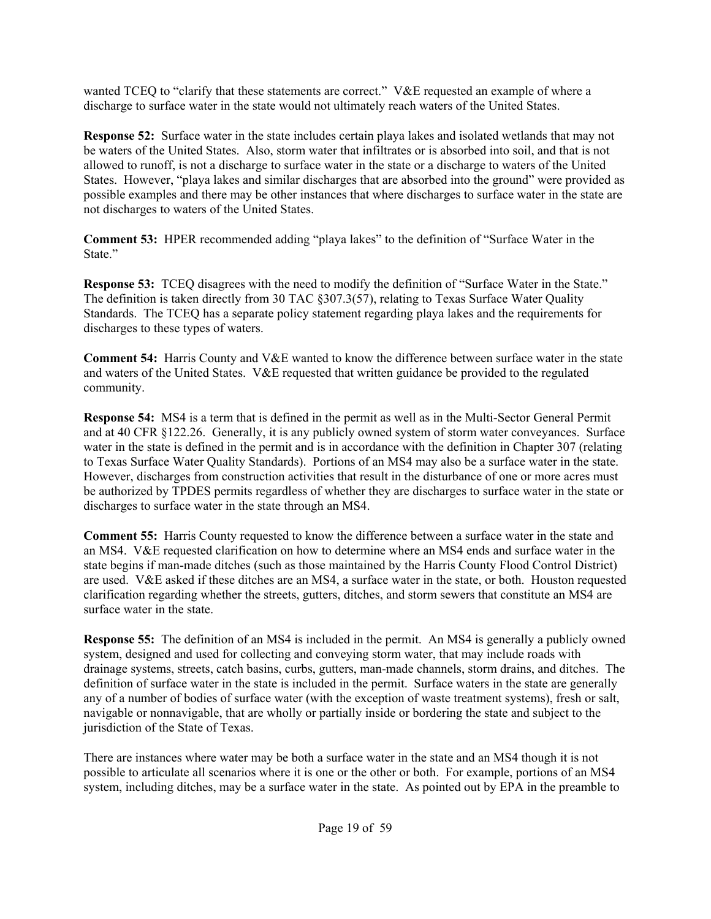wanted TCEQ to “clarify that these statements are correct.” V&E requested an example of where a discharge to surface water in the state would not ultimately reach waters of the United States.

**Response 52:** Surface water in the state includes certain playa lakes and isolated wetlands that may not be waters of the United States. Also, storm water that infiltrates or is absorbed into soil, and that is not allowed to runoff, is not a discharge to surface water in the state or a discharge to waters of the United States. However, “playa lakes and similar discharges that are absorbed into the ground” were provided as possible examples and there may be other instances that where discharges to surface water in the state are not discharges to waters of the United States.

**Comment 53:** HPER recommended adding “playa lakes” to the definition of “Surface Water in the State.”

**Response 53:** TCEQ disagrees with the need to modify the definition of “Surface Water in the State.” The definition is taken directly from 30 TAC §307.3(57), relating to Texas Surface Water Quality Standards. The TCEQ has a separate policy statement regarding playa lakes and the requirements for discharges to these types of waters.

**Comment 54:** Harris County and V&E wanted to know the difference between surface water in the state and waters of the United States. V&E requested that written guidance be provided to the regulated community.

**Response 54:** MS4 is a term that is defined in the permit as well as in the Multi-Sector General Permit and at 40 CFR §122.26. Generally, it is any publicly owned system of storm water conveyances. Surface water in the state is defined in the permit and is in accordance with the definition in Chapter 307 (relating to Texas Surface Water Quality Standards). Portions of an MS4 may also be a surface water in the state. However, discharges from construction activities that result in the disturbance of one or more acres must be authorized by TPDES permits regardless of whether they are discharges to surface water in the state or discharges to surface water in the state through an MS4.

**Comment 55:** Harris County requested to know the difference between a surface water in the state and an MS4. V&E requested clarification on how to determine where an MS4 ends and surface water in the state begins if man-made ditches (such as those maintained by the Harris County Flood Control District) are used. V&E asked if these ditches are an MS4, a surface water in the state, or both. Houston requested clarification regarding whether the streets, gutters, ditches, and storm sewers that constitute an MS4 are surface water in the state.

**Response 55:** The definition of an MS4 is included in the permit. An MS4 is generally a publicly owned system, designed and used for collecting and conveying storm water, that may include roads with drainage systems, streets, catch basins, curbs, gutters, man-made channels, storm drains, and ditches. The definition of surface water in the state is included in the permit. Surface waters in the state are generally any of a number of bodies of surface water (with the exception of waste treatment systems), fresh or salt, navigable or nonnavigable, that are wholly or partially inside or bordering the state and subject to the jurisdiction of the State of Texas.

There are instances where water may be both a surface water in the state and an MS4 though it is not possible to articulate all scenarios where it is one or the other or both. For example, portions of an MS4 system, including ditches, may be a surface water in the state. As pointed out by EPA in the preamble to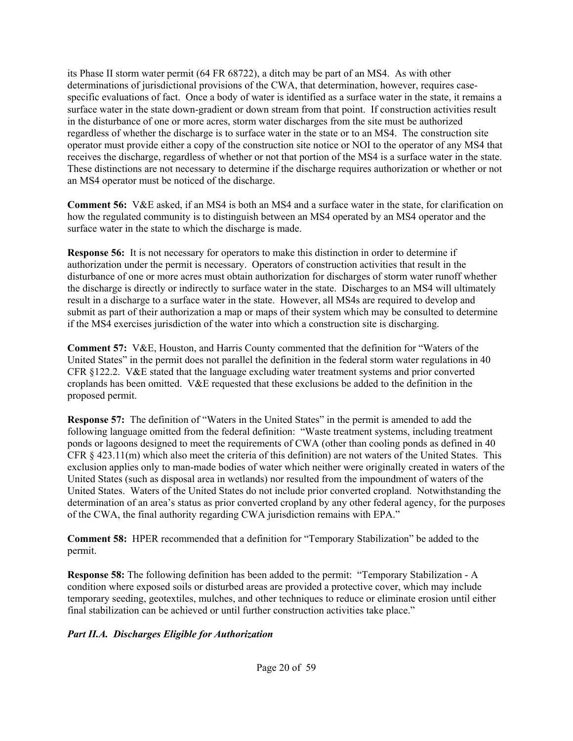its Phase II storm water permit (64 FR 68722), a ditch may be part of an MS4. As with other determinations of jurisdictional provisions of the CWA, that determination, however, requires case-specific evaluations of fact. Once a body of water is identified as a surface water in the state, it remains a surface water in the state down-gradient or down stream from that point. If construction activities result in the disturbance of one or more acres, storm water discharges from the site must be authorized regardless of whether the discharge is to surface water in the state or to an MS4. The construction site operator must provide either a copy of the construction site notice or NOI to the operator of any MS4 that receives the discharge, regardless of whether or not that portion of the MS4 is a surface water in the state. These distinctions are not necessary to determine if the discharge requires authorization or whether or not an MS4 operator must be noticed of the discharge.

**Comment 56:** V&E asked, if an MS4 is both an MS4 and a surface water in the state, for clarification on how the regulated community is to distinguish between an MS4 operated by an MS4 operator and the surface water in the state to which the discharge is made.

**Response 56:** It is not necessary for operators to make this distinction in order to determine if authorization under the permit is necessary. Operators of construction activities that result in the disturbance of one or more acres must obtain authorization for discharges of storm water runoff whether the discharge is directly or indirectly to surface water in the state. Discharges to an MS4 will ultimately result in a discharge to a surface water in the state. However, all MS4s are required to develop and submit as part of their authorization a map or maps of their system which may be consulted to determine if the MS4 exercises jurisdiction of the water into which a construction site is discharging.

**Comment 57:** V&E, Houston, and Harris County commented that the definition for "Waters of the United States" in the permit does not parallel the definition in the federal storm water regulations in 40 CFR §122.2. V&E stated that the language excluding water treatment systems and prior converted croplands has been omitted. V&E requested that these exclusions be added to the definition in the proposed permit.

**Response 57:** The definition of "Waters in the United States" in the permit is amended to add the following language omitted from the federal definition: "Waste treatment systems, including treatment ponds or lagoons designed to meet the requirements of CWA (other than cooling ponds as defined in 40 CFR § 423.11(m) which also meet the criteria of this definition) are not waters of the United States. This exclusion applies only to man-made bodies of water which neither were originally created in waters of the United States (such as disposal area in wetlands) nor resulted from the impoundment of waters of the United States. Waters of the United States do not include prior converted cropland. Notwithstanding the determination of an area's status as prior converted cropland by any other federal agency, for the purposes of the CWA, the final authority regarding CWA jurisdiction remains with EPA."

**Comment 58:** HPER recommended that a definition for "Temporary Stabilization" be added to the permit.

**Response 58:** The following definition has been added to the permit: "Temporary Stabilization - A condition where exposed soils or disturbed areas are provided a protective cover, which may include temporary seeding, geotextiles, mulches, and other techniques to reduce or eliminate erosion until either final stabilization can be achieved or until further construction activities take place."

***Part II.A. Discharges Eligible for Authorization***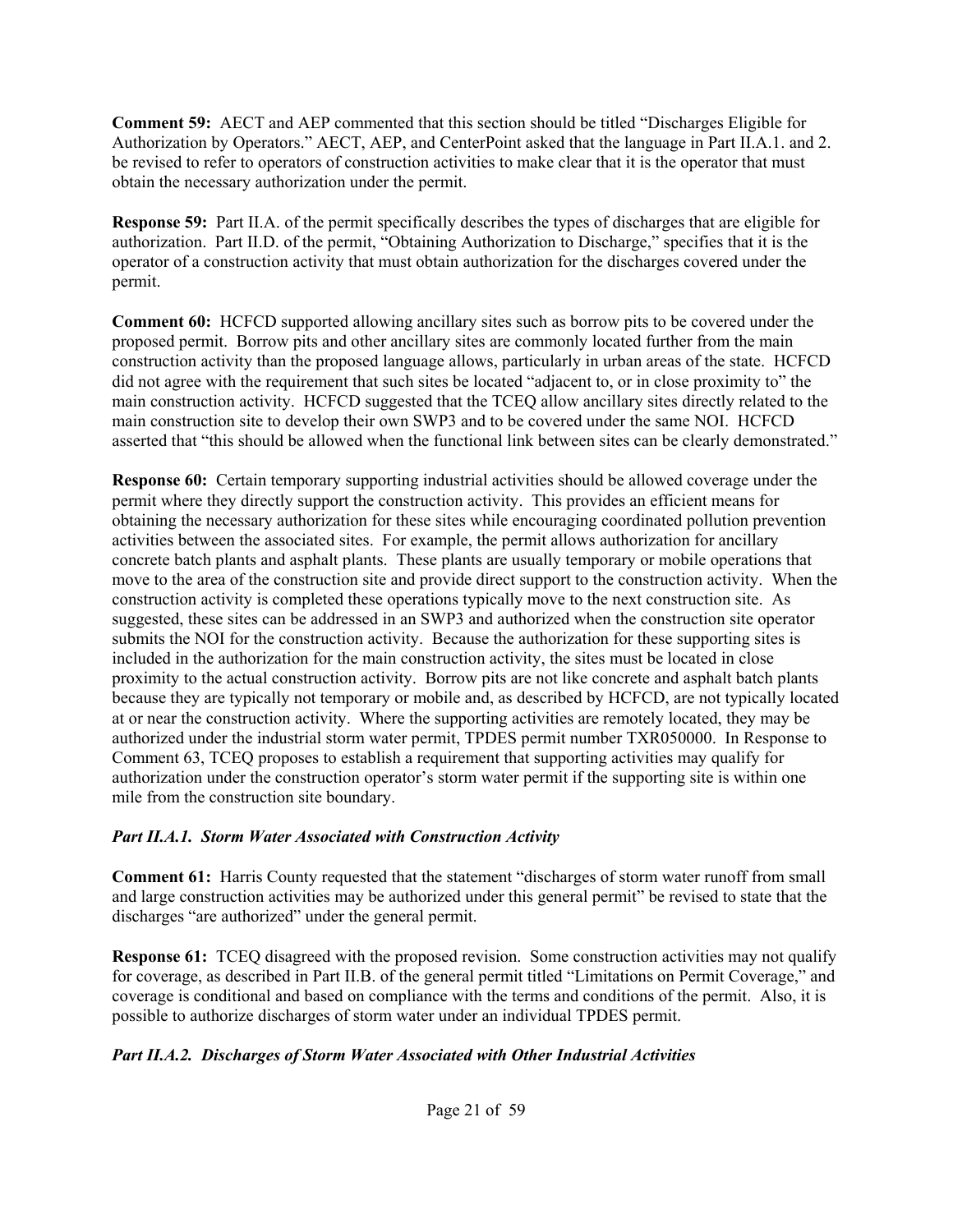**Comment 59:** AECT and AEP commented that this section should be titled "Discharges Eligible for Authorization by Operators." AECT, AEP, and CenterPoint asked that the language in Part II.A.1. and 2. be revised to refer to operators of construction activities to make clear that it is the operator that must obtain the necessary authorization under the permit.

**Response 59:** Part II.A. of the permit specifically describes the types of discharges that are eligible for authorization. Part II.D. of the permit, "Obtaining Authorization to Discharge," specifies that it is the operator of a construction activity that must obtain authorization for the discharges covered under the permit.

**Comment 60:** HCFCD supported allowing ancillary sites such as borrow pits to be covered under the proposed permit. Borrow pits and other ancillary sites are commonly located further from the main construction activity than the proposed language allows, particularly in urban areas of the state. HCFCD did not agree with the requirement that such sites be located "adjacent to, or in close proximity to" the main construction activity. HCFCD suggested that the TCEQ allow ancillary sites directly related to the main construction site to develop their own SWP3 and to be covered under the same NOI. HCFCD asserted that "this should be allowed when the functional link between sites can be clearly demonstrated."

**Response 60:** Certain temporary supporting industrial activities should be allowed coverage under the permit where they directly support the construction activity. This provides an efficient means for obtaining the necessary authorization for these sites while encouraging coordinated pollution prevention activities between the associated sites. For example, the permit allows authorization for ancillary concrete batch plants and asphalt plants. These plants are usually temporary or mobile operations that move to the area of the construction site and provide direct support to the construction activity. When the construction activity is completed these operations typically move to the next construction site. As suggested, these sites can be addressed in an SWP3 and authorized when the construction site operator submits the NOI for the construction activity. Because the authorization for these supporting sites is included in the authorization for the main construction activity, the sites must be located in close proximity to the actual construction activity. Borrow pits are not like concrete and asphalt batch plants because they are typically not temporary or mobile and, as described by HCFCD, are not typically located at or near the construction activity. Where the supporting activities are remotely located, they may be authorized under the industrial storm water permit, TPDES permit number TXR050000. In Response to Comment 63, TCEQ proposes to establish a requirement that supporting activities may qualify for authorization under the construction operator's storm water permit if the supporting site is within one mile from the construction site boundary.

### *Part II.A.1. Storm Water Associated with Construction Activity*

**Comment 61:** Harris County requested that the statement "discharges of storm water runoff from small and large construction activities may be authorized under this general permit" be revised to state that the discharges "are authorized" under the general permit.

**Response 61:** TCEQ disagreed with the proposed revision. Some construction activities may not qualify for coverage, as described in Part II.B. of the general permit titled "Limitations on Permit Coverage," and coverage is conditional and based on compliance with the terms and conditions of the permit. Also, it is possible to authorize discharges of storm water under an individual TPDES permit.

### *Part II.A.2. Discharges of Storm Water Associated with Other Industrial Activities*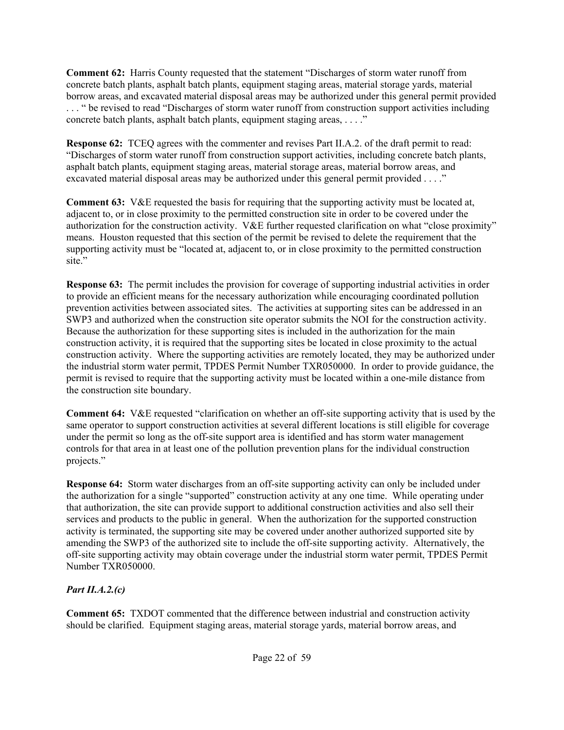**Comment 62:** Harris County requested that the statement "Discharges of storm water runoff from concrete batch plants, asphalt batch plants, equipment staging areas, material storage yards, material borrow areas, and excavated material disposal areas may be authorized under this general permit provided . . . " be revised to read "Discharges of storm water runoff from construction support activities including concrete batch plants, asphalt batch plants, equipment staging areas, . . . ."

**Response 62:** TCEQ agrees with the commenter and revises Part II.A.2. of the draft permit to read: "Discharges of storm water runoff from construction support activities, including concrete batch plants, asphalt batch plants, equipment staging areas, material storage areas, material borrow areas, and excavated material disposal areas may be authorized under this general permit provided . . . ."

**Comment 63:** V&E requested the basis for requiring that the supporting activity must be located at, adjacent to, or in close proximity to the permitted construction site in order to be covered under the authorization for the construction activity. V&E further requested clarification on what "close proximity" means. Houston requested that this section of the permit be revised to delete the requirement that the supporting activity must be "located at, adjacent to, or in close proximity to the permitted construction site."

**Response 63:** The permit includes the provision for coverage of supporting industrial activities in order to provide an efficient means for the necessary authorization while encouraging coordinated pollution prevention activities between associated sites. The activities at supporting sites can be addressed in an SWP3 and authorized when the construction site operator submits the NOI for the construction activity. Because the authorization for these supporting sites is included in the authorization for the main construction activity, it is required that the supporting sites be located in close proximity to the actual construction activity. Where the supporting activities are remotely located, they may be authorized under the industrial storm water permit, TPDES Permit Number TXR050000. In order to provide guidance, the permit is revised to require that the supporting activity must be located within a one-mile distance from the construction site boundary.

**Comment 64:** V&E requested "clarification on whether an off-site supporting activity that is used by the same operator to support construction activities at several different locations is still eligible for coverage under the permit so long as the off-site support area is identified and has storm water management controls for that area in at least one of the pollution prevention plans for the individual construction projects."

**Response 64:** Storm water discharges from an off-site supporting activity can only be included under the authorization for a single "supported" construction activity at any one time. While operating under that authorization, the site can provide support to additional construction activities and also sell their services and products to the public in general. When the authorization for the supported construction activity is terminated, the supporting site may be covered under another authorized supported site by amending the SWP3 of the authorized site to include the off-site supporting activity. Alternatively, the off-site supporting activity may obtain coverage under the industrial storm water permit, TPDES Permit Number TXR050000.

***Part II.A.2.(c)***

**Comment 65:** TXDOT commented that the difference between industrial and construction activity should be clarified. Equipment staging areas, material storage yards, material borrow areas, and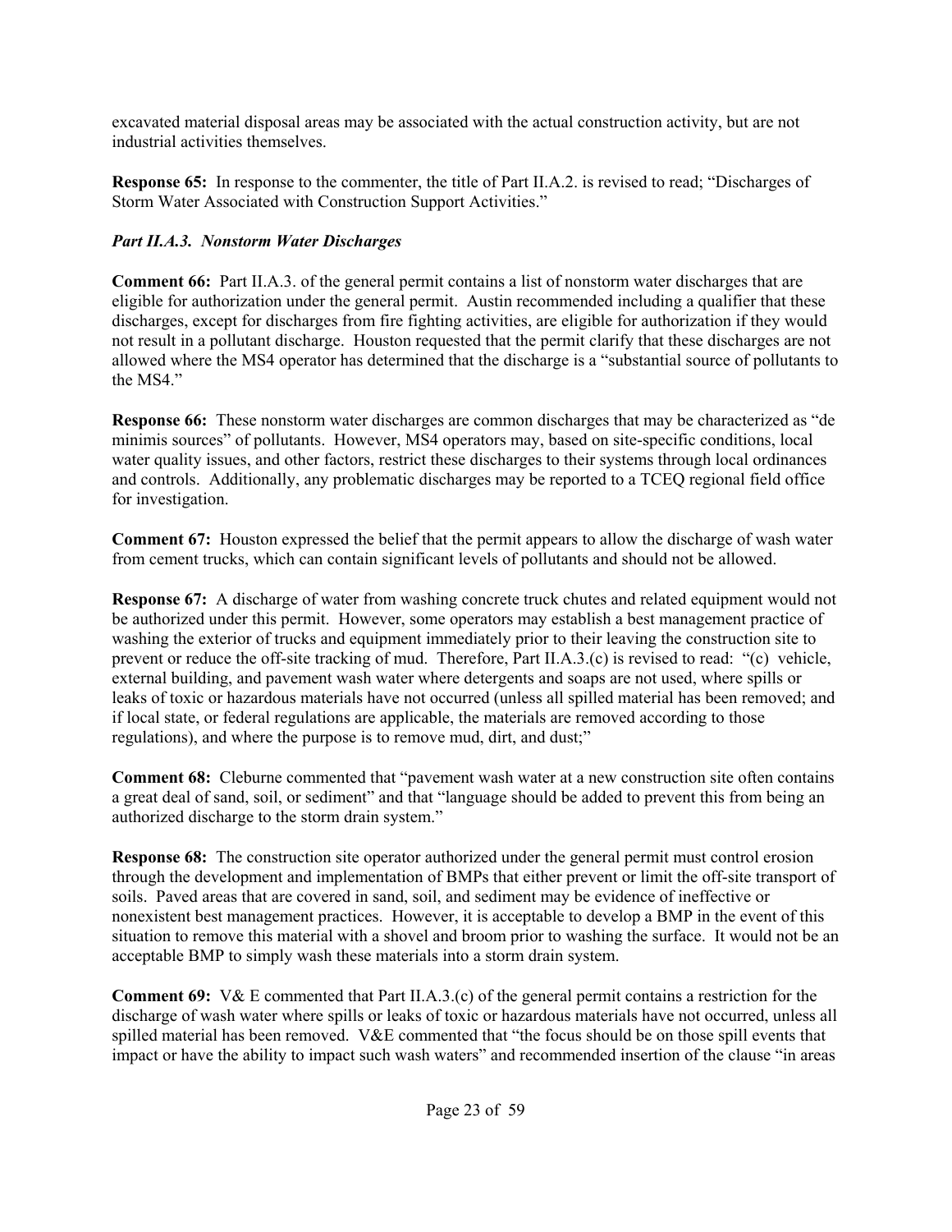excavated material disposal areas may be associated with the actual construction activity, but are not industrial activities themselves.

**Response 65:** In response to the commenter, the title of Part II.A.2. is revised to read; "Discharges of Storm Water Associated with Construction Support Activities."

### *Part II.A.3. Nonstorm Water Discharges*

**Comment 66:** Part II.A.3. of the general permit contains a list of nonstorm water discharges that are eligible for authorization under the general permit. Austin recommended including a qualifier that these discharges, except for discharges from fire fighting activities, are eligible for authorization if they would not result in a pollutant discharge. Houston requested that the permit clarify that these discharges are not allowed where the MS4 operator has determined that the discharge is a "substantial source of pollutants to the MS4."

**Response 66:** These nonstorm water discharges are common discharges that may be characterized as "de minimis sources" of pollutants. However, MS4 operators may, based on site-specific conditions, local water quality issues, and other factors, restrict these discharges to their systems through local ordinances and controls. Additionally, any problematic discharges may be reported to a TCEQ regional field office for investigation.

**Comment 67:** Houston expressed the belief that the permit appears to allow the discharge of wash water from cement trucks, which can contain significant levels of pollutants and should not be allowed.

**Response 67:** A discharge of water from washing concrete truck chutes and related equipment would not be authorized under this permit. However, some operators may establish a best management practice of washing the exterior of trucks and equipment immediately prior to their leaving the construction site to prevent or reduce the off-site tracking of mud. Therefore, Part II.A.3.(c) is revised to read: "(c) vehicle, external building, and pavement wash water where detergents and soaps are not used, where spills or leaks of toxic or hazardous materials have not occurred (unless all spilled material has been removed; and if local state, or federal regulations are applicable, the materials are removed according to those regulations), and where the purpose is to remove mud, dirt, and dust;"

**Comment 68:** Cleburne commented that "pavement wash water at a new construction site often contains a great deal of sand, soil, or sediment" and that "language should be added to prevent this from being an authorized discharge to the storm drain system."

**Response 68:** The construction site operator authorized under the general permit must control erosion through the development and implementation of BMPs that either prevent or limit the off-site transport of soils. Paved areas that are covered in sand, soil, and sediment may be evidence of ineffective or nonexistent best management practices. However, it is acceptable to develop a BMP in the event of this situation to remove this material with a shovel and broom prior to washing the surface. It would not be an acceptable BMP to simply wash these materials into a storm drain system.

**Comment 69:** V& E commented that Part II.A.3.(c) of the general permit contains a restriction for the discharge of wash water where spills or leaks of toxic or hazardous materials have not occurred, unless all spilled material has been removed. V&E commented that "the focus should be on those spill events that impact or have the ability to impact such wash waters" and recommended insertion of the clause "in areas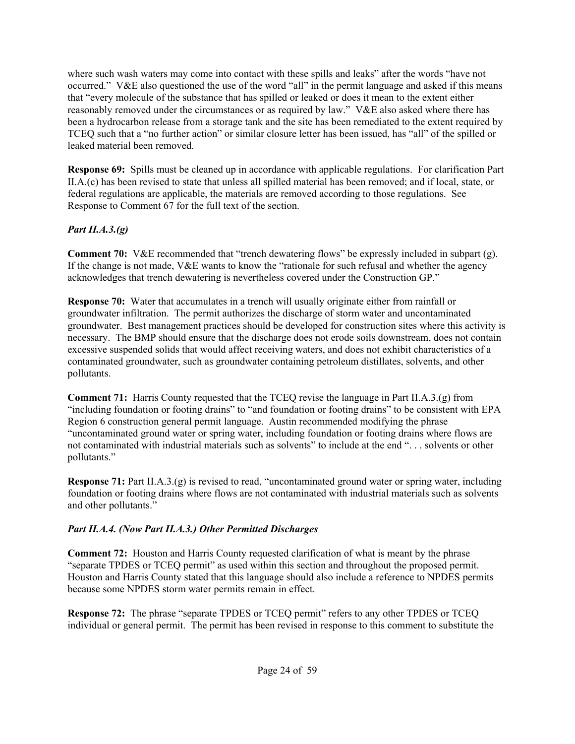where such wash waters may come into contact with these spills and leaks" after the words "have not occurred." V&E also questioned the use of the word "all" in the permit language and asked if this means that "every molecule of the substance that has spilled or leaked or does it mean to the extent either reasonably removed under the circumstances or as required by law." V&E also asked where there has been a hydrocarbon release from a storage tank and the site has been remediated to the extent required by TCEQ such that a "no further action" or similar closure letter has been issued, has "all" of the spilled or leaked material been removed.

**Response 69:** Spills must be cleaned up in accordance with applicable regulations. For clarification Part II.A.(c) has been revised to state that unless all spilled material has been removed; and if local, state, or federal regulations are applicable, the materials are removed according to those regulations. See Response to Comment 67 for the full text of the section.

### *Part II.A.3.(g)*

**Comment 70:** V&E recommended that "trench dewatering flows" be expressly included in subpart (g). If the change is not made, V&E wants to know the "rationale for such refusal and whether the agency acknowledges that trench dewatering is nevertheless covered under the Construction GP."

**Response 70:** Water that accumulates in a trench will usually originate either from rainfall or groundwater infiltration. The permit authorizes the discharge of storm water and uncontaminated groundwater. Best management practices should be developed for construction sites where this activity is necessary. The BMP should ensure that the discharge does not erode soils downstream, does not contain excessive suspended solids that would affect receiving waters, and does not exhibit characteristics of a contaminated groundwater, such as groundwater containing petroleum distillates, solvents, and other pollutants.

**Comment 71:** Harris County requested that the TCEQ revise the language in Part II.A.3.(g) from "including foundation or footing drains" to "and foundation or footing drains" to be consistent with EPA Region 6 construction general permit language. Austin recommended modifying the phrase "uncontaminated ground water or spring water, including foundation or footing drains where flows are not contaminated with industrial materials such as solvents" to include at the end ". . . solvents or other pollutants."

**Response 71:** Part II.A.3.(g) is revised to read, "uncontaminated ground water or spring water, including foundation or footing drains where flows are not contaminated with industrial materials such as solvents and other pollutants."

### *Part II.A.4. (Now Part II.A.3.) Other Permitted Discharges*

**Comment 72:** Houston and Harris County requested clarification of what is meant by the phrase "separate TPDES or TCEQ permit" as used within this section and throughout the proposed permit. Houston and Harris County stated that this language should also include a reference to NPDES permits because some NPDES storm water permits remain in effect.

**Response 72:** The phrase "separate TPDES or TCEQ permit" refers to any other TPDES or TCEQ individual or general permit. The permit has been revised in response to this comment to substitute the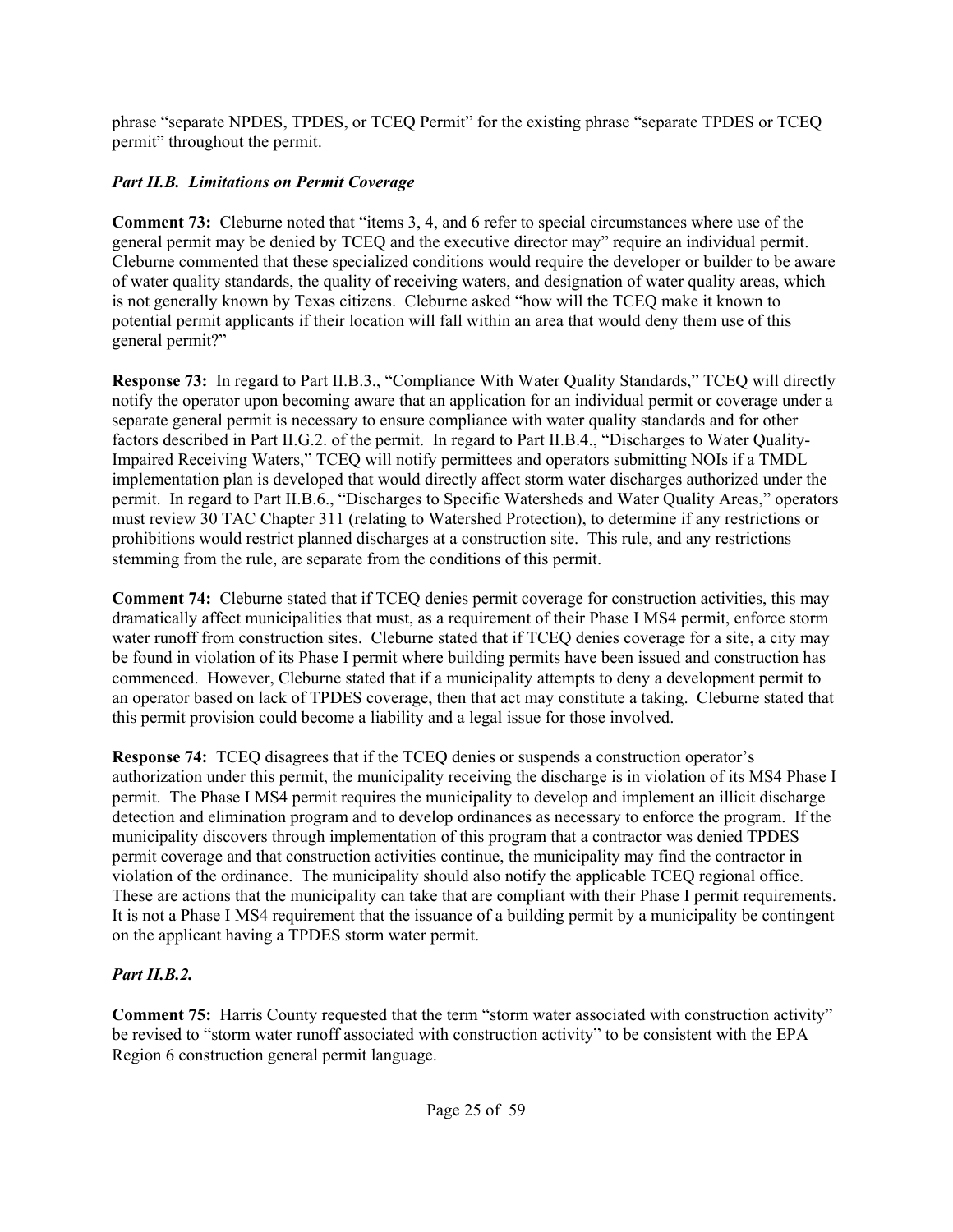phrase “separate NPDES, TPDES, or TCEQ Permit” for the existing phrase “separate TPDES or TCEQ permit” throughout the permit.

### *Part II.B. Limitations on Permit Coverage*

**Comment 73:** Cleburne noted that “items 3, 4, and 6 refer to special circumstances where use of the general permit may be denied by TCEQ and the executive director may” require an individual permit. Cleburne commented that these specialized conditions would require the developer or builder to be aware of water quality standards, the quality of receiving waters, and designation of water quality areas, which is not generally known by Texas citizens. Cleburne asked “how will the TCEQ make it known to potential permit applicants if their location will fall within an area that would deny them use of this general permit?”

**Response 73:** In regard to Part II.B.3., “Compliance With Water Quality Standards,” TCEQ will directly notify the operator upon becoming aware that an application for an individual permit or coverage under a separate general permit is necessary to ensure compliance with water quality standards and for other factors described in Part II.G.2. of the permit. In regard to Part II.B.4., “Discharges to Water Quality-Impaired Receiving Waters,” TCEQ will notify permittees and operators submitting NOIs if a TMDL implementation plan is developed that would directly affect storm water discharges authorized under the permit. In regard to Part II.B.6., “Discharges to Specific Watersheds and Water Quality Areas,” operators must review 30 TAC Chapter 311 (relating to Watershed Protection), to determine if any restrictions or prohibitions would restrict planned discharges at a construction site. This rule, and any restrictions stemming from the rule, are separate from the conditions of this permit.

**Comment 74:** Cleburne stated that if TCEQ denies permit coverage for construction activities, this may dramatically affect municipalities that must, as a requirement of their Phase I MS4 permit, enforce storm water runoff from construction sites. Cleburne stated that if TCEQ denies coverage for a site, a city may be found in violation of its Phase I permit where building permits have been issued and construction has commenced. However, Cleburne stated that if a municipality attempts to deny a development permit to an operator based on lack of TPDES coverage, then that act may constitute a taking. Cleburne stated that this permit provision could become a liability and a legal issue for those involved.

**Response 74:** TCEQ disagrees that if the TCEQ denies or suspends a construction operator’s authorization under this permit, the municipality receiving the discharge is in violation of its MS4 Phase I permit. The Phase I MS4 permit requires the municipality to develop and implement an illicit discharge detection and elimination program and to develop ordinances as necessary to enforce the program. If the municipality discovers through implementation of this program that a contractor was denied TPDES permit coverage and that construction activities continue, the municipality may find the contractor in violation of the ordinance. The municipality should also notify the applicable TCEQ regional office. These are actions that the municipality can take that are compliant with their Phase I permit requirements. It is not a Phase I MS4 requirement that the issuance of a building permit by a municipality be contingent on the applicant having a TPDES storm water permit.

### *Part II.B.2.*

**Comment 75:** Harris County requested that the term “storm water associated with construction activity” be revised to “storm water runoff associated with construction activity” to be consistent with the EPA Region 6 construction general permit language.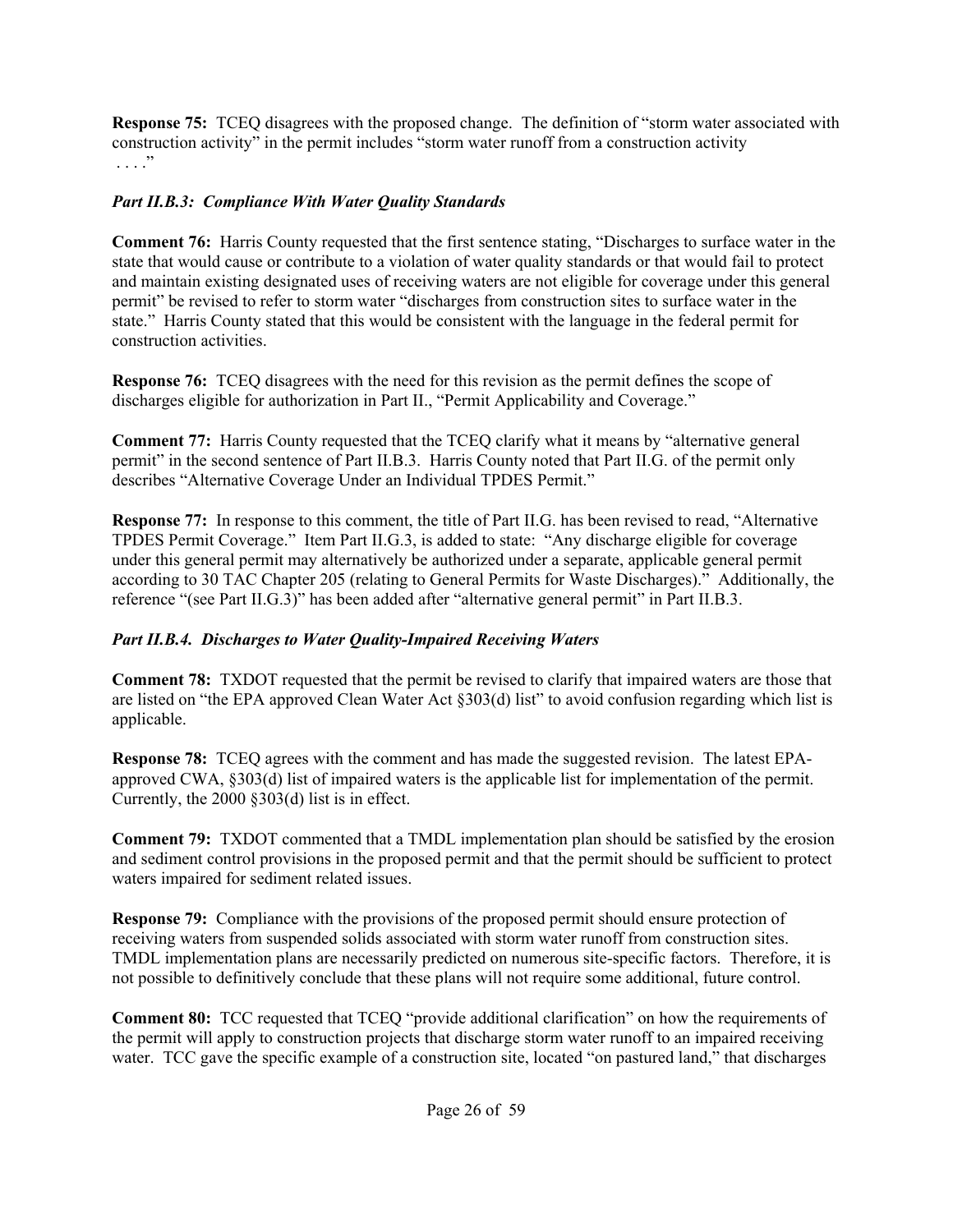**Response 75:** TCEQ disagrees with the proposed change. The definition of "storm water associated with construction activity" in the permit includes "storm water runoff from a construction activity . . . ."

### *Part II.B.3: Compliance With Water Quality Standards*

**Comment 76:** Harris County requested that the first sentence stating, "Discharges to surface water in the state that would cause or contribute to a violation of water quality standards or that would fail to protect and maintain existing designated uses of receiving waters are not eligible for coverage under this general permit" be revised to refer to storm water "discharges from construction sites to surface water in the state." Harris County stated that this would be consistent with the language in the federal permit for construction activities.

**Response 76:** TCEQ disagrees with the need for this revision as the permit defines the scope of discharges eligible for authorization in Part II., "Permit Applicability and Coverage."

**Comment 77:** Harris County requested that the TCEQ clarify what it means by "alternative general permit" in the second sentence of Part II.B.3. Harris County noted that Part II.G. of the permit only describes "Alternative Coverage Under an Individual TPDES Permit."

**Response 77:** In response to this comment, the title of Part II.G. has been revised to read, "Alternative TPDES Permit Coverage." Item Part II.G.3, is added to state: "Any discharge eligible for coverage under this general permit may alternatively be authorized under a separate, applicable general permit according to 30 TAC Chapter 205 (relating to General Permits for Waste Discharges)." Additionally, the reference "(see Part II.G.3)" has been added after "alternative general permit" in Part II.B.3.

### *Part II.B.4. Discharges to Water Quality-Impaired Receiving Waters*

**Comment 78:** TXDOT requested that the permit be revised to clarify that impaired waters are those that are listed on "the EPA approved Clean Water Act §303(d) list" to avoid confusion regarding which list is applicable.

**Response 78:** TCEQ agrees with the comment and has made the suggested revision. The latest EPA-approved CWA, §303(d) list of impaired waters is the applicable list for implementation of the permit. Currently, the 2000 §303(d) list is in effect.

**Comment 79:** TXDOT commented that a TMDL implementation plan should be satisfied by the erosion and sediment control provisions in the proposed permit and that the permit should be sufficient to protect waters impaired for sediment related issues.

**Response 79:** Compliance with the provisions of the proposed permit should ensure protection of receiving waters from suspended solids associated with storm water runoff from construction sites. TMDL implementation plans are necessarily predicted on numerous site-specific factors. Therefore, it is not possible to definitively conclude that these plans will not require some additional, future control.

**Comment 80:** TCC requested that TCEQ "provide additional clarification" on how the requirements of the permit will apply to construction projects that discharge storm water runoff to an impaired receiving water. TCC gave the specific example of a construction site, located "on pastured land," that discharges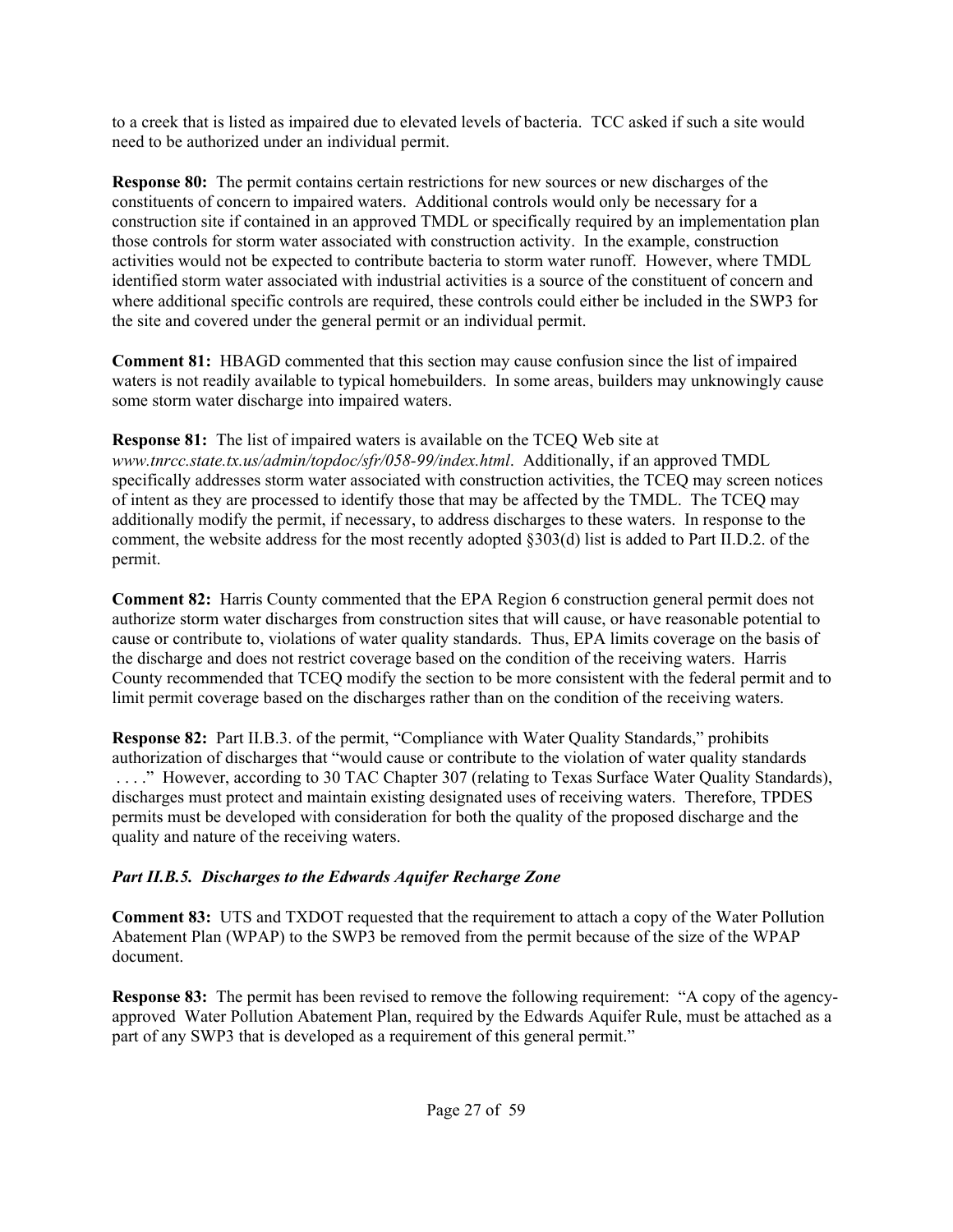to a creek that is listed as impaired due to elevated levels of bacteria. TCC asked if such a site would need to be authorized under an individual permit.

**Response 80:** The permit contains certain restrictions for new sources or new discharges of the constituents of concern to impaired waters. Additional controls would only be necessary for a construction site if contained in an approved TMDL or specifically required by an implementation plan those controls for storm water associated with construction activity. In the example, construction activities would not be expected to contribute bacteria to storm water runoff. However, where TMDL identified storm water associated with industrial activities is a source of the constituent of concern and where additional specific controls are required, these controls could either be included in the SWP3 for the site and covered under the general permit or an individual permit.

**Comment 81:** HBAGD commented that this section may cause confusion since the list of impaired waters is not readily available to typical homebuilders. In some areas, builders may unknowingly cause some storm water discharge into impaired waters.

**Response 81:** The list of impaired waters is available on the TCEQ Web site at *www.tnrcc.state.tx.us/admin/topdoc/sfr/058-99/index.html*. Additionally, if an approved TMDL specifically addresses storm water associated with construction activities, the TCEQ may screen notices of intent as they are processed to identify those that may be affected by the TMDL. The TCEQ may additionally modify the permit, if necessary, to address discharges to these waters. In response to the comment, the website address for the most recently adopted §303(d) list is added to Part II.D.2. of the permit.

**Comment 82:** Harris County commented that the EPA Region 6 construction general permit does not authorize storm water discharges from construction sites that will cause, or have reasonable potential to cause or contribute to, violations of water quality standards. Thus, EPA limits coverage on the basis of the discharge and does not restrict coverage based on the condition of the receiving waters. Harris County recommended that TCEQ modify the section to be more consistent with the federal permit and to limit permit coverage based on the discharges rather than on the condition of the receiving waters.

**Response 82:** Part II.B.3. of the permit, "Compliance with Water Quality Standards," prohibits authorization of discharges that "would cause or contribute to the violation of water quality standards . . . ." However, according to 30 TAC Chapter 307 (relating to Texas Surface Water Quality Standards), discharges must protect and maintain existing designated uses of receiving waters. Therefore, TPDES permits must be developed with consideration for both the quality of the proposed discharge and the quality and nature of the receiving waters.

***Part II.B.5. Discharges to the Edwards Aquifer Recharge Zone***

**Comment 83:** UTS and TXDOT requested that the requirement to attach a copy of the Water Pollution Abatement Plan (WPAP) to the SWP3 be removed from the permit because of the size of the WPAP document.

**Response 83:** The permit has been revised to remove the following requirement: "A copy of the agency-approved Water Pollution Abatement Plan, required by the Edwards Aquifer Rule, must be attached as a part of any SWP3 that is developed as a requirement of this general permit."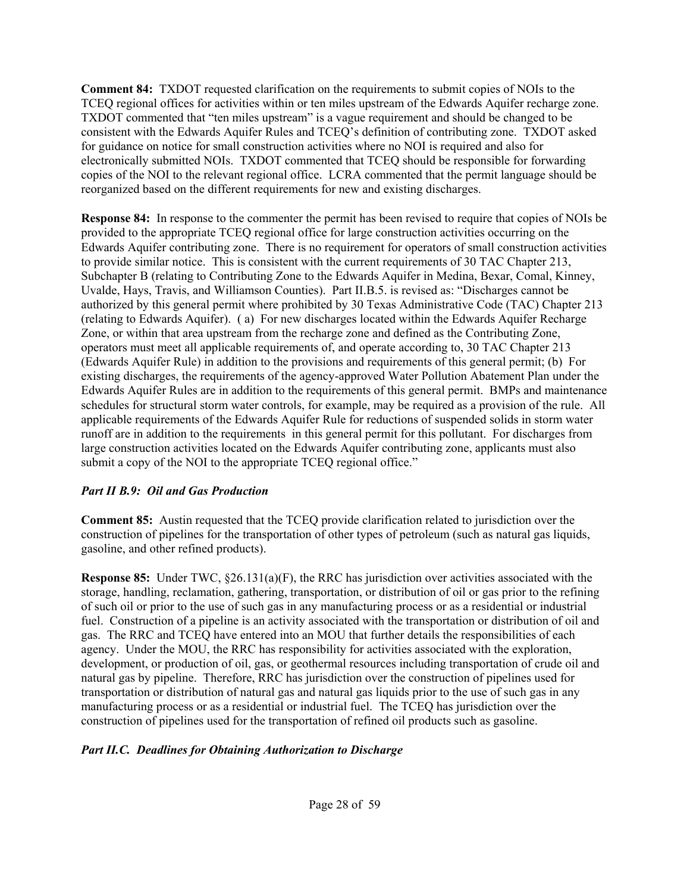**Comment 84:** TXDOT requested clarification on the requirements to submit copies of NOIs to the TCEQ regional offices for activities within or ten miles upstream of the Edwards Aquifer recharge zone. TXDOT commented that "ten miles upstream" is a vague requirement and should be changed to be consistent with the Edwards Aquifer Rules and TCEQ's definition of contributing zone. TXDOT asked for guidance on notice for small construction activities where no NOI is required and also for electronically submitted NOIs. TXDOT commented that TCEQ should be responsible for forwarding copies of the NOI to the relevant regional office. LCRA commented that the permit language should be reorganized based on the different requirements for new and existing discharges.

**Response 84:** In response to the commenter the permit has been revised to require that copies of NOIs be provided to the appropriate TCEQ regional office for large construction activities occurring on the Edwards Aquifer contributing zone. There is no requirement for operators of small construction activities to provide similar notice. This is consistent with the current requirements of 30 TAC Chapter 213, Subchapter B (relating to Contributing Zone to the Edwards Aquifer in Medina, Bexar, Comal, Kinney, Uvalde, Hays, Travis, and Williamson Counties). Part II.B.5. is revised as: "Discharges cannot be authorized by this general permit where prohibited by 30 Texas Administrative Code (TAC) Chapter 213 (relating to Edwards Aquifer). ( a) For new discharges located within the Edwards Aquifer Recharge Zone, or within that area upstream from the recharge zone and defined as the Contributing Zone, operators must meet all applicable requirements of, and operate according to, 30 TAC Chapter 213 (Edwards Aquifer Rule) in addition to the provisions and requirements of this general permit; (b) For existing discharges, the requirements of the agency-approved Water Pollution Abatement Plan under the Edwards Aquifer Rules are in addition to the requirements of this general permit. BMPs and maintenance schedules for structural storm water controls, for example, may be required as a provision of the rule. All applicable requirements of the Edwards Aquifer Rule for reductions of suspended solids in storm water runoff are in addition to the requirements in this general permit for this pollutant. For discharges from large construction activities located on the Edwards Aquifer contributing zone, applicants must also submit a copy of the NOI to the appropriate TCEQ regional office."

***Part II B.9: Oil and Gas Production***

**Comment 85:** Austin requested that the TCEQ provide clarification related to jurisdiction over the construction of pipelines for the transportation of other types of petroleum (such as natural gas liquids, gasoline, and other refined products).

**Response 85:** Under TWC, §26.131(a)(F), the RRC has jurisdiction over activities associated with the storage, handling, reclamation, gathering, transportation, or distribution of oil or gas prior to the refining of such oil or prior to the use of such gas in any manufacturing process or as a residential or industrial fuel. Construction of a pipeline is an activity associated with the transportation or distribution of oil and gas. The RRC and TCEQ have entered into an MOU that further details the responsibilities of each agency. Under the MOU, the RRC has responsibility for activities associated with the exploration, development, or production of oil, gas, or geothermal resources including transportation of crude oil and natural gas by pipeline. Therefore, RRC has jurisdiction over the construction of pipelines used for transportation or distribution of natural gas and natural gas liquids prior to the use of such gas in any manufacturing process or as a residential or industrial fuel. The TCEQ has jurisdiction over the construction of pipelines used for the transportation of refined oil products such as gasoline.

***Part II.C. Deadlines for Obtaining Authorization to Discharge***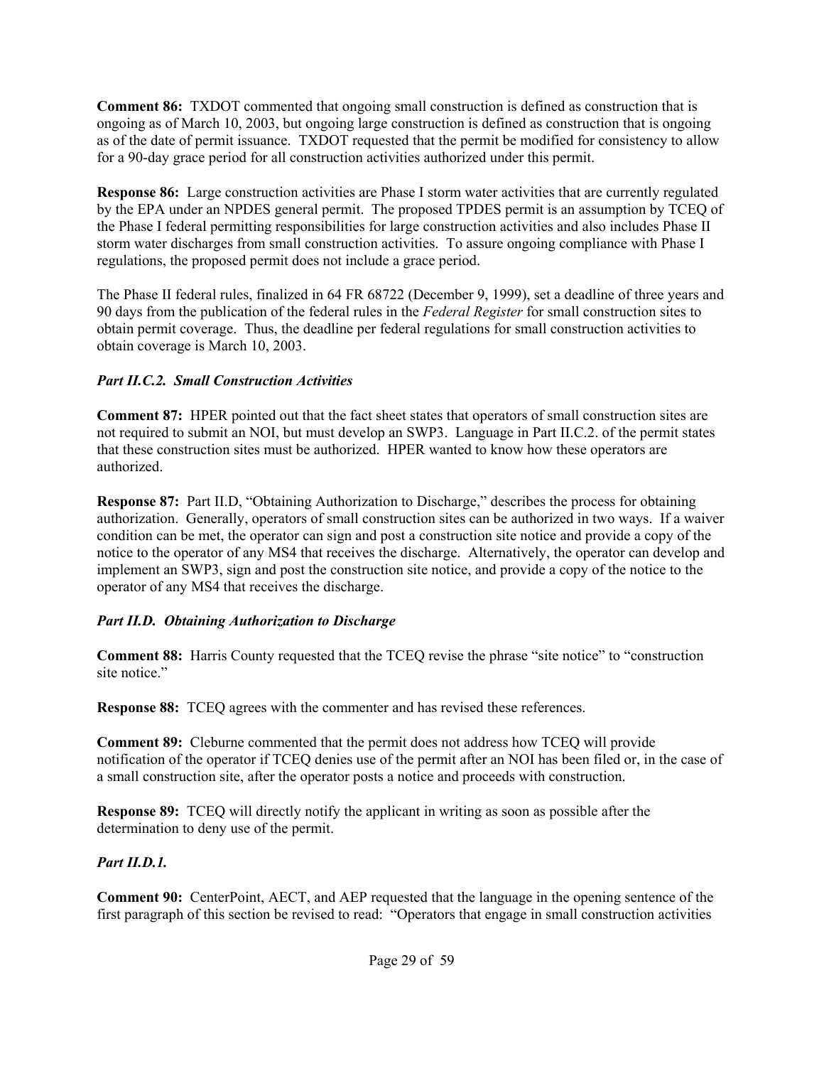**Comment 86:** TXDOT commented that ongoing small construction is defined as construction that is ongoing as of March 10, 2003, but ongoing large construction is defined as construction that is ongoing as of the date of permit issuance. TXDOT requested that the permit be modified for consistency to allow for a 90-day grace period for all construction activities authorized under this permit.

**Response 86:** Large construction activities are Phase I storm water activities that are currently regulated by the EPA under an NPDES general permit. The proposed TPDES permit is an assumption by TCEQ of the Phase I federal permitting responsibilities for large construction activities and also includes Phase II storm water discharges from small construction activities. To assure ongoing compliance with Phase I regulations, the proposed permit does not include a grace period.

The Phase II federal rules, finalized in 64 FR 68722 (December 9, 1999), set a deadline of three years and 90 days from the publication of the federal rules in the *Federal Register* for small construction sites to obtain permit coverage. Thus, the deadline per federal regulations for small construction activities to obtain coverage is March 10, 2003.

***Part II.C.2. Small Construction Activities***

**Comment 87:** HPER pointed out that the fact sheet states that operators of small construction sites are not required to submit an NOI, but must develop an SWP3. Language in Part II.C.2. of the permit states that these construction sites must be authorized. HPER wanted to know how these operators are authorized.

**Response 87:** Part II.D, "Obtaining Authorization to Discharge," describes the process for obtaining authorization. Generally, operators of small construction sites can be authorized in two ways. If a waiver condition can be met, the operator can sign and post a construction site notice and provide a copy of the notice to the operator of any MS4 that receives the discharge. Alternatively, the operator can develop and implement an SWP3, sign and post the construction site notice, and provide a copy of the notice to the operator of any MS4 that receives the discharge.

***Part II.D. Obtaining Authorization to Discharge***

**Comment 88:** Harris County requested that the TCEQ revise the phrase "site notice" to "construction site notice."

**Response 88:** TCEQ agrees with the commenter and has revised these references.

**Comment 89:** Cleburne commented that the permit does not address how TCEQ will provide notification of the operator if TCEQ denies use of the permit after an NOI has been filed or, in the case of a small construction site, after the operator posts a notice and proceeds with construction.

**Response 89:** TCEQ will directly notify the applicant in writing as soon as possible after the determination to deny use of the permit.

***Part II.D.1.***

**Comment 90:** CenterPoint, AECT, and AEP requested that the language in the opening sentence of the first paragraph of this section be revised to read: "Operators that engage in small construction activities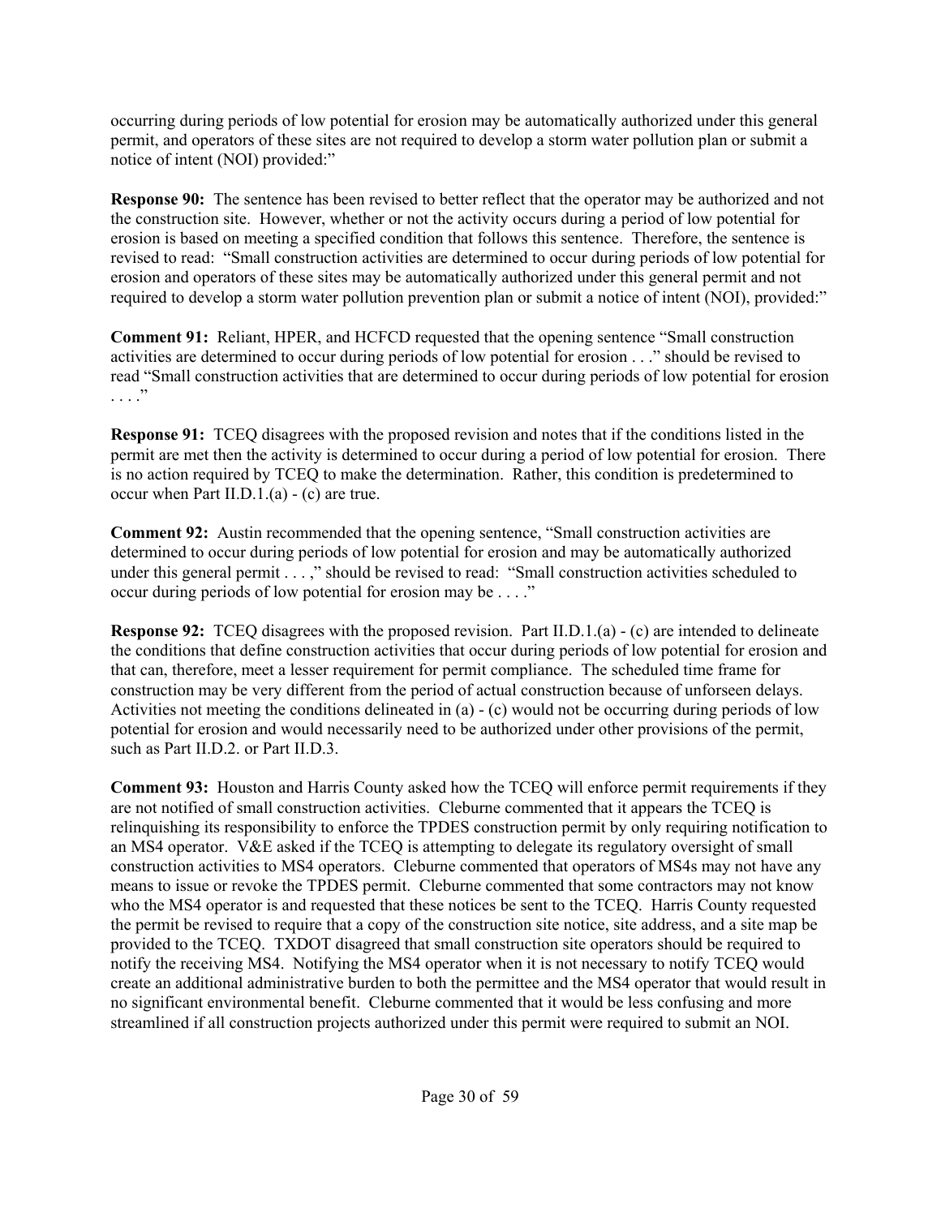occurring during periods of low potential for erosion may be automatically authorized under this general permit, and operators of these sites are not required to develop a storm water pollution plan or submit a notice of intent (NOI) provided:"

**Response 90:** The sentence has been revised to better reflect that the operator may be authorized and not the construction site. However, whether or not the activity occurs during a period of low potential for erosion is based on meeting a specified condition that follows this sentence. Therefore, the sentence is revised to read: "Small construction activities are determined to occur during periods of low potential for erosion and operators of these sites may be automatically authorized under this general permit and not required to develop a storm water pollution prevention plan or submit a notice of intent (NOI), provided:"

**Comment 91:** Reliant, HPER, and HCFCD requested that the opening sentence "Small construction activities are determined to occur during periods of low potential for erosion . . ." should be revised to read "Small construction activities that are determined to occur during periods of low potential for erosion . . . ."

**Response 91:** TCEQ disagrees with the proposed revision and notes that if the conditions listed in the permit are met then the activity is determined to occur during a period of low potential for erosion. There is no action required by TCEQ to make the determination. Rather, this condition is predetermined to occur when Part II.D.1.(a) - (c) are true.

**Comment 92:** Austin recommended that the opening sentence, "Small construction activities are determined to occur during periods of low potential for erosion and may be automatically authorized under this general permit . . . ," should be revised to read: "Small construction activities scheduled to occur during periods of low potential for erosion may be . . . ."

**Response 92:** TCEQ disagrees with the proposed revision. Part II.D.1.(a) - (c) are intended to delineate the conditions that define construction activities that occur during periods of low potential for erosion and that can, therefore, meet a lesser requirement for permit compliance. The scheduled time frame for construction may be very different from the period of actual construction because of unforseen delays. Activities not meeting the conditions delineated in (a) - (c) would not be occurring during periods of low potential for erosion and would necessarily need to be authorized under other provisions of the permit, such as Part II.D.2. or Part II.D.3.

**Comment 93:** Houston and Harris County asked how the TCEQ will enforce permit requirements if they are not notified of small construction activities. Cleburne commented that it appears the TCEQ is relinquishing its responsibility to enforce the TPDES construction permit by only requiring notification to an MS4 operator. V&E asked if the TCEQ is attempting to delegate its regulatory oversight of small construction activities to MS4 operators. Cleburne commented that operators of MS4s may not have any means to issue or revoke the TPDES permit. Cleburne commented that some contractors may not know who the MS4 operator is and requested that these notices be sent to the TCEQ. Harris County requested the permit be revised to require that a copy of the construction site notice, site address, and a site map be provided to the TCEQ. TXDOT disagreed that small construction site operators should be required to notify the receiving MS4. Notifying the MS4 operator when it is not necessary to notify TCEQ would create an additional administrative burden to both the permittee and the MS4 operator that would result in no significant environmental benefit. Cleburne commented that it would be less confusing and more streamlined if all construction projects authorized under this permit were required to submit an NOI.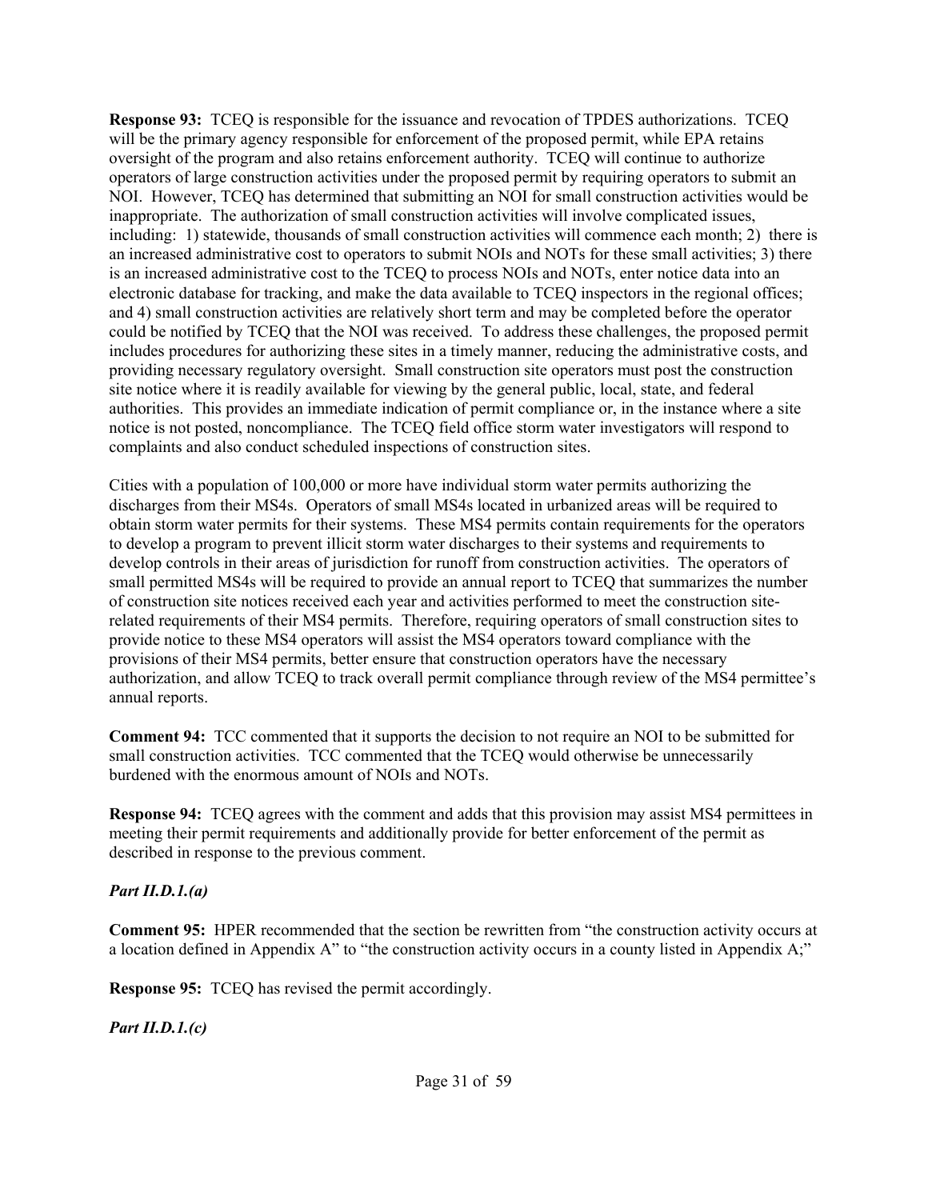**Response 93:** TCEQ is responsible for the issuance and revocation of TPDES authorizations. TCEQ will be the primary agency responsible for enforcement of the proposed permit, while EPA retains oversight of the program and also retains enforcement authority. TCEQ will continue to authorize operators of large construction activities under the proposed permit by requiring operators to submit an NOI. However, TCEQ has determined that submitting an NOI for small construction activities would be inappropriate. The authorization of small construction activities will involve complicated issues, including: 1) statewide, thousands of small construction activities will commence each month; 2) there is an increased administrative cost to operators to submit NOIs and NOTs for these small activities; 3) there is an increased administrative cost to the TCEQ to process NOIs and NOTs, enter notice data into an electronic database for tracking, and make the data available to TCEQ inspectors in the regional offices; and 4) small construction activities are relatively short term and may be completed before the operator could be notified by TCEQ that the NOI was received. To address these challenges, the proposed permit includes procedures for authorizing these sites in a timely manner, reducing the administrative costs, and providing necessary regulatory oversight. Small construction site operators must post the construction site notice where it is readily available for viewing by the general public, local, state, and federal authorities. This provides an immediate indication of permit compliance or, in the instance where a site notice is not posted, noncompliance. The TCEQ field office storm water investigators will respond to complaints and also conduct scheduled inspections of construction sites.

Cities with a population of 100,000 or more have individual storm water permits authorizing the discharges from their MS4s. Operators of small MS4s located in urbanized areas will be required to obtain storm water permits for their systems. These MS4 permits contain requirements for the operators to develop a program to prevent illicit storm water discharges to their systems and requirements to develop controls in their areas of jurisdiction for runoff from construction activities. The operators of small permitted MS4s will be required to provide an annual report to TCEQ that summarizes the number of construction site notices received each year and activities performed to meet the construction site-related requirements of their MS4 permits. Therefore, requiring operators of small construction sites to provide notice to these MS4 operators will assist the MS4 operators toward compliance with the provisions of their MS4 permits, better ensure that construction operators have the necessary authorization, and allow TCEQ to track overall permit compliance through review of the MS4 permittee's annual reports.

**Comment 94:** TCC commented that it supports the decision to not require an NOI to be submitted for small construction activities. TCC commented that the TCEQ would otherwise be unnecessarily burdened with the enormous amount of NOIs and NOTs.

**Response 94:** TCEQ agrees with the comment and adds that this provision may assist MS4 permittees in meeting their permit requirements and additionally provide for better enforcement of the permit as described in response to the previous comment.

***Part II.D.1.(a)***

**Comment 95:** HPER recommended that the section be rewritten from "the construction activity occurs at a location defined in Appendix A" to "the construction activity occurs in a county listed in Appendix A;"

**Response 95:** TCEQ has revised the permit accordingly.

***Part II.D.1.(c)***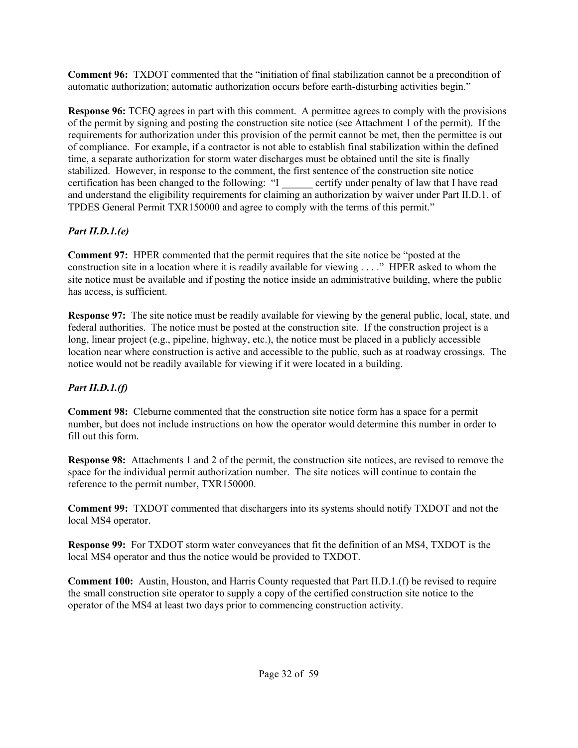**Comment 96:** TXDOT commented that the "initiation of final stabilization cannot be a precondition of automatic authorization; automatic authorization occurs before earth-disturbing activities begin."

**Response 96:** TCEQ agrees in part with this comment. A permittee agrees to comply with the provisions of the permit by signing and posting the construction site notice (see Attachment 1 of the permit). If the requirements for authorization under this provision of the permit cannot be met, then the permittee is out of compliance. For example, if a contractor is not able to establish final stabilization within the defined time, a separate authorization for storm water discharges must be obtained until the site is finally stabilized. However, in response to the comment, the first sentence of the construction site notice certification has been changed to the following: "I ______ certify under penalty of law that I have read and understand the eligibility requirements for claiming an authorization by waiver under Part II.D.1. of TPDES General Permit TXR150000 and agree to comply with the terms of this permit."

### *Part II.D.1.(e)*

**Comment 97:** HPER commented that the permit requires that the site notice be "posted at the construction site in a location where it is readily available for viewing . . . ." HPER asked to whom the site notice must be available and if posting the notice inside an administrative building, where the public has access, is sufficient.

**Response 97:** The site notice must be readily available for viewing by the general public, local, state, and federal authorities. The notice must be posted at the construction site. If the construction project is a long, linear project (e.g., pipeline, highway, etc.), the notice must be placed in a publicly accessible location near where construction is active and accessible to the public, such as at roadway crossings. The notice would not be readily available for viewing if it were located in a building.

### *Part II.D.1.(f)*

**Comment 98:** Cleburne commented that the construction site notice form has a space for a permit number, but does not include instructions on how the operator would determine this number in order to fill out this form.

**Response 98:** Attachments 1 and 2 of the permit, the construction site notices, are revised to remove the space for the individual permit authorization number. The site notices will continue to contain the reference to the permit number, TXR150000.

**Comment 99:** TXDOT commented that dischargers into its systems should notify TXDOT and not the local MS4 operator.

**Response 99:** For TXDOT storm water conveyances that fit the definition of an MS4, TXDOT is the local MS4 operator and thus the notice would be provided to TXDOT.

**Comment 100:** Austin, Houston, and Harris County requested that Part II.D.1.(f) be revised to require the small construction site operator to supply a copy of the certified construction site notice to the operator of the MS4 at least two days prior to commencing construction activity.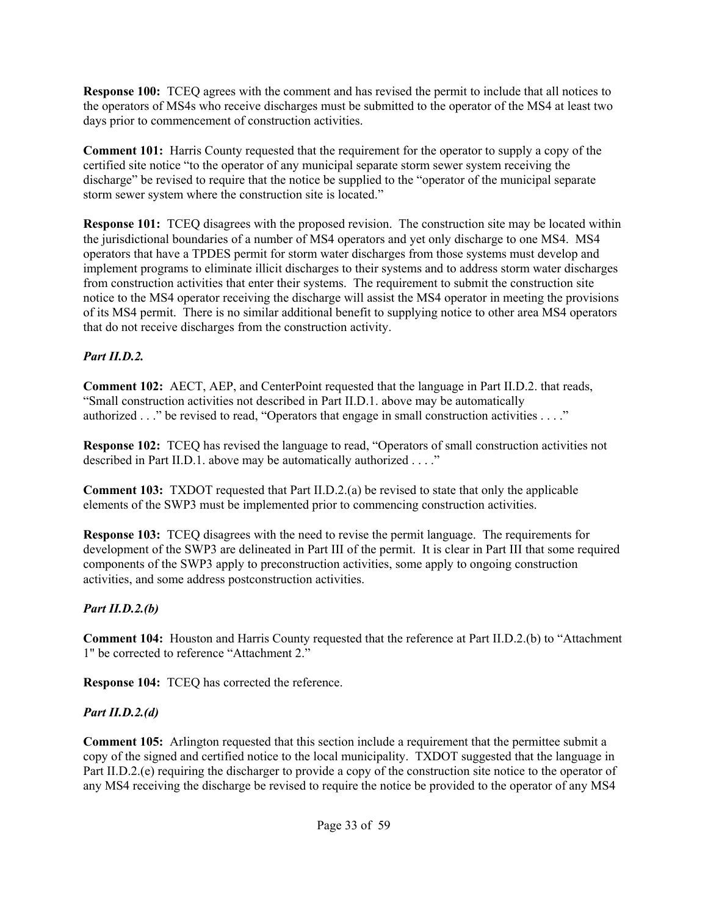**Response 100:** TCEQ agrees with the comment and has revised the permit to include that all notices to the operators of MS4s who receive discharges must be submitted to the operator of the MS4 at least two days prior to commencement of construction activities.

**Comment 101:** Harris County requested that the requirement for the operator to supply a copy of the certified site notice "to the operator of any municipal separate storm sewer system receiving the discharge" be revised to require that the notice be supplied to the "operator of the municipal separate storm sewer system where the construction site is located."

**Response 101:** TCEQ disagrees with the proposed revision. The construction site may be located within the jurisdictional boundaries of a number of MS4 operators and yet only discharge to one MS4. MS4 operators that have a TPDES permit for storm water discharges from those systems must develop and implement programs to eliminate illicit discharges to their systems and to address storm water discharges from construction activities that enter their systems. The requirement to submit the construction site notice to the MS4 operator receiving the discharge will assist the MS4 operator in meeting the provisions of its MS4 permit. There is no similar additional benefit to supplying notice to other area MS4 operators that do not receive discharges from the construction activity.

***Part II.D.2.***

**Comment 102:** AECT, AEP, and CenterPoint requested that the language in Part II.D.2. that reads, "Small construction activities not described in Part II.D.1. above may be automatically authorized . . ." be revised to read, "Operators that engage in small construction activities . . . ."

**Response 102:** TCEQ has revised the language to read, "Operators of small construction activities not described in Part II.D.1. above may be automatically authorized . . . ."

**Comment 103:** TXDOT requested that Part II.D.2.(a) be revised to state that only the applicable elements of the SWP3 must be implemented prior to commencing construction activities.

**Response 103:** TCEQ disagrees with the need to revise the permit language. The requirements for development of the SWP3 are delineated in Part III of the permit. It is clear in Part III that some required components of the SWP3 apply to preconstruction activities, some apply to ongoing construction activities, and some address postconstruction activities.

***Part II.D.2.(b)***

**Comment 104:** Houston and Harris County requested that the reference at Part II.D.2.(b) to "Attachment 1" be corrected to reference "Attachment 2."

**Response 104:** TCEQ has corrected the reference.

***Part II.D.2.(d)***

**Comment 105:** Arlington requested that this section include a requirement that the permittee submit a copy of the signed and certified notice to the local municipality. TXDOT suggested that the language in Part II.D.2.(e) requiring the discharger to provide a copy of the construction site notice to the operator of any MS4 receiving the discharge be revised to require the notice be provided to the operator of any MS4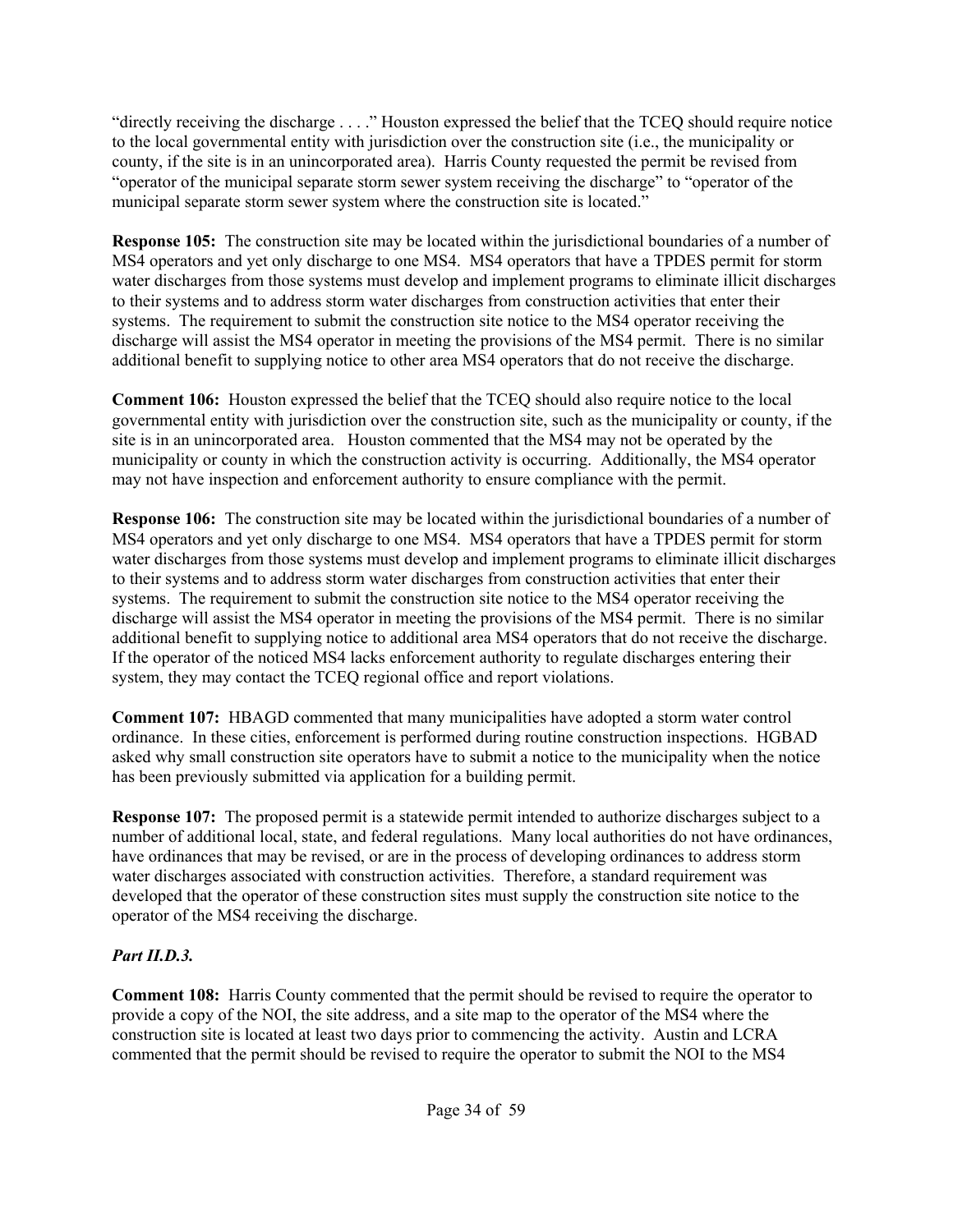"directly receiving the discharge . . . ." Houston expressed the belief that the TCEQ should require notice to the local governmental entity with jurisdiction over the construction site (i.e., the municipality or county, if the site is in an unincorporated area). Harris County requested the permit be revised from "operator of the municipal separate storm sewer system receiving the discharge" to "operator of the municipal separate storm sewer system where the construction site is located."

**Response 105:** The construction site may be located within the jurisdictional boundaries of a number of MS4 operators and yet only discharge to one MS4. MS4 operators that have a TPDES permit for storm water discharges from those systems must develop and implement programs to eliminate illicit discharges to their systems and to address storm water discharges from construction activities that enter their systems. The requirement to submit the construction site notice to the MS4 operator receiving the discharge will assist the MS4 operator in meeting the provisions of the MS4 permit. There is no similar additional benefit to supplying notice to other area MS4 operators that do not receive the discharge.

**Comment 106:** Houston expressed the belief that the TCEQ should also require notice to the local governmental entity with jurisdiction over the construction site, such as the municipality or county, if the site is in an unincorporated area. Houston commented that the MS4 may not be operated by the municipality or county in which the construction activity is occurring. Additionally, the MS4 operator may not have inspection and enforcement authority to ensure compliance with the permit.

**Response 106:** The construction site may be located within the jurisdictional boundaries of a number of MS4 operators and yet only discharge to one MS4. MS4 operators that have a TPDES permit for storm water discharges from those systems must develop and implement programs to eliminate illicit discharges to their systems and to address storm water discharges from construction activities that enter their systems. The requirement to submit the construction site notice to the MS4 operator receiving the discharge will assist the MS4 operator in meeting the provisions of the MS4 permit. There is no similar additional benefit to supplying notice to additional area MS4 operators that do not receive the discharge. If the operator of the noticed MS4 lacks enforcement authority to regulate discharges entering their system, they may contact the TCEQ regional office and report violations.

**Comment 107:** HBAGD commented that many municipalities have adopted a storm water control ordinance. In these cities, enforcement is performed during routine construction inspections. HGBAD asked why small construction site operators have to submit a notice to the municipality when the notice has been previously submitted via application for a building permit.

**Response 107:** The proposed permit is a statewide permit intended to authorize discharges subject to a number of additional local, state, and federal regulations. Many local authorities do not have ordinances, have ordinances that may be revised, or are in the process of developing ordinances to address storm water discharges associated with construction activities. Therefore, a standard requirement was developed that the operator of these construction sites must supply the construction site notice to the operator of the MS4 receiving the discharge.

***Part II.D.3.***

**Comment 108:** Harris County commented that the permit should be revised to require the operator to provide a copy of the NOI, the site address, and a site map to the operator of the MS4 where the construction site is located at least two days prior to commencing the activity. Austin and LCRA commented that the permit should be revised to require the operator to submit the NOI to the MS4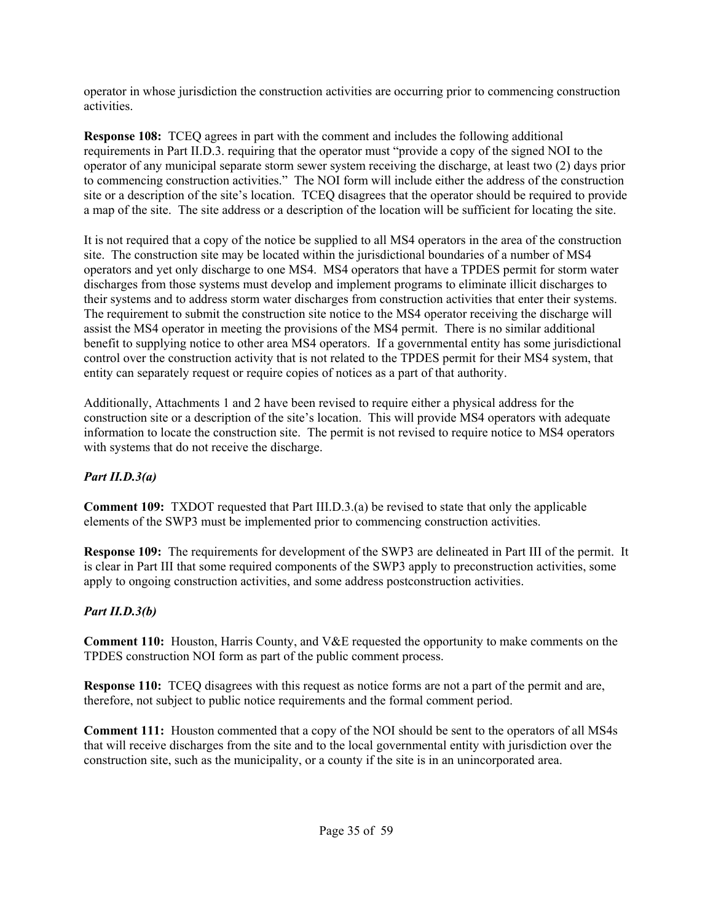operator in whose jurisdiction the construction activities are occurring prior to commencing construction activities.

**Response 108:** TCEQ agrees in part with the comment and includes the following additional requirements in Part II.D.3. requiring that the operator must "provide a copy of the signed NOI to the operator of any municipal separate storm sewer system receiving the discharge, at least two (2) days prior to commencing construction activities." The NOI form will include either the address of the construction site or a description of the site's location. TCEQ disagrees that the operator should be required to provide a map of the site. The site address or a description of the location will be sufficient for locating the site.

It is not required that a copy of the notice be supplied to all MS4 operators in the area of the construction site. The construction site may be located within the jurisdictional boundaries of a number of MS4 operators and yet only discharge to one MS4. MS4 operators that have a TPDES permit for storm water discharges from those systems must develop and implement programs to eliminate illicit discharges to their systems and to address storm water discharges from construction activities that enter their systems. The requirement to submit the construction site notice to the MS4 operator receiving the discharge will assist the MS4 operator in meeting the provisions of the MS4 permit. There is no similar additional benefit to supplying notice to other area MS4 operators. If a governmental entity has some jurisdictional control over the construction activity that is not related to the TPDES permit for their MS4 system, that entity can separately request or require copies of notices as a part of that authority.

Additionally, Attachments 1 and 2 have been revised to require either a physical address for the construction site or a description of the site's location. This will provide MS4 operators with adequate information to locate the construction site. The permit is not revised to require notice to MS4 operators with systems that do not receive the discharge.

### *Part II.D.3(a)*

**Comment 109:** TXDOT requested that Part III.D.3.(a) be revised to state that only the applicable elements of the SWP3 must be implemented prior to commencing construction activities.

**Response 109:** The requirements for development of the SWP3 are delineated in Part III of the permit. It is clear in Part III that some required components of the SWP3 apply to preconstruction activities, some apply to ongoing construction activities, and some address postconstruction activities.

### *Part II.D.3(b)*

**Comment 110:** Houston, Harris County, and V&E requested the opportunity to make comments on the TPDES construction NOI form as part of the public comment process.

**Response 110:** TCEQ disagrees with this request as notice forms are not a part of the permit and are, therefore, not subject to public notice requirements and the formal comment period.

**Comment 111:** Houston commented that a copy of the NOI should be sent to the operators of all MS4s that will receive discharges from the site and to the local governmental entity with jurisdiction over the construction site, such as the municipality, or a county if the site is in an unincorporated area.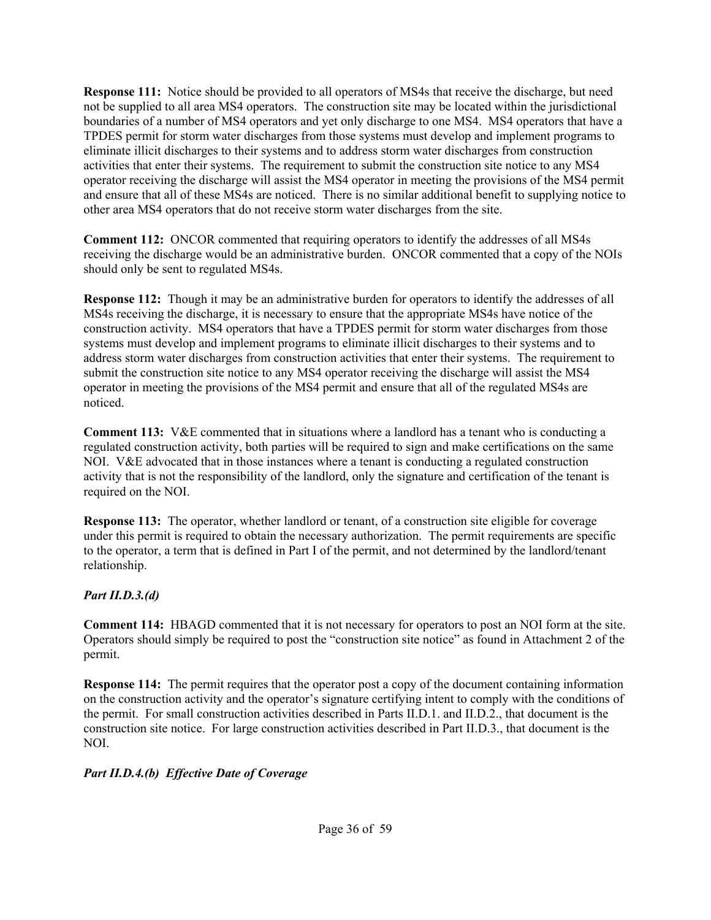**Response 111:** Notice should be provided to all operators of MS4s that receive the discharge, but need not be supplied to all area MS4 operators. The construction site may be located within the jurisdictional boundaries of a number of MS4 operators and yet only discharge to one MS4. MS4 operators that have a TPDES permit for storm water discharges from those systems must develop and implement programs to eliminate illicit discharges to their systems and to address storm water discharges from construction activities that enter their systems. The requirement to submit the construction site notice to any MS4 operator receiving the discharge will assist the MS4 operator in meeting the provisions of the MS4 permit and ensure that all of these MS4s are noticed. There is no similar additional benefit to supplying notice to other area MS4 operators that do not receive storm water discharges from the site.

**Comment 112:** ONCOR commented that requiring operators to identify the addresses of all MS4s receiving the discharge would be an administrative burden. ONCOR commented that a copy of the NOIs should only be sent to regulated MS4s.

**Response 112:** Though it may be an administrative burden for operators to identify the addresses of all MS4s receiving the discharge, it is necessary to ensure that the appropriate MS4s have notice of the construction activity. MS4 operators that have a TPDES permit for storm water discharges from those systems must develop and implement programs to eliminate illicit discharges to their systems and to address storm water discharges from construction activities that enter their systems. The requirement to submit the construction site notice to any MS4 operator receiving the discharge will assist the MS4 operator in meeting the provisions of the MS4 permit and ensure that all of the regulated MS4s are noticed.

**Comment 113:** V&E commented that in situations where a landlord has a tenant who is conducting a regulated construction activity, both parties will be required to sign and make certifications on the same NOI. V&E advocated that in those instances where a tenant is conducting a regulated construction activity that is not the responsibility of the landlord, only the signature and certification of the tenant is required on the NOI.

**Response 113:** The operator, whether landlord or tenant, of a construction site eligible for coverage under this permit is required to obtain the necessary authorization. The permit requirements are specific to the operator, a term that is defined in Part I of the permit, and not determined by the landlord/tenant relationship.

***Part II.D.3.(d)***

**Comment 114:** HBAGD commented that it is not necessary for operators to post an NOI form at the site. Operators should simply be required to post the "construction site notice" as found in Attachment 2 of the permit.

**Response 114:** The permit requires that the operator post a copy of the document containing information on the construction activity and the operator's signature certifying intent to comply with the conditions of the permit. For small construction activities described in Parts II.D.1. and II.D.2., that document is the construction site notice. For large construction activities described in Part II.D.3., that document is the NOI.

***Part II.D.4.(b) Effective Date of Coverage***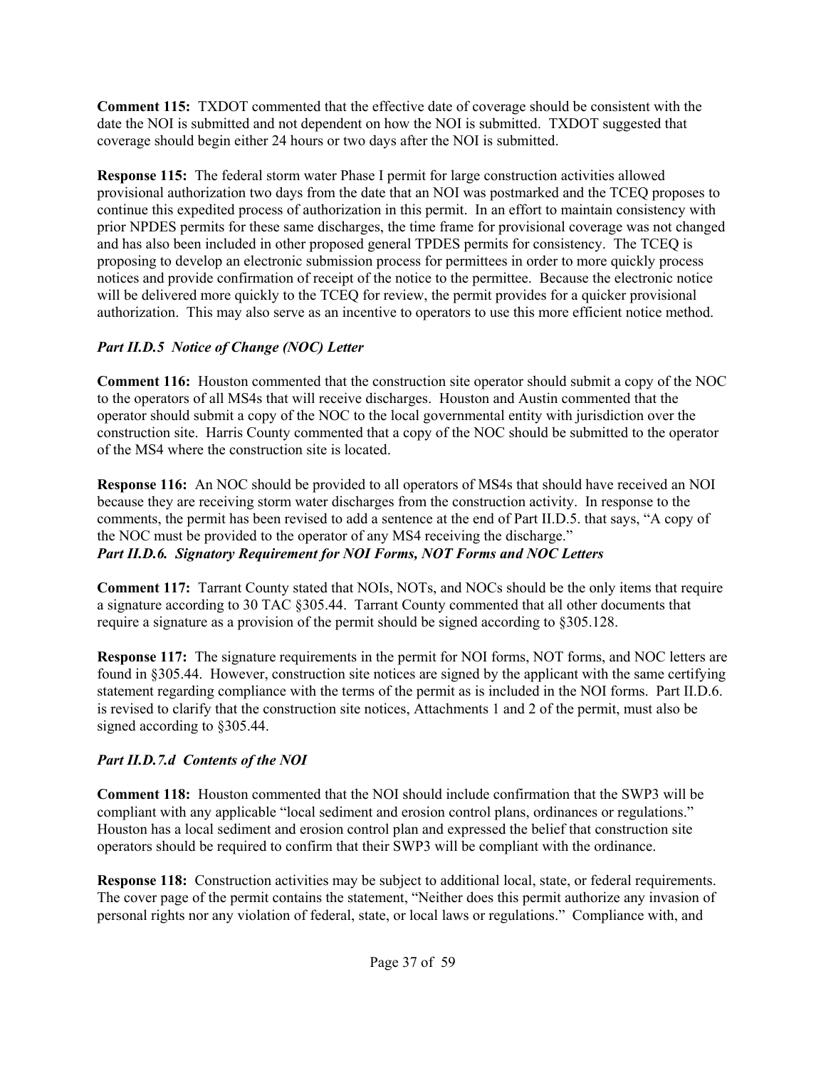**Comment 115:** TXDOT commented that the effective date of coverage should be consistent with the date the NOI is submitted and not dependent on how the NOI is submitted. TXDOT suggested that coverage should begin either 24 hours or two days after the NOI is submitted.

**Response 115:** The federal storm water Phase I permit for large construction activities allowed provisional authorization two days from the date that an NOI was postmarked and the TCEQ proposes to continue this expedited process of authorization in this permit. In an effort to maintain consistency with prior NPDES permits for these same discharges, the time frame for provisional coverage was not changed and has also been included in other proposed general TPDES permits for consistency. The TCEQ is proposing to develop an electronic submission process for permittees in order to more quickly process notices and provide confirmation of receipt of the notice to the permittee. Because the electronic notice will be delivered more quickly to the TCEQ for review, the permit provides for a quicker provisional authorization. This may also serve as an incentive to operators to use this more efficient notice method.

***Part II.D.5 Notice of Change (NOC) Letter***

**Comment 116:** Houston commented that the construction site operator should submit a copy of the NOC to the operators of all MS4s that will receive discharges. Houston and Austin commented that the operator should submit a copy of the NOC to the local governmental entity with jurisdiction over the construction site. Harris County commented that a copy of the NOC should be submitted to the operator of the MS4 where the construction site is located.

**Response 116:** An NOC should be provided to all operators of MS4s that should have received an NOI because they are receiving storm water discharges from the construction activity. In response to the comments, the permit has been revised to add a sentence at the end of Part II.D.5. that says, "A copy of the NOC must be provided to the operator of any MS4 receiving the discharge."

***Part II.D.6. Signatory Requirement for NOI Forms, NOT Forms and NOC Letters***

**Comment 117:** Tarrant County stated that NOIs, NOTs, and NOCs should be the only items that require a signature according to 30 TAC §305.44. Tarrant County commented that all other documents that require a signature as a provision of the permit should be signed according to §305.128.

**Response 117:** The signature requirements in the permit for NOI forms, NOT forms, and NOC letters are found in §305.44. However, construction site notices are signed by the applicant with the same certifying statement regarding compliance with the terms of the permit as is included in the NOI forms. Part II.D.6. is revised to clarify that the construction site notices, Attachments 1 and 2 of the permit, must also be signed according to §305.44.

***Part II.D.7.d Contents of the NOI***

**Comment 118:** Houston commented that the NOI should include confirmation that the SWP3 will be compliant with any applicable "local sediment and erosion control plans, ordinances or regulations." Houston has a local sediment and erosion control plan and expressed the belief that construction site operators should be required to confirm that their SWP3 will be compliant with the ordinance.

**Response 118:** Construction activities may be subject to additional local, state, or federal requirements. The cover page of the permit contains the statement, "Neither does this permit authorize any invasion of personal rights nor any violation of federal, state, or local laws or regulations." Compliance with, and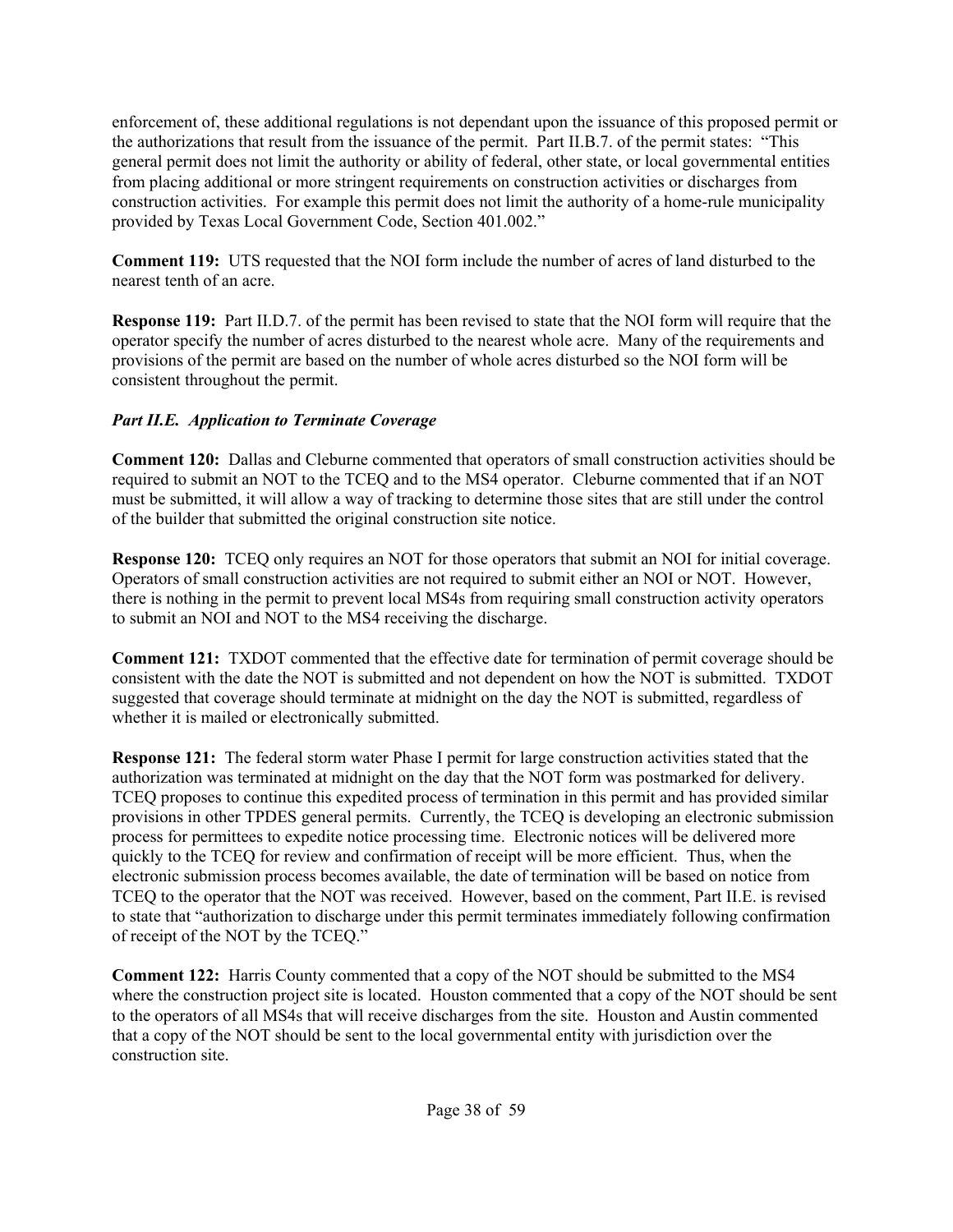enforcement of, these additional regulations is not dependant upon the issuance of this proposed permit or the authorizations that result from the issuance of the permit. Part II.B.7. of the permit states: "This general permit does not limit the authority or ability of federal, other state, or local governmental entities from placing additional or more stringent requirements on construction activities or discharges from construction activities. For example this permit does not limit the authority of a home-rule municipality provided by Texas Local Government Code, Section 401.002."

**Comment 119:** UTS requested that the NOI form include the number of acres of land disturbed to the nearest tenth of an acre.

**Response 119:** Part II.D.7. of the permit has been revised to state that the NOI form will require that the operator specify the number of acres disturbed to the nearest whole acre. Many of the requirements and provisions of the permit are based on the number of whole acres disturbed so the NOI form will be consistent throughout the permit.

***Part II.E. Application to Terminate Coverage***

**Comment 120:** Dallas and Cleburne commented that operators of small construction activities should be required to submit an NOT to the TCEQ and to the MS4 operator. Cleburne commented that if an NOT must be submitted, it will allow a way of tracking to determine those sites that are still under the control of the builder that submitted the original construction site notice.

**Response 120:** TCEQ only requires an NOT for those operators that submit an NOI for initial coverage. Operators of small construction activities are not required to submit either an NOI or NOT. However, there is nothing in the permit to prevent local MS4s from requiring small construction activity operators to submit an NOI and NOT to the MS4 receiving the discharge.

**Comment 121:** TXDOT commented that the effective date for termination of permit coverage should be consistent with the date the NOT is submitted and not dependent on how the NOT is submitted. TXDOT suggested that coverage should terminate at midnight on the day the NOT is submitted, regardless of whether it is mailed or electronically submitted.

**Response 121:** The federal storm water Phase I permit for large construction activities stated that the authorization was terminated at midnight on the day that the NOT form was postmarked for delivery. TCEQ proposes to continue this expedited process of termination in this permit and has provided similar provisions in other TPDES general permits. Currently, the TCEQ is developing an electronic submission process for permittees to expedite notice processing time. Electronic notices will be delivered more quickly to the TCEQ for review and confirmation of receipt will be more efficient. Thus, when the electronic submission process becomes available, the date of termination will be based on notice from TCEQ to the operator that the NOT was received. However, based on the comment, Part II.E. is revised to state that "authorization to discharge under this permit terminates immediately following confirmation of receipt of the NOT by the TCEQ."

**Comment 122:** Harris County commented that a copy of the NOT should be submitted to the MS4 where the construction project site is located. Houston commented that a copy of the NOT should be sent to the operators of all MS4s that will receive discharges from the site. Houston and Austin commented that a copy of the NOT should be sent to the local governmental entity with jurisdiction over the construction site.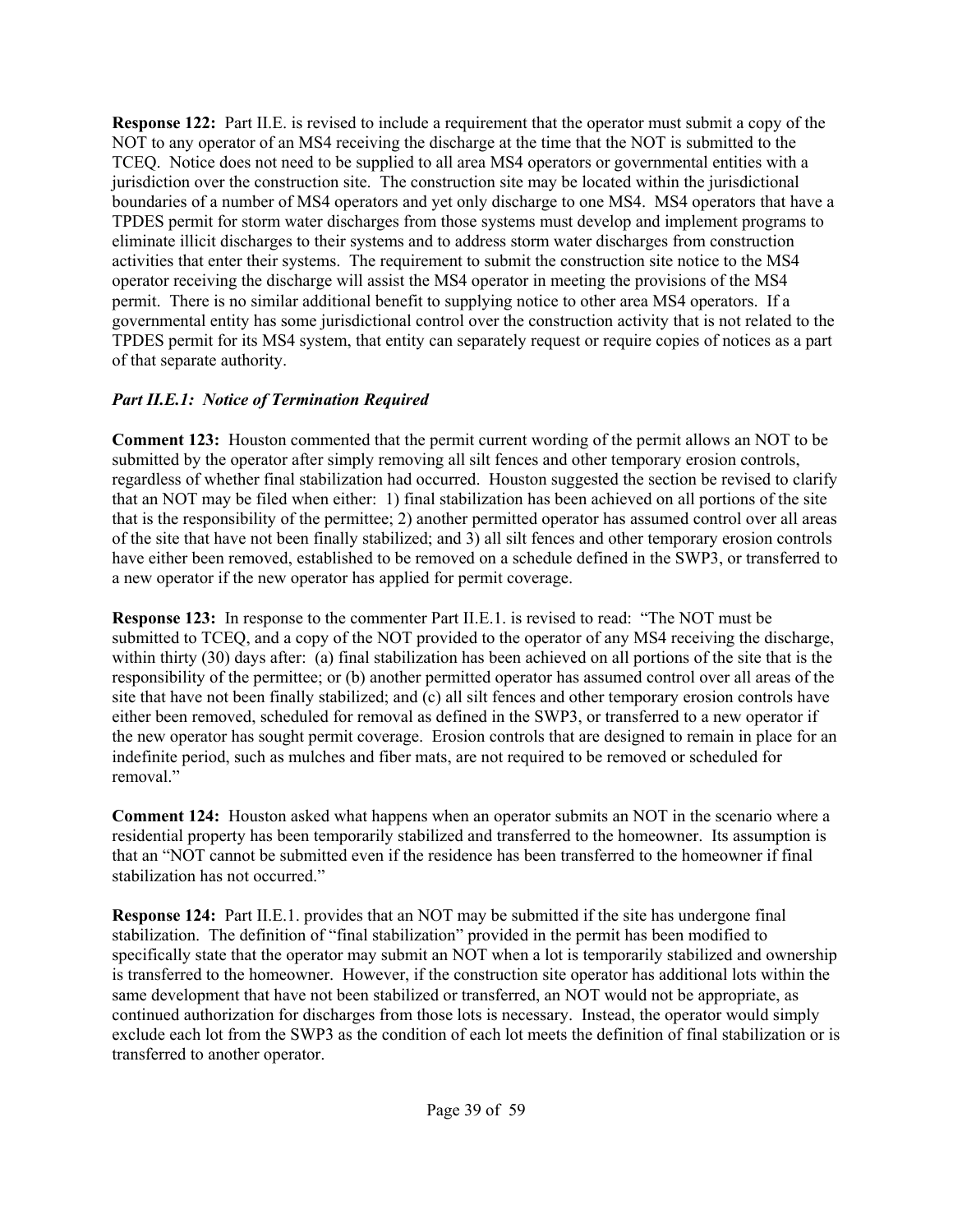**Response 122:** Part II.E. is revised to include a requirement that the operator must submit a copy of the NOT to any operator of an MS4 receiving the discharge at the time that the NOT is submitted to the TCEQ. Notice does not need to be supplied to all area MS4 operators or governmental entities with a jurisdiction over the construction site. The construction site may be located within the jurisdictional boundaries of a number of MS4 operators and yet only discharge to one MS4. MS4 operators that have a TPDES permit for storm water discharges from those systems must develop and implement programs to eliminate illicit discharges to their systems and to address storm water discharges from construction activities that enter their systems. The requirement to submit the construction site notice to the MS4 operator receiving the discharge will assist the MS4 operator in meeting the provisions of the MS4 permit. There is no similar additional benefit to supplying notice to other area MS4 operators. If a governmental entity has some jurisdictional control over the construction activity that is not related to the TPDES permit for its MS4 system, that entity can separately request or require copies of notices as a part of that separate authority.

### *Part II.E.1: Notice of Termination Required*

**Comment 123:** Houston commented that the permit current wording of the permit allows an NOT to be submitted by the operator after simply removing all silt fences and other temporary erosion controls, regardless of whether final stabilization had occurred. Houston suggested the section be revised to clarify that an NOT may be filed when either: 1) final stabilization has been achieved on all portions of the site that is the responsibility of the permittee; 2) another permitted operator has assumed control over all areas of the site that have not been finally stabilized; and 3) all silt fences and other temporary erosion controls have either been removed, established to be removed on a schedule defined in the SWP3, or transferred to a new operator if the new operator has applied for permit coverage.

**Response 123:** In response to the commenter Part II.E.1. is revised to read: "The NOT must be submitted to TCEQ, and a copy of the NOT provided to the operator of any MS4 receiving the discharge, within thirty (30) days after: (a) final stabilization has been achieved on all portions of the site that is the responsibility of the permittee; or (b) another permitted operator has assumed control over all areas of the site that have not been finally stabilized; and (c) all silt fences and other temporary erosion controls have either been removed, scheduled for removal as defined in the SWP3, or transferred to a new operator if the new operator has sought permit coverage. Erosion controls that are designed to remain in place for an indefinite period, such as mulches and fiber mats, are not required to be removed or scheduled for removal."

**Comment 124:** Houston asked what happens when an operator submits an NOT in the scenario where a residential property has been temporarily stabilized and transferred to the homeowner. Its assumption is that an "NOT cannot be submitted even if the residence has been transferred to the homeowner if final stabilization has not occurred."

**Response 124:** Part II.E.1. provides that an NOT may be submitted if the site has undergone final stabilization. The definition of "final stabilization" provided in the permit has been modified to specifically state that the operator may submit an NOT when a lot is temporarily stabilized and ownership is transferred to the homeowner. However, if the construction site operator has additional lots within the same development that have not been stabilized or transferred, an NOT would not be appropriate, as continued authorization for discharges from those lots is necessary. Instead, the operator would simply exclude each lot from the SWP3 as the condition of each lot meets the definition of final stabilization or is transferred to another operator.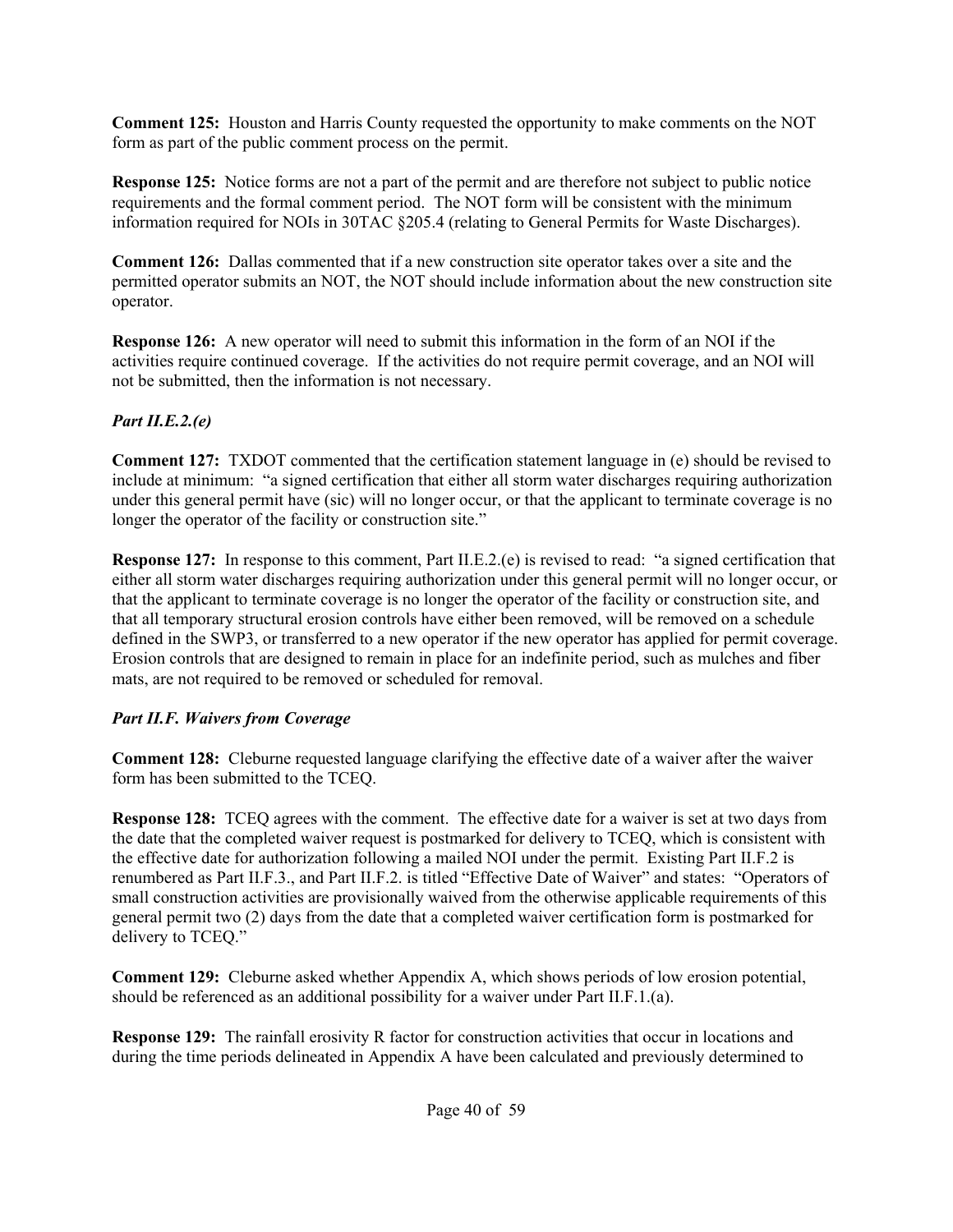**Comment 125:** Houston and Harris County requested the opportunity to make comments on the NOT form as part of the public comment process on the permit.

**Response 125:** Notice forms are not a part of the permit and are therefore not subject to public notice requirements and the formal comment period. The NOT form will be consistent with the minimum information required for NOIs in 30TAC §205.4 (relating to General Permits for Waste Discharges).

**Comment 126:** Dallas commented that if a new construction site operator takes over a site and the permitted operator submits an NOT, the NOT should include information about the new construction site operator.

**Response 126:** A new operator will need to submit this information in the form of an NOI if the activities require continued coverage. If the activities do not require permit coverage, and an NOI will not be submitted, then the information is not necessary.

***Part II.E.2.(e)***

**Comment 127:** TXDOT commented that the certification statement language in (e) should be revised to include at minimum: "a signed certification that either all storm water discharges requiring authorization under this general permit have (sic) will no longer occur, or that the applicant to terminate coverage is no longer the operator of the facility or construction site."

**Response 127:** In response to this comment, Part II.E.2.(e) is revised to read: "a signed certification that either all storm water discharges requiring authorization under this general permit will no longer occur, or that the applicant to terminate coverage is no longer the operator of the facility or construction site, and that all temporary structural erosion controls have either been removed, will be removed on a schedule defined in the SWP3, or transferred to a new operator if the new operator has applied for permit coverage. Erosion controls that are designed to remain in place for an indefinite period, such as mulches and fiber mats, are not required to be removed or scheduled for removal.

***Part II.F. Waivers from Coverage***

**Comment 128:** Cleburne requested language clarifying the effective date of a waiver after the waiver form has been submitted to the TCEQ.

**Response 128:** TCEQ agrees with the comment. The effective date for a waiver is set at two days from the date that the completed waiver request is postmarked for delivery to TCEQ, which is consistent with the effective date for authorization following a mailed NOI under the permit. Existing Part II.F.2 is renumbered as Part II.F.3., and Part II.F.2. is titled "Effective Date of Waiver" and states: "Operators of small construction activities are provisionally waived from the otherwise applicable requirements of this general permit two (2) days from the date that a completed waiver certification form is postmarked for delivery to TCEQ."

**Comment 129:** Cleburne asked whether Appendix A, which shows periods of low erosion potential, should be referenced as an additional possibility for a waiver under Part II.F.1.(a).

**Response 129:** The rainfall erosivity R factor for construction activities that occur in locations and during the time periods delineated in Appendix A have been calculated and previously determined to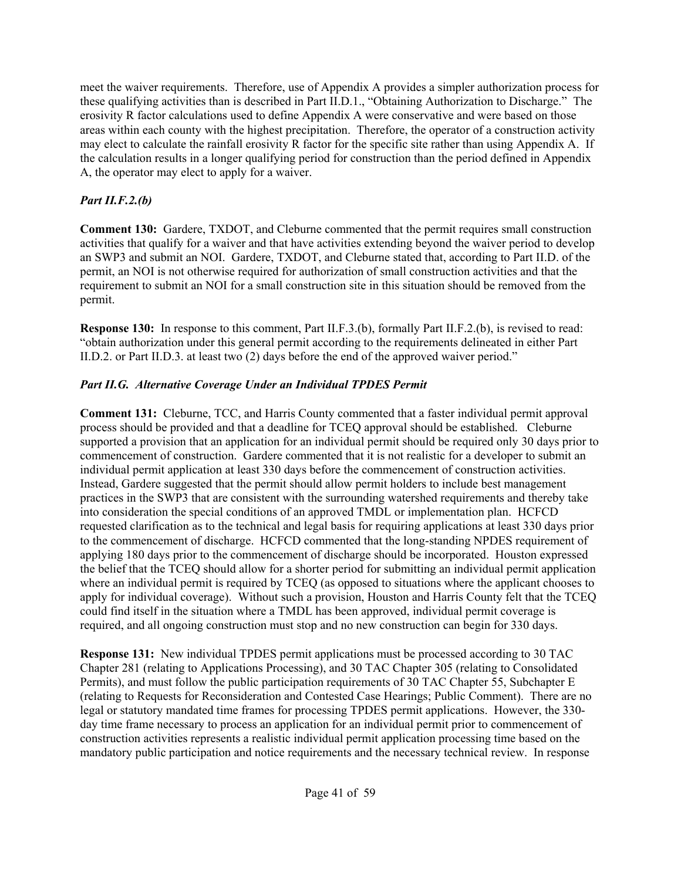meet the waiver requirements. Therefore, use of Appendix A provides a simpler authorization process for these qualifying activities than is described in Part II.D.1., "Obtaining Authorization to Discharge." The erosivity R factor calculations used to define Appendix A were conservative and were based on those areas within each county with the highest precipitation. Therefore, the operator of a construction activity may elect to calculate the rainfall erosivity R factor for the specific site rather than using Appendix A. If the calculation results in a longer qualifying period for construction than the period defined in Appendix A, the operator may elect to apply for a waiver.

### *Part II.F.2.(b)*

**Comment 130:** Gardere, TXDOT, and Cleburne commented that the permit requires small construction activities that qualify for a waiver and that have activities extending beyond the waiver period to develop an SWP3 and submit an NOI. Gardere, TXDOT, and Cleburne stated that, according to Part II.D. of the permit, an NOI is not otherwise required for authorization of small construction activities and that the requirement to submit an NOI for a small construction site in this situation should be removed from the permit.

**Response 130:** In response to this comment, Part II.F.3.(b), formally Part II.F.2.(b), is revised to read: "obtain authorization under this general permit according to the requirements delineated in either Part II.D.2. or Part II.D.3. at least two (2) days before the end of the approved waiver period."

### *Part II.G. Alternative Coverage Under an Individual TPDES Permit*

**Comment 131:** Cleburne, TCC, and Harris County commented that a faster individual permit approval process should be provided and that a deadline for TCEQ approval should be established. Cleburne supported a provision that an application for an individual permit should be required only 30 days prior to commencement of construction. Gardere commented that it is not realistic for a developer to submit an individual permit application at least 330 days before the commencement of construction activities. Instead, Gardere suggested that the permit should allow permit holders to include best management practices in the SWP3 that are consistent with the surrounding watershed requirements and thereby take into consideration the special conditions of an approved TMDL or implementation plan. HCFCD requested clarification as to the technical and legal basis for requiring applications at least 330 days prior to the commencement of discharge. HCFCD commented that the long-standing NPDES requirement of applying 180 days prior to the commencement of discharge should be incorporated. Houston expressed the belief that the TCEQ should allow for a shorter period for submitting an individual permit application where an individual permit is required by TCEQ (as opposed to situations where the applicant chooses to apply for individual coverage). Without such a provision, Houston and Harris County felt that the TCEQ could find itself in the situation where a TMDL has been approved, individual permit coverage is required, and all ongoing construction must stop and no new construction can begin for 330 days.

**Response 131:** New individual TPDES permit applications must be processed according to 30 TAC Chapter 281 (relating to Applications Processing), and 30 TAC Chapter 305 (relating to Consolidated Permits), and must follow the public participation requirements of 30 TAC Chapter 55, Subchapter E (relating to Requests for Reconsideration and Contested Case Hearings; Public Comment). There are no legal or statutory mandated time frames for processing TPDES permit applications. However, the 330-day time frame necessary to process an application for an individual permit prior to commencement of construction activities represents a realistic individual permit application processing time based on the mandatory public participation and notice requirements and the necessary technical review. In response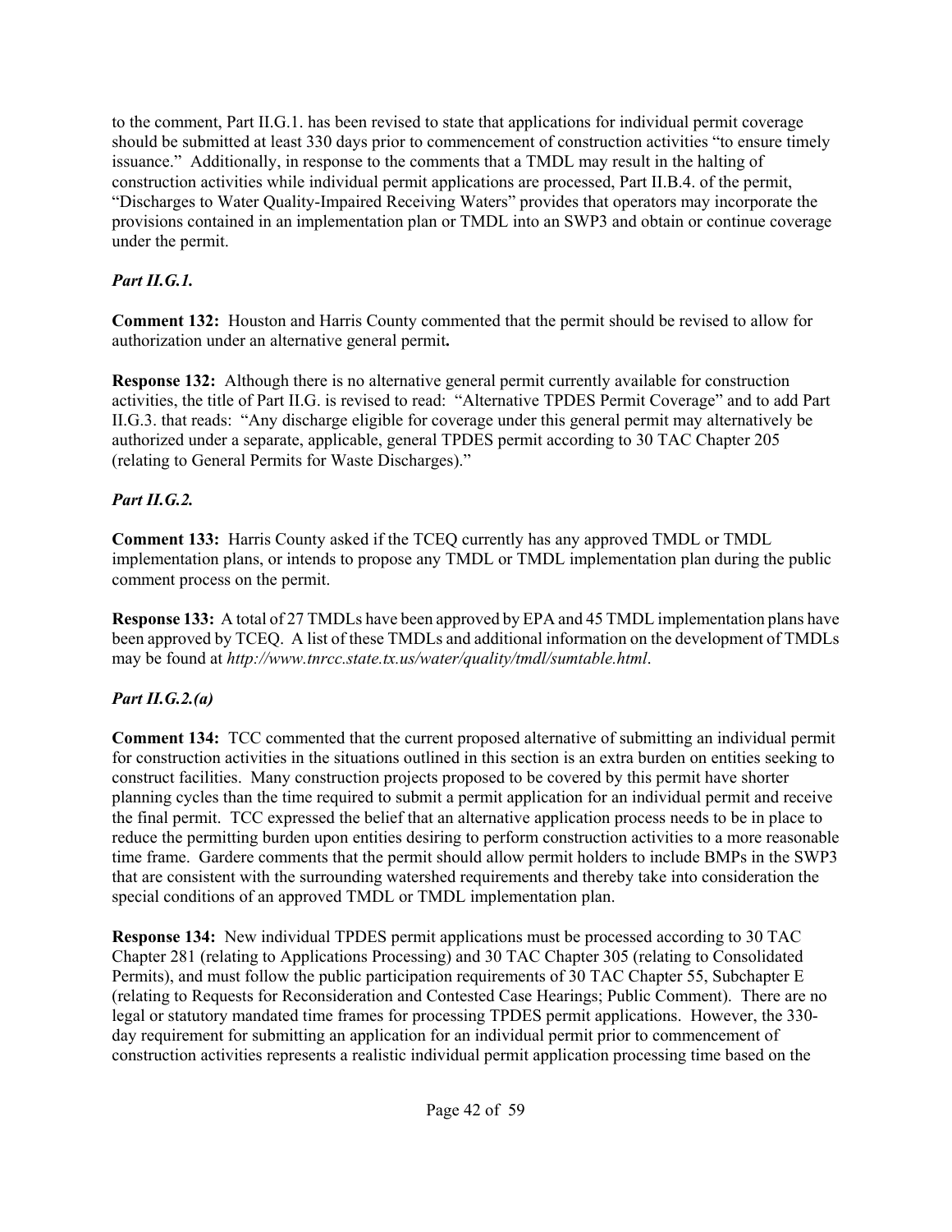to the comment, Part II.G.1. has been revised to state that applications for individual permit coverage should be submitted at least 330 days prior to commencement of construction activities "to ensure timely issuance." Additionally, in response to the comments that a TMDL may result in the halting of construction activities while individual permit applications are processed, Part II.B.4. of the permit, "Discharges to Water Quality-Impaired Receiving Waters" provides that operators may incorporate the provisions contained in an implementation plan or TMDL into an SWP3 and obtain or continue coverage under the permit.

***Part II.G.1.***

**Comment 132:** Houston and Harris County commented that the permit should be revised to allow for authorization under an alternative general permit**.**

**Response 132:** Although there is no alternative general permit currently available for construction activities, the title of Part II.G. is revised to read: "Alternative TPDES Permit Coverage" and to add Part II.G.3. that reads: "Any discharge eligible for coverage under this general permit may alternatively be authorized under a separate, applicable, general TPDES permit according to 30 TAC Chapter 205 (relating to General Permits for Waste Discharges)."

***Part II.G.2.***

**Comment 133:** Harris County asked if the TCEQ currently has any approved TMDL or TMDL implementation plans, or intends to propose any TMDL or TMDL implementation plan during the public comment process on the permit.

**Response 133:** A total of 27 TMDLs have been approved by EPA and 45 TMDL implementation plans have been approved by TCEQ. A list of these TMDLs and additional information on the development of TMDLs may be found at *http://www.tnrcc.state.tx.us/water/quality/tmdl/sumtable.html*.

***Part II.G.2.(a)***

**Comment 134:** TCC commented that the current proposed alternative of submitting an individual permit for construction activities in the situations outlined in this section is an extra burden on entities seeking to construct facilities. Many construction projects proposed to be covered by this permit have shorter planning cycles than the time required to submit a permit application for an individual permit and receive the final permit. TCC expressed the belief that an alternative application process needs to be in place to reduce the permitting burden upon entities desiring to perform construction activities to a more reasonable time frame. Gardere comments that the permit should allow permit holders to include BMPs in the SWP3 that are consistent with the surrounding watershed requirements and thereby take into consideration the special conditions of an approved TMDL or TMDL implementation plan.

**Response 134:** New individual TPDES permit applications must be processed according to 30 TAC Chapter 281 (relating to Applications Processing) and 30 TAC Chapter 305 (relating to Consolidated Permits), and must follow the public participation requirements of 30 TAC Chapter 55, Subchapter E (relating to Requests for Reconsideration and Contested Case Hearings; Public Comment). There are no legal or statutory mandated time frames for processing TPDES permit applications. However, the 330-day requirement for submitting an application for an individual permit prior to commencement of construction activities represents a realistic individual permit application processing time based on the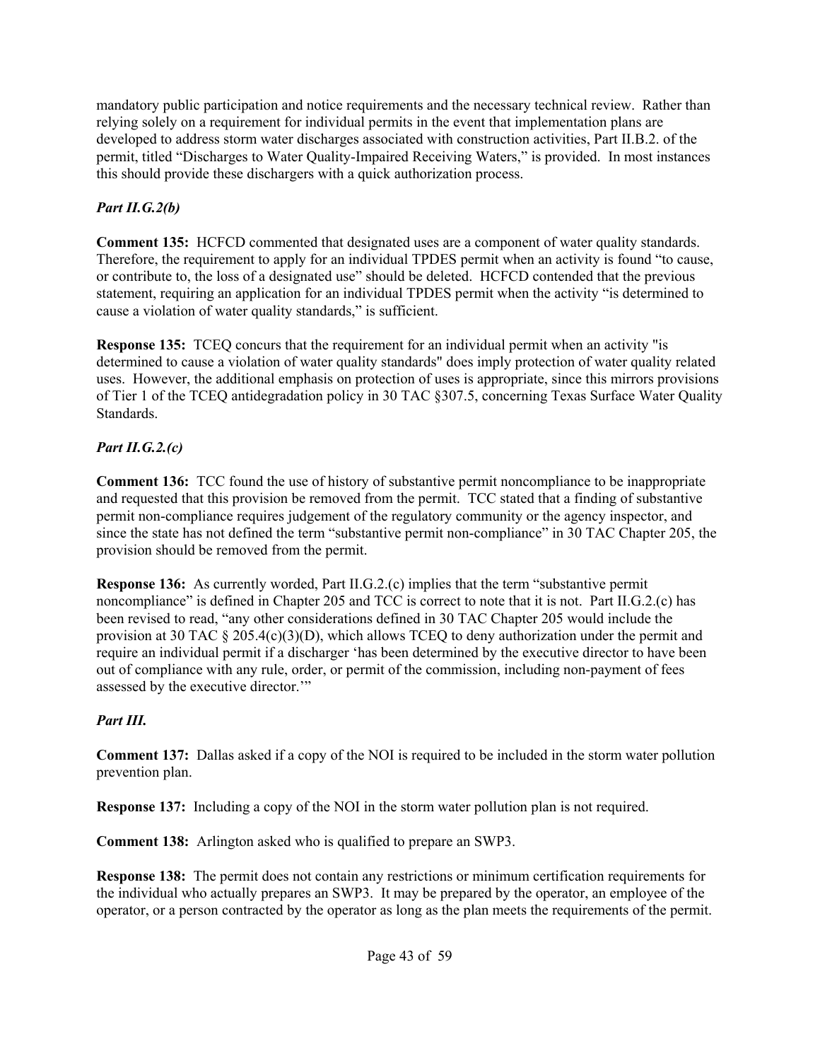mandatory public participation and notice requirements and the necessary technical review. Rather than relying solely on a requirement for individual permits in the event that implementation plans are developed to address storm water discharges associated with construction activities, Part II.B.2. of the permit, titled "Discharges to Water Quality-Impaired Receiving Waters," is provided. In most instances this should provide these dischargers with a quick authorization process.

### *Part II.G.2(b)*

**Comment 135:** HCFCD commented that designated uses are a component of water quality standards. Therefore, the requirement to apply for an individual TPDES permit when an activity is found "to cause, or contribute to, the loss of a designated use" should be deleted. HCFCD contended that the previous statement, requiring an application for an individual TPDES permit when the activity "is determined to cause a violation of water quality standards," is sufficient.

**Response 135:** TCEQ concurs that the requirement for an individual permit when an activity "is determined to cause a violation of water quality standards" does imply protection of water quality related uses. However, the additional emphasis on protection of uses is appropriate, since this mirrors provisions of Tier 1 of the TCEQ antidegradation policy in 30 TAC §307.5, concerning Texas Surface Water Quality Standards.

### *Part II.G.2.(c)*

**Comment 136:** TCC found the use of history of substantive permit noncompliance to be inappropriate and requested that this provision be removed from the permit. TCC stated that a finding of substantive permit non-compliance requires judgement of the regulatory community or the agency inspector, and since the state has not defined the term "substantive permit non-compliance" in 30 TAC Chapter 205, the provision should be removed from the permit.

**Response 136:** As currently worded, Part II.G.2.(c) implies that the term "substantive permit noncompliance" is defined in Chapter 205 and TCC is correct to note that it is not. Part II.G.2.(c) has been revised to read, "any other considerations defined in 30 TAC Chapter 205 would include the provision at 30 TAC § 205.4(c)(3)(D), which allows TCEQ to deny authorization under the permit and require an individual permit if a discharger 'has been determined by the executive director to have been out of compliance with any rule, order, or permit of the commission, including non-payment of fees assessed by the executive director.'"

### *Part III.*

**Comment 137:** Dallas asked if a copy of the NOI is required to be included in the storm water pollution prevention plan.

**Response 137:** Including a copy of the NOI in the storm water pollution plan is not required.

**Comment 138:** Arlington asked who is qualified to prepare an SWP3.

**Response 138:** The permit does not contain any restrictions or minimum certification requirements for the individual who actually prepares an SWP3. It may be prepared by the operator, an employee of the operator, or a person contracted by the operator as long as the plan meets the requirements of the permit.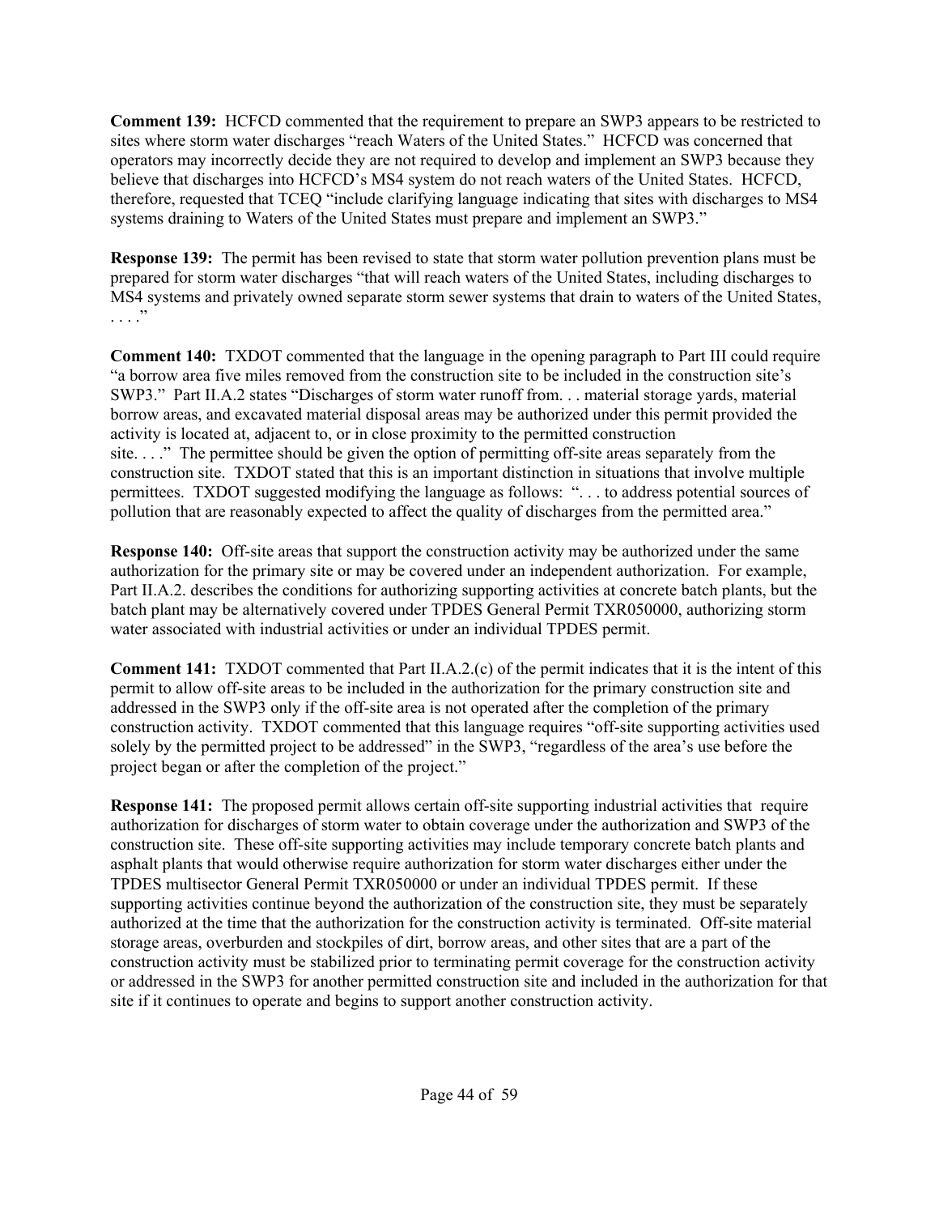**Comment 139:** HCFCD commented that the requirement to prepare an SWP3 appears to be restricted to sites where storm water discharges "reach Waters of the United States." HCFCD was concerned that operators may incorrectly decide they are not required to develop and implement an SWP3 because they believe that discharges into HCFCD's MS4 system do not reach waters of the United States. HCFCD, therefore, requested that TCEQ "include clarifying language indicating that sites with discharges to MS4 systems draining to Waters of the United States must prepare and implement an SWP3."

**Response 139:** The permit has been revised to state that storm water pollution prevention plans must be prepared for storm water discharges "that will reach waters of the United States, including discharges to MS4 systems and privately owned separate storm sewer systems that drain to waters of the United States, . . . ."

**Comment 140:** TXDOT commented that the language in the opening paragraph to Part III could require "a borrow area five miles removed from the construction site to be included in the construction site's SWP3." Part II.A.2 states "Discharges of storm water runoff from. . . material storage yards, material borrow areas, and excavated material disposal areas may be authorized under this permit provided the activity is located at, adjacent to, or in close proximity to the permitted construction site. . . ." The permittee should be given the option of permitting off-site areas separately from the construction site. TXDOT stated that this is an important distinction in situations that involve multiple permittees. TXDOT suggested modifying the language as follows: ". . . to address potential sources of pollution that are reasonably expected to affect the quality of discharges from the permitted area."

**Response 140:** Off-site areas that support the construction activity may be authorized under the same authorization for the primary site or may be covered under an independent authorization. For example, Part II.A.2. describes the conditions for authorizing supporting activities at concrete batch plants, but the batch plant may be alternatively covered under TPDES General Permit TXR050000, authorizing storm water associated with industrial activities or under an individual TPDES permit.

**Comment 141:** TXDOT commented that Part II.A.2.(c) of the permit indicates that it is the intent of this permit to allow off-site areas to be included in the authorization for the primary construction site and addressed in the SWP3 only if the off-site area is not operated after the completion of the primary construction activity. TXDOT commented that this language requires "off-site supporting activities used solely by the permitted project to be addressed" in the SWP3, "regardless of the area's use before the project began or after the completion of the project."

**Response 141:** The proposed permit allows certain off-site supporting industrial activities that require authorization for discharges of storm water to obtain coverage under the authorization and SWP3 of the construction site. These off-site supporting activities may include temporary concrete batch plants and asphalt plants that would otherwise require authorization for storm water discharges either under the TPDES multisector General Permit TXR050000 or under an individual TPDES permit. If these supporting activities continue beyond the authorization of the construction site, they must be separately authorized at the time that the authorization for the construction activity is terminated. Off-site material storage areas, overburden and stockpiles of dirt, borrow areas, and other sites that are a part of the construction activity must be stabilized prior to terminating permit coverage for the construction activity or addressed in the SWP3 for another permitted construction site and included in the authorization for that site if it continues to operate and begins to support another construction activity.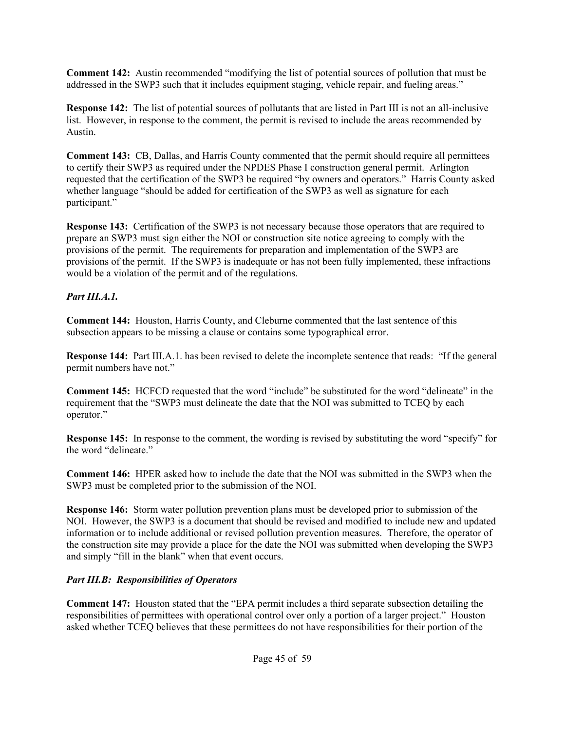**Comment 142:** Austin recommended "modifying the list of potential sources of pollution that must be addressed in the SWP3 such that it includes equipment staging, vehicle repair, and fueling areas."

**Response 142:** The list of potential sources of pollutants that are listed in Part III is not an all-inclusive list. However, in response to the comment, the permit is revised to include the areas recommended by Austin.

**Comment 143:** CB, Dallas, and Harris County commented that the permit should require all permittees to certify their SWP3 as required under the NPDES Phase I construction general permit. Arlington requested that the certification of the SWP3 be required "by owners and operators." Harris County asked whether language "should be added for certification of the SWP3 as well as signature for each participant."

**Response 143:** Certification of the SWP3 is not necessary because those operators that are required to prepare an SWP3 must sign either the NOI or construction site notice agreeing to comply with the provisions of the permit. The requirements for preparation and implementation of the SWP3 are provisions of the permit. If the SWP3 is inadequate or has not been fully implemented, these infractions would be a violation of the permit and of the regulations.

***Part III.A.1.***

**Comment 144:** Houston, Harris County, and Cleburne commented that the last sentence of this subsection appears to be missing a clause or contains some typographical error.

**Response 144:** Part III.A.1. has been revised to delete the incomplete sentence that reads: "If the general permit numbers have not."

**Comment 145:** HCFCD requested that the word "include" be substituted for the word "delineate" in the requirement that the "SWP3 must delineate the date that the NOI was submitted to TCEQ by each operator."

**Response 145:** In response to the comment, the wording is revised by substituting the word "specify" for the word "delineate."

**Comment 146:** HPER asked how to include the date that the NOI was submitted in the SWP3 when the SWP3 must be completed prior to the submission of the NOI.

**Response 146:** Storm water pollution prevention plans must be developed prior to submission of the NOI. However, the SWP3 is a document that should be revised and modified to include new and updated information or to include additional or revised pollution prevention measures. Therefore, the operator of the construction site may provide a place for the date the NOI was submitted when developing the SWP3 and simply "fill in the blank" when that event occurs.

***Part III.B: Responsibilities of Operators***

**Comment 147:** Houston stated that the "EPA permit includes a third separate subsection detailing the responsibilities of permittees with operational control over only a portion of a larger project." Houston asked whether TCEQ believes that these permittees do not have responsibilities for their portion of the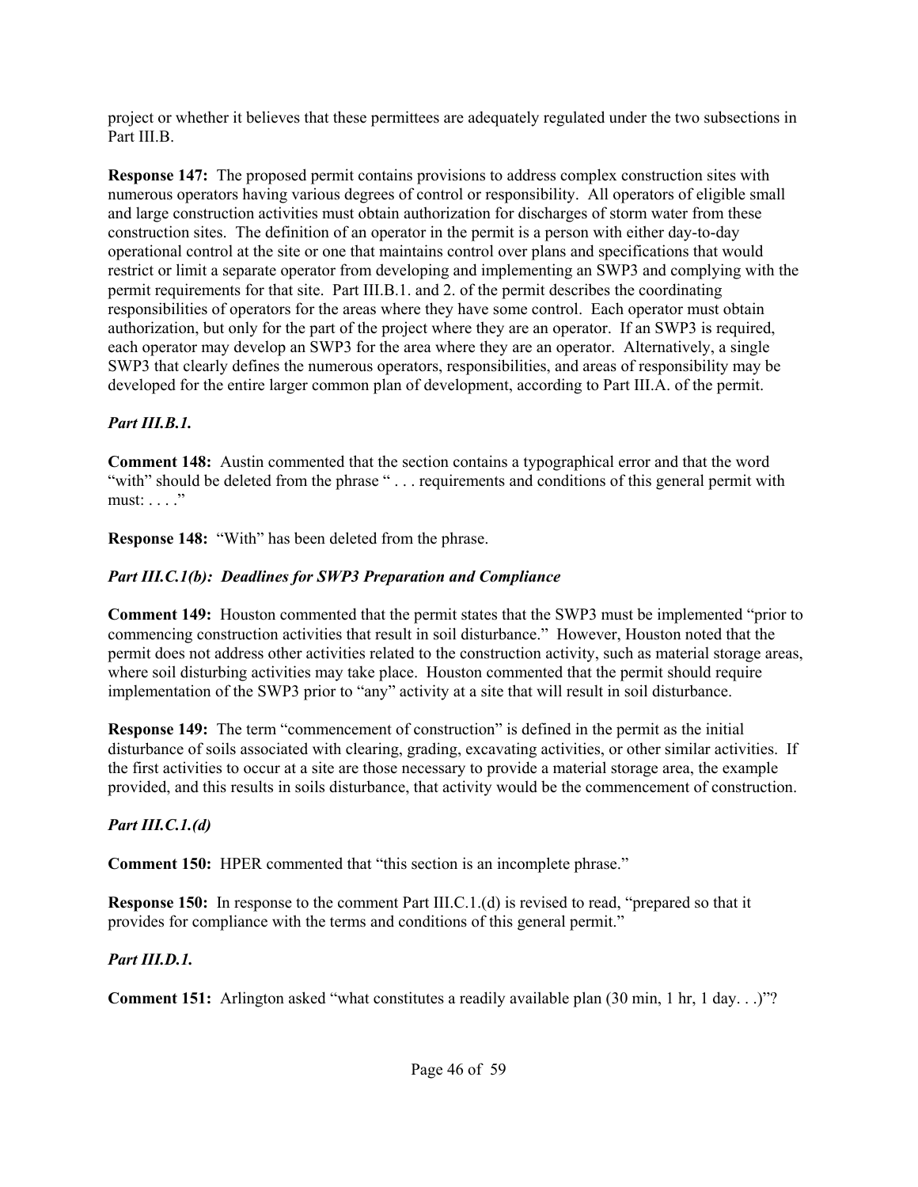project or whether it believes that these permittees are adequately regulated under the two subsections in Part III.B.

**Response 147:** The proposed permit contains provisions to address complex construction sites with numerous operators having various degrees of control or responsibility. All operators of eligible small and large construction activities must obtain authorization for discharges of storm water from these construction sites. The definition of an operator in the permit is a person with either day-to-day operational control at the site or one that maintains control over plans and specifications that would restrict or limit a separate operator from developing and implementing an SWP3 and complying with the permit requirements for that site. Part III.B.1. and 2. of the permit describes the coordinating responsibilities of operators for the areas where they have some control. Each operator must obtain authorization, but only for the part of the project where they are an operator. If an SWP3 is required, each operator may develop an SWP3 for the area where they are an operator. Alternatively, a single SWP3 that clearly defines the numerous operators, responsibilities, and areas of responsibility may be developed for the entire larger common plan of development, according to Part III.A. of the permit.

***Part III.B.1.***

**Comment 148:** Austin commented that the section contains a typographical error and that the word "with" should be deleted from the phrase " . . . requirements and conditions of this general permit with must: . . . ."

**Response 148:** "With" has been deleted from the phrase.

***Part III.C.1(b): Deadlines for SWP3 Preparation and Compliance***

**Comment 149:** Houston commented that the permit states that the SWP3 must be implemented "prior to commencing construction activities that result in soil disturbance." However, Houston noted that the permit does not address other activities related to the construction activity, such as material storage areas, where soil disturbing activities may take place. Houston commented that the permit should require implementation of the SWP3 prior to "any" activity at a site that will result in soil disturbance.

**Response 149:** The term "commencement of construction" is defined in the permit as the initial disturbance of soils associated with clearing, grading, excavating activities, or other similar activities. If the first activities to occur at a site are those necessary to provide a material storage area, the example provided, and this results in soils disturbance, that activity would be the commencement of construction.

***Part III.C.1.(d)***

**Comment 150:** HPER commented that "this section is an incomplete phrase."

**Response 150:** In response to the comment Part III.C.1.(d) is revised to read, "prepared so that it provides for compliance with the terms and conditions of this general permit."

***Part III.D.1.***

**Comment 151:** Arlington asked "what constitutes a readily available plan (30 min, 1 hr, 1 day. . .)"?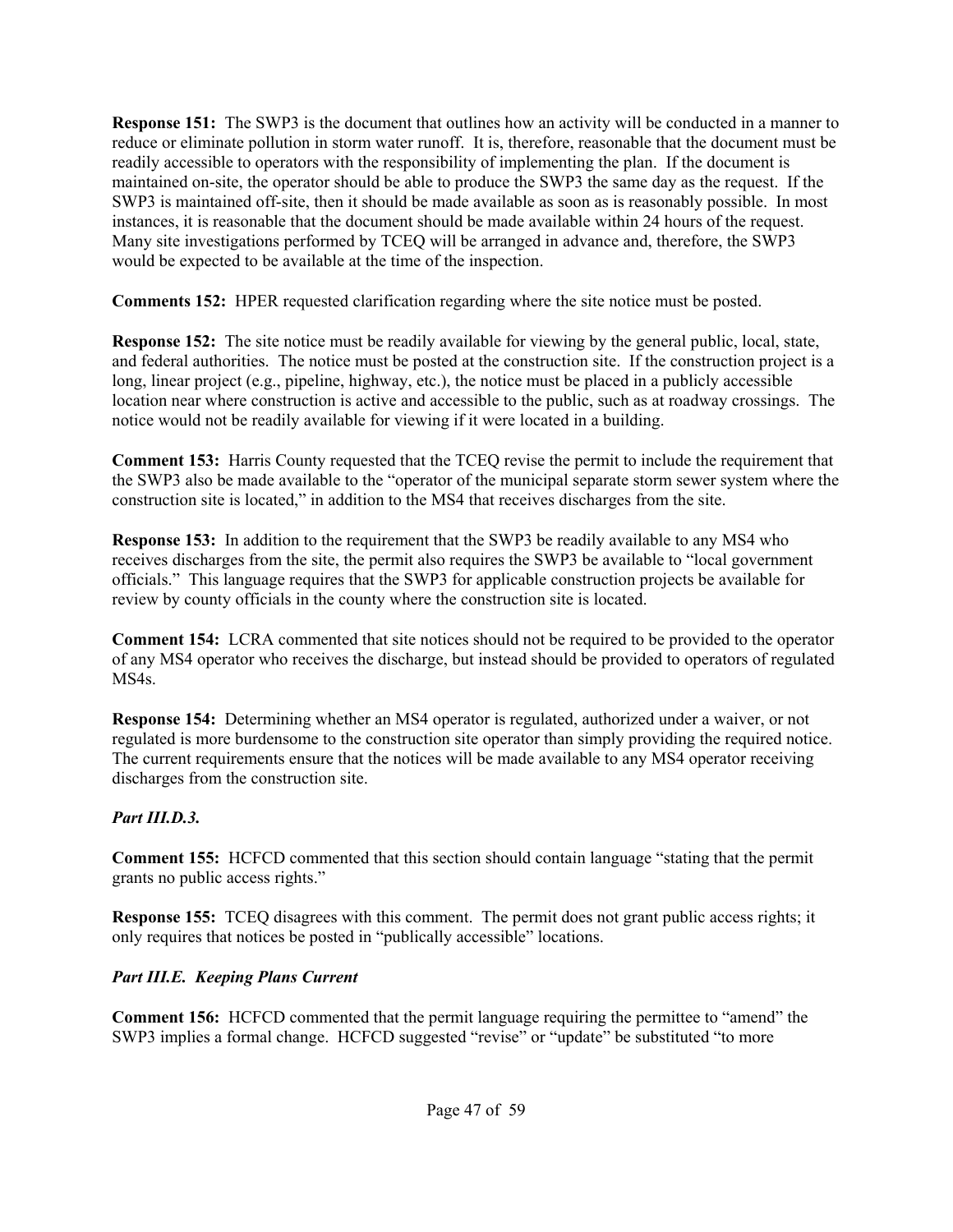**Response 151:** The SWP3 is the document that outlines how an activity will be conducted in a manner to reduce or eliminate pollution in storm water runoff. It is, therefore, reasonable that the document must be readily accessible to operators with the responsibility of implementing the plan. If the document is maintained on-site, the operator should be able to produce the SWP3 the same day as the request. If the SWP3 is maintained off-site, then it should be made available as soon as is reasonably possible. In most instances, it is reasonable that the document should be made available within 24 hours of the request. Many site investigations performed by TCEQ will be arranged in advance and, therefore, the SWP3 would be expected to be available at the time of the inspection.

**Comments 152:** HPER requested clarification regarding where the site notice must be posted.

**Response 152:** The site notice must be readily available for viewing by the general public, local, state, and federal authorities. The notice must be posted at the construction site. If the construction project is a long, linear project (e.g., pipeline, highway, etc.), the notice must be placed in a publicly accessible location near where construction is active and accessible to the public, such as at roadway crossings. The notice would not be readily available for viewing if it were located in a building.

**Comment 153:** Harris County requested that the TCEQ revise the permit to include the requirement that the SWP3 also be made available to the "operator of the municipal separate storm sewer system where the construction site is located," in addition to the MS4 that receives discharges from the site.

**Response 153:** In addition to the requirement that the SWP3 be readily available to any MS4 who receives discharges from the site, the permit also requires the SWP3 be available to "local government officials." This language requires that the SWP3 for applicable construction projects be available for review by county officials in the county where the construction site is located.

**Comment 154:** LCRA commented that site notices should not be required to be provided to the operator of any MS4 operator who receives the discharge, but instead should be provided to operators of regulated MS4s.

**Response 154:** Determining whether an MS4 operator is regulated, authorized under a waiver, or not regulated is more burdensome to the construction site operator than simply providing the required notice. The current requirements ensure that the notices will be made available to any MS4 operator receiving discharges from the construction site.

***Part III.D.3.***

**Comment 155:** HCFCD commented that this section should contain language "stating that the permit grants no public access rights."

**Response 155:** TCEQ disagrees with this comment. The permit does not grant public access rights; it only requires that notices be posted in "publically accessible" locations.

***Part III.E. Keeping Plans Current***

**Comment 156:** HCFCD commented that the permit language requiring the permittee to "amend" the SWP3 implies a formal change. HCFCD suggested "revise" or "update" be substituted "to more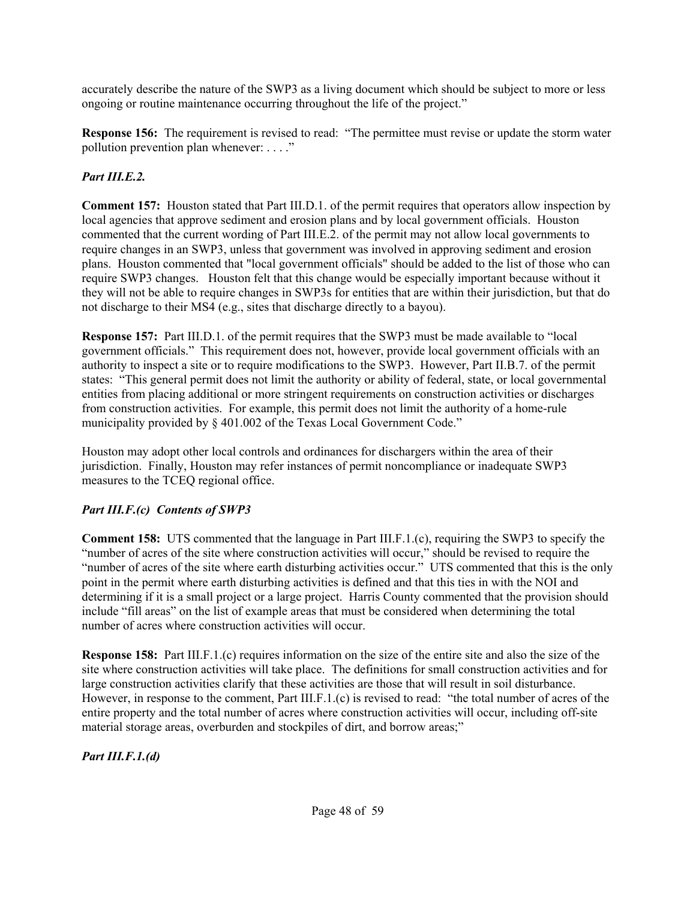accurately describe the nature of the SWP3 as a living document which should be subject to more or less ongoing or routine maintenance occurring throughout the life of the project."

**Response 156:** The requirement is revised to read: "The permittee must revise or update the storm water pollution prevention plan whenever: . . . ."

***Part III.E.2.***

**Comment 157:** Houston stated that Part III.D.1. of the permit requires that operators allow inspection by local agencies that approve sediment and erosion plans and by local government officials. Houston commented that the current wording of Part III.E.2. of the permit may not allow local governments to require changes in an SWP3, unless that government was involved in approving sediment and erosion plans. Houston commented that "local government officials" should be added to the list of those who can require SWP3 changes. Houston felt that this change would be especially important because without it they will not be able to require changes in SWP3s for entities that are within their jurisdiction, but that do not discharge to their MS4 (e.g., sites that discharge directly to a bayou).

**Response 157:** Part III.D.1. of the permit requires that the SWP3 must be made available to "local government officials." This requirement does not, however, provide local government officials with an authority to inspect a site or to require modifications to the SWP3. However, Part II.B.7. of the permit states: "This general permit does not limit the authority or ability of federal, state, or local governmental entities from placing additional or more stringent requirements on construction activities or discharges from construction activities. For example, this permit does not limit the authority of a home-rule municipality provided by § 401.002 of the Texas Local Government Code."

Houston may adopt other local controls and ordinances for dischargers within the area of their jurisdiction. Finally, Houston may refer instances of permit noncompliance or inadequate SWP3 measures to the TCEQ regional office.

***Part III.F.(c) Contents of SWP3***

**Comment 158:** UTS commented that the language in Part III.F.1.(c), requiring the SWP3 to specify the "number of acres of the site where construction activities will occur," should be revised to require the "number of acres of the site where earth disturbing activities occur." UTS commented that this is the only point in the permit where earth disturbing activities is defined and that this ties in with the NOI and determining if it is a small project or a large project. Harris County commented that the provision should include "fill areas" on the list of example areas that must be considered when determining the total number of acres where construction activities will occur.

**Response 158:** Part III.F.1.(c) requires information on the size of the entire site and also the size of the site where construction activities will take place. The definitions for small construction activities and for large construction activities clarify that these activities are those that will result in soil disturbance. However, in response to the comment, Part III.F.1.(c) is revised to read: "the total number of acres of the entire property and the total number of acres where construction activities will occur, including off-site material storage areas, overburden and stockpiles of dirt, and borrow areas;"

***Part III.F.1.(d)***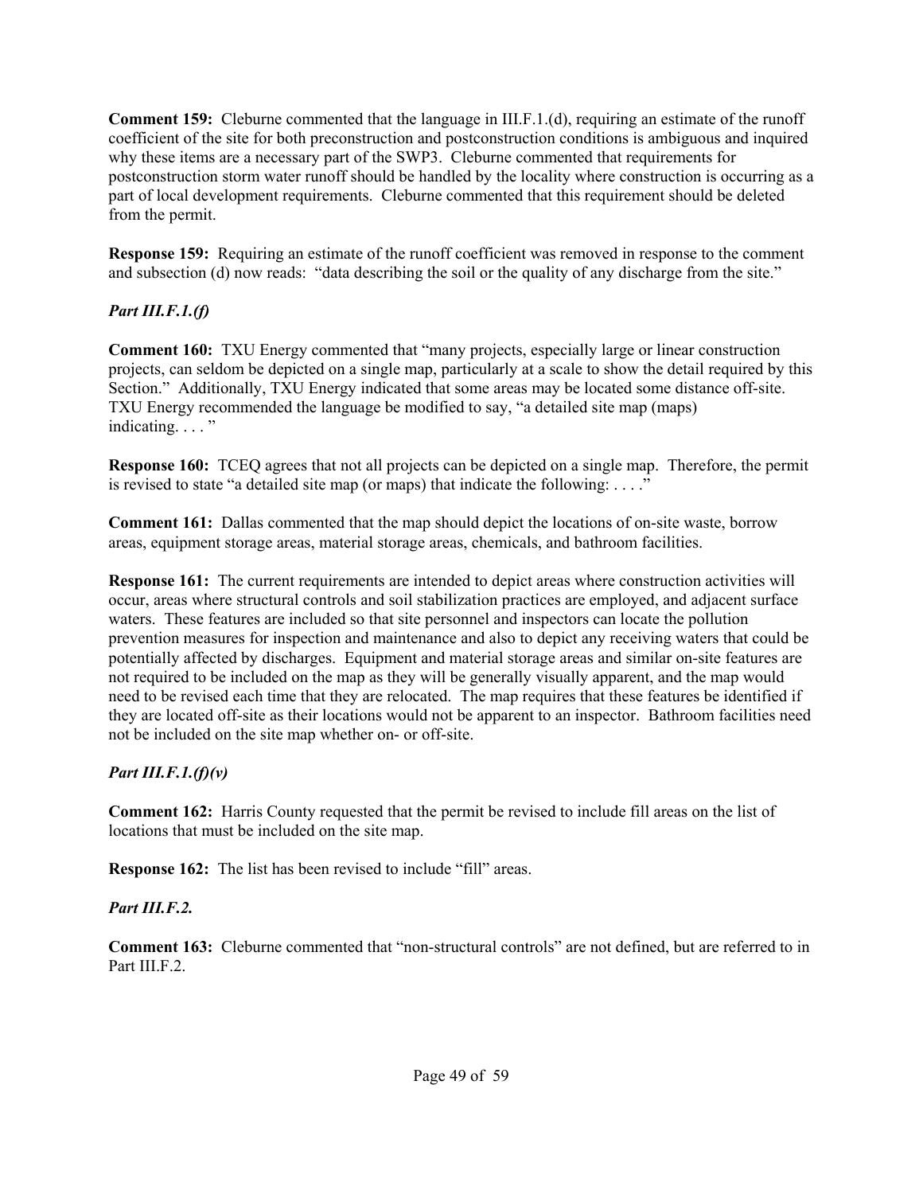**Comment 159:** Cleburne commented that the language in III.F.1.(d), requiring an estimate of the runoff coefficient of the site for both preconstruction and postconstruction conditions is ambiguous and inquired why these items are a necessary part of the SWP3. Cleburne commented that requirements for postconstruction storm water runoff should be handled by the locality where construction is occurring as a part of local development requirements. Cleburne commented that this requirement should be deleted from the permit.

**Response 159:** Requiring an estimate of the runoff coefficient was removed in response to the comment and subsection (d) now reads: "data describing the soil or the quality of any discharge from the site."

### *Part III.F.1.(f)*

**Comment 160:** TXU Energy commented that "many projects, especially large or linear construction projects, can seldom be depicted on a single map, particularly at a scale to show the detail required by this Section." Additionally, TXU Energy indicated that some areas may be located some distance off-site. TXU Energy recommended the language be modified to say, "a detailed site map (maps) indicating. . . . "

**Response 160:** TCEQ agrees that not all projects can be depicted on a single map. Therefore, the permit is revised to state "a detailed site map (or maps) that indicate the following: . . . ."

**Comment 161:** Dallas commented that the map should depict the locations of on-site waste, borrow areas, equipment storage areas, material storage areas, chemicals, and bathroom facilities.

**Response 161:** The current requirements are intended to depict areas where construction activities will occur, areas where structural controls and soil stabilization practices are employed, and adjacent surface waters. These features are included so that site personnel and inspectors can locate the pollution prevention measures for inspection and maintenance and also to depict any receiving waters that could be potentially affected by discharges. Equipment and material storage areas and similar on-site features are not required to be included on the map as they will be generally visually apparent, and the map would need to be revised each time that they are relocated. The map requires that these features be identified if they are located off-site as their locations would not be apparent to an inspector. Bathroom facilities need not be included on the site map whether on- or off-site.

### *Part III.F.1.(f)(v)*

**Comment 162:** Harris County requested that the permit be revised to include fill areas on the list of locations that must be included on the site map.

**Response 162:** The list has been revised to include "fill" areas.

### *Part III.F.2.*

**Comment 163:** Cleburne commented that "non-structural controls" are not defined, but are referred to in Part III.F.2.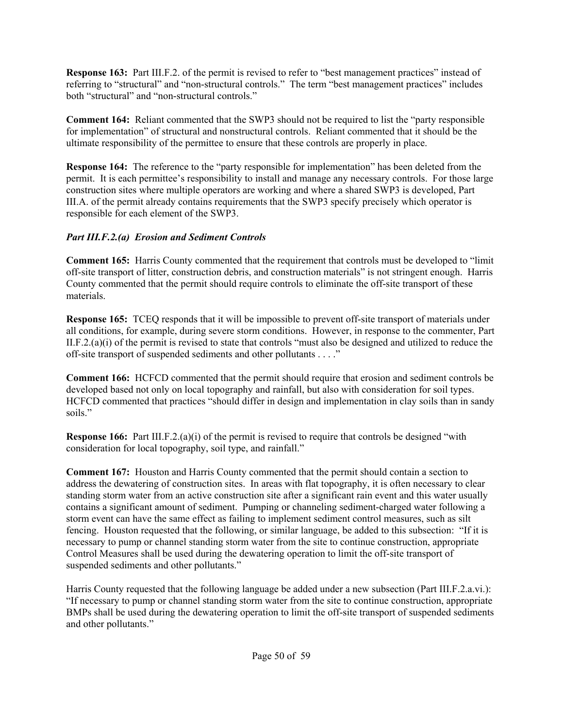**Response 163:** Part III.F.2. of the permit is revised to refer to "best management practices" instead of referring to "structural" and "non-structural controls." The term "best management practices" includes both "structural" and "non-structural controls."

**Comment 164:** Reliant commented that the SWP3 should not be required to list the "party responsible for implementation" of structural and nonstructural controls. Reliant commented that it should be the ultimate responsibility of the permittee to ensure that these controls are properly in place.

**Response 164:** The reference to the "party responsible for implementation" has been deleted from the permit. It is each permittee's responsibility to install and manage any necessary controls. For those large construction sites where multiple operators are working and where a shared SWP3 is developed, Part III.A. of the permit already contains requirements that the SWP3 specify precisely which operator is responsible for each element of the SWP3.

***Part III.F.2.(a) Erosion and Sediment Controls***

**Comment 165:** Harris County commented that the requirement that controls must be developed to "limit off-site transport of litter, construction debris, and construction materials" is not stringent enough. Harris County commented that the permit should require controls to eliminate the off-site transport of these materials.

**Response 165:** TCEQ responds that it will be impossible to prevent off-site transport of materials under all conditions, for example, during severe storm conditions. However, in response to the commenter, Part II.F.2.(a)(i) of the permit is revised to state that controls "must also be designed and utilized to reduce the off-site transport of suspended sediments and other pollutants . . . ."

**Comment 166:** HCFCD commented that the permit should require that erosion and sediment controls be developed based not only on local topography and rainfall, but also with consideration for soil types. HCFCD commented that practices "should differ in design and implementation in clay soils than in sandy soils."

**Response 166:** Part III.F.2.(a)(i) of the permit is revised to require that controls be designed "with consideration for local topography, soil type, and rainfall."

**Comment 167:** Houston and Harris County commented that the permit should contain a section to address the dewatering of construction sites. In areas with flat topography, it is often necessary to clear standing storm water from an active construction site after a significant rain event and this water usually contains a significant amount of sediment. Pumping or channeling sediment-charged water following a storm event can have the same effect as failing to implement sediment control measures, such as silt fencing. Houston requested that the following, or similar language, be added to this subsection: "If it is necessary to pump or channel standing storm water from the site to continue construction, appropriate Control Measures shall be used during the dewatering operation to limit the off-site transport of suspended sediments and other pollutants."

Harris County requested that the following language be added under a new subsection (Part III.F.2.a.vi.): "If necessary to pump or channel standing storm water from the site to continue construction, appropriate BMPs shall be used during the dewatering operation to limit the off-site transport of suspended sediments and other pollutants."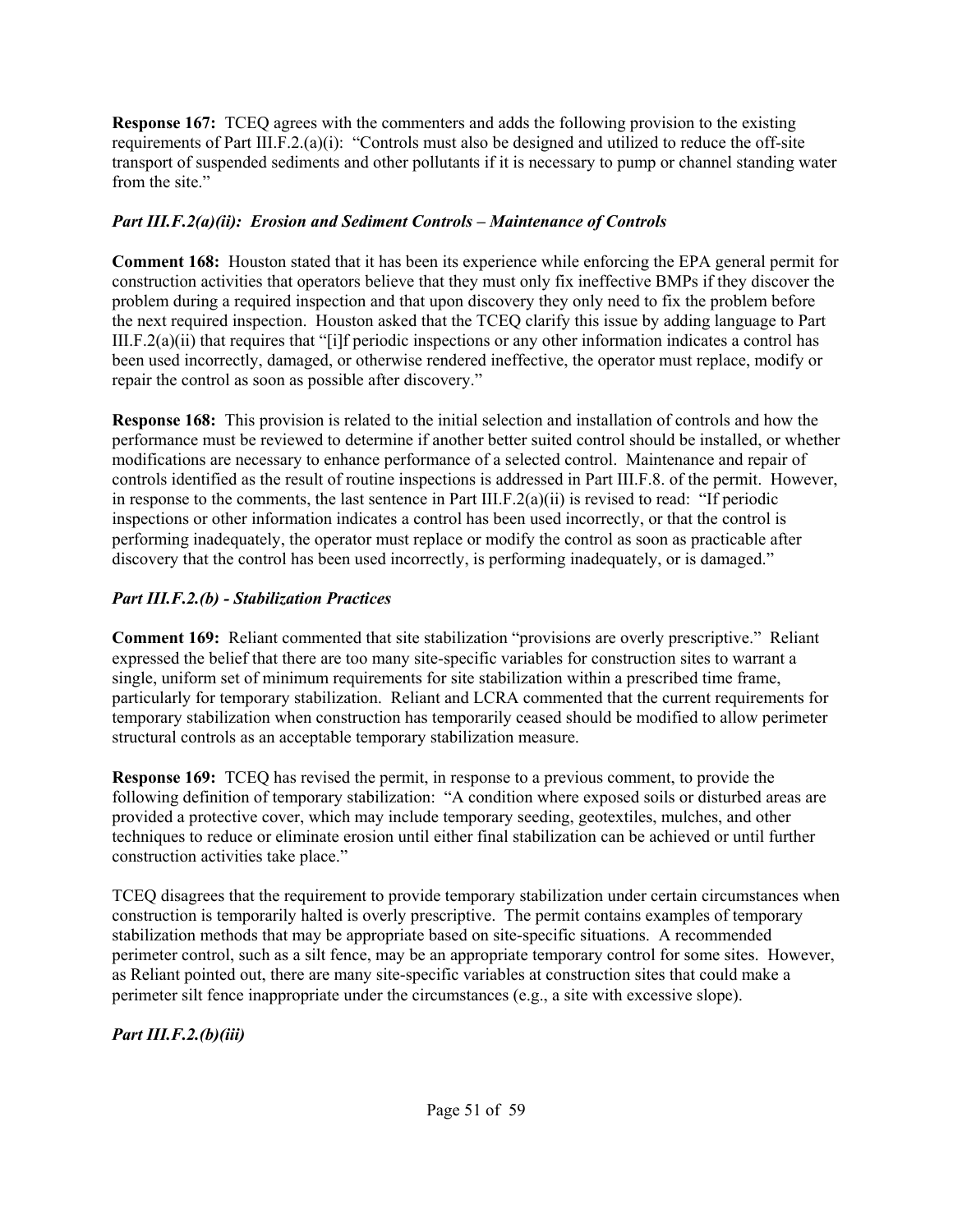**Response 167:** TCEQ agrees with the commenters and adds the following provision to the existing requirements of Part III.F.2.(a)(i): "Controls must also be designed and utilized to reduce the off-site transport of suspended sediments and other pollutants if it is necessary to pump or channel standing water from the site."

### *Part III.F.2(a)(ii): Erosion and Sediment Controls – Maintenance of Controls*

**Comment 168:** Houston stated that it has been its experience while enforcing the EPA general permit for construction activities that operators believe that they must only fix ineffective BMPs if they discover the problem during a required inspection and that upon discovery they only need to fix the problem before the next required inspection. Houston asked that the TCEQ clarify this issue by adding language to Part III.F.2(a)(ii) that requires that "[i]f periodic inspections or any other information indicates a control has been used incorrectly, damaged, or otherwise rendered ineffective, the operator must replace, modify or repair the control as soon as possible after discovery."

**Response 168:** This provision is related to the initial selection and installation of controls and how the performance must be reviewed to determine if another better suited control should be installed, or whether modifications are necessary to enhance performance of a selected control. Maintenance and repair of controls identified as the result of routine inspections is addressed in Part III.F.8. of the permit. However, in response to the comments, the last sentence in Part III.F.2(a)(ii) is revised to read: "If periodic inspections or other information indicates a control has been used incorrectly, or that the control is performing inadequately, the operator must replace or modify the control as soon as practicable after discovery that the control has been used incorrectly, is performing inadequately, or is damaged."

### *Part III.F.2.(b) - Stabilization Practices*

**Comment 169:** Reliant commented that site stabilization "provisions are overly prescriptive." Reliant expressed the belief that there are too many site-specific variables for construction sites to warrant a single, uniform set of minimum requirements for site stabilization within a prescribed time frame, particularly for temporary stabilization. Reliant and LCRA commented that the current requirements for temporary stabilization when construction has temporarily ceased should be modified to allow perimeter structural controls as an acceptable temporary stabilization measure.

**Response 169:** TCEQ has revised the permit, in response to a previous comment, to provide the following definition of temporary stabilization: "A condition where exposed soils or disturbed areas are provided a protective cover, which may include temporary seeding, geotextiles, mulches, and other techniques to reduce or eliminate erosion until either final stabilization can be achieved or until further construction activities take place."

TCEQ disagrees that the requirement to provide temporary stabilization under certain circumstances when construction is temporarily halted is overly prescriptive. The permit contains examples of temporary stabilization methods that may be appropriate based on site-specific situations. A recommended perimeter control, such as a silt fence, may be an appropriate temporary control for some sites. However, as Reliant pointed out, there are many site-specific variables at construction sites that could make a perimeter silt fence inappropriate under the circumstances (e.g., a site with excessive slope).

### *Part III.F.2.(b)(iii)*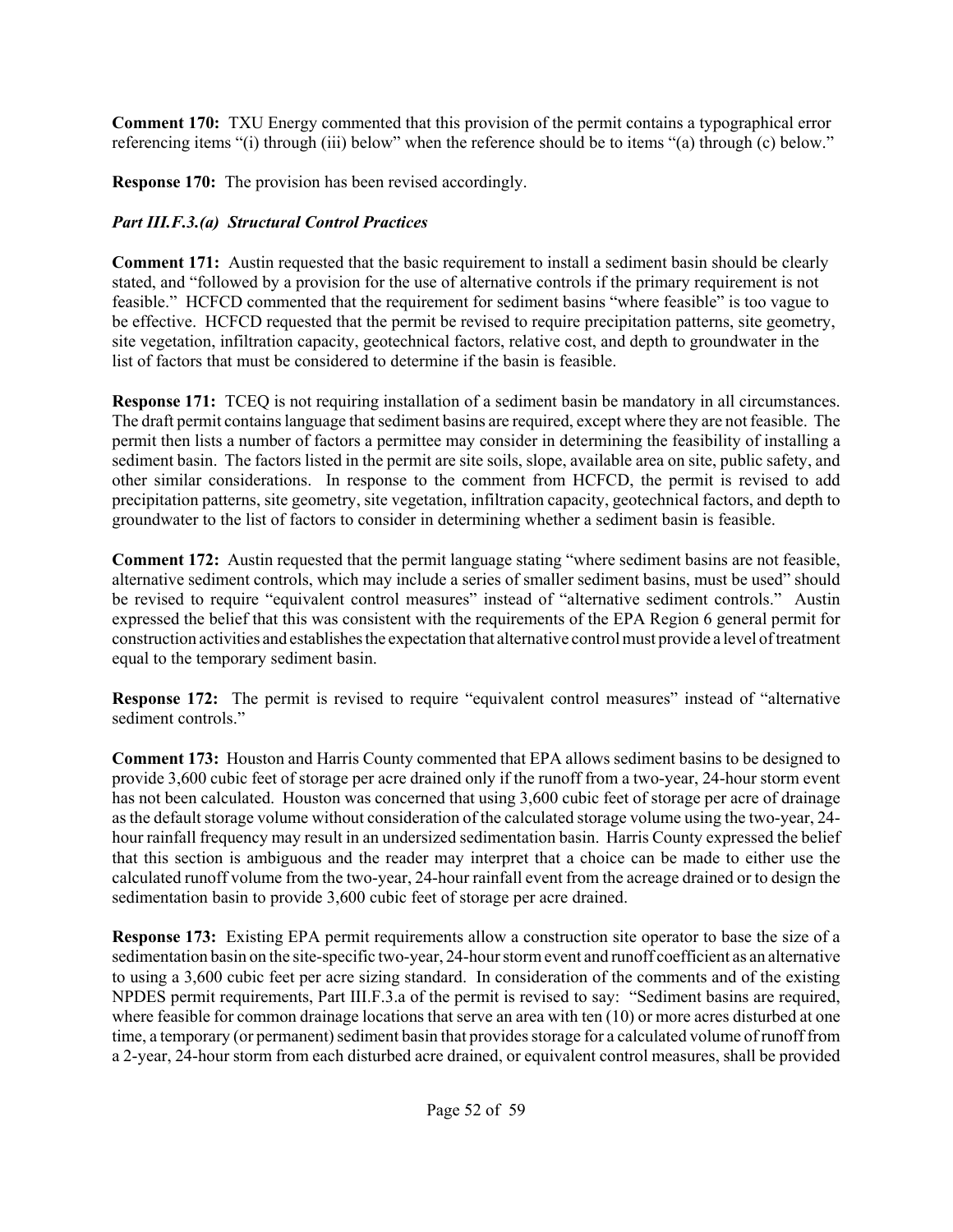**Comment 170:** TXU Energy commented that this provision of the permit contains a typographical error referencing items "(i) through (iii) below" when the reference should be to items "(a) through (c) below."

**Response 170:** The provision has been revised accordingly.

***Part III.F.3.(a) Structural Control Practices***

**Comment 171:** Austin requested that the basic requirement to install a sediment basin should be clearly stated, and "followed by a provision for the use of alternative controls if the primary requirement is not feasible." HCFCD commented that the requirement for sediment basins "where feasible" is too vague to be effective. HCFCD requested that the permit be revised to require precipitation patterns, site geometry, site vegetation, infiltration capacity, geotechnical factors, relative cost, and depth to groundwater in the list of factors that must be considered to determine if the basin is feasible.

**Response 171:** TCEQ is not requiring installation of a sediment basin be mandatory in all circumstances. The draft permit contains language that sediment basins are required, except where they are not feasible. The permit then lists a number of factors a permittee may consider in determining the feasibility of installing a sediment basin. The factors listed in the permit are site soils, slope, available area on site, public safety, and other similar considerations. In response to the comment from HCFCD, the permit is revised to add precipitation patterns, site geometry, site vegetation, infiltration capacity, geotechnical factors, and depth to groundwater to the list of factors to consider in determining whether a sediment basin is feasible.

**Comment 172:** Austin requested that the permit language stating "where sediment basins are not feasible, alternative sediment controls, which may include a series of smaller sediment basins, must be used" should be revised to require "equivalent control measures" instead of "alternative sediment controls." Austin expressed the belief that this was consistent with the requirements of the EPA Region 6 general permit for construction activities and establishes the expectation that alternative control must provide a level of treatment equal to the temporary sediment basin.

**Response 172:** The permit is revised to require "equivalent control measures" instead of "alternative sediment controls."

**Comment 173:** Houston and Harris County commented that EPA allows sediment basins to be designed to provide 3,600 cubic feet of storage per acre drained only if the runoff from a two-year, 24-hour storm event has not been calculated. Houston was concerned that using 3,600 cubic feet of storage per acre of drainage as the default storage volume without consideration of the calculated storage volume using the two-year, 24-hour rainfall frequency may result in an undersized sedimentation basin. Harris County expressed the belief that this section is ambiguous and the reader may interpret that a choice can be made to either use the calculated runoff volume from the two-year, 24-hour rainfall event from the acreage drained or to design the sedimentation basin to provide 3,600 cubic feet of storage per acre drained.

**Response 173:** Existing EPA permit requirements allow a construction site operator to base the size of a sedimentation basin on the site-specific two-year, 24-hour storm event and runoff coefficient as an alternative to using a 3,600 cubic feet per acre sizing standard. In consideration of the comments and of the existing NPDES permit requirements, Part III.F.3.a of the permit is revised to say: "Sediment basins are required, where feasible for common drainage locations that serve an area with ten (10) or more acres disturbed at one time, a temporary (or permanent) sediment basin that provides storage for a calculated volume of runoff from a 2-year, 24-hour storm from each disturbed acre drained, or equivalent control measures, shall be provided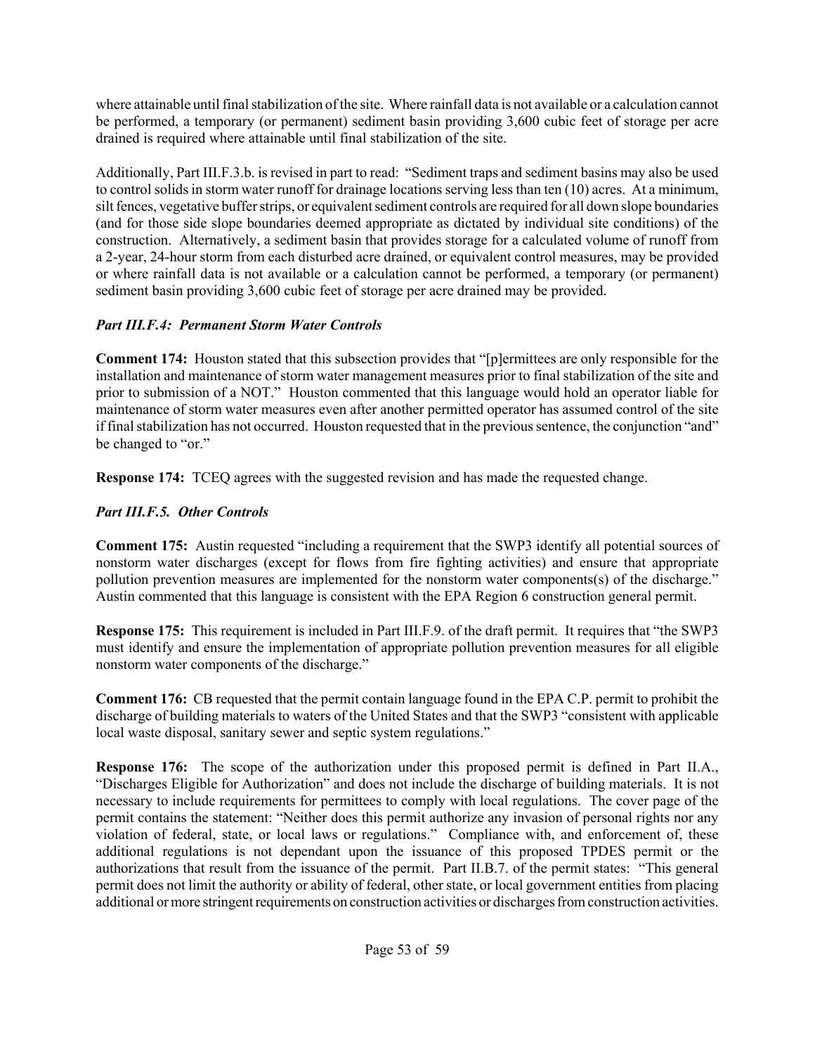where attainable until final stabilization of the site. Where rainfall data is not available or a calculation cannot be performed, a temporary (or permanent) sediment basin providing 3,600 cubic feet of storage per acre drained is required where attainable until final stabilization of the site.

Additionally, Part III.F.3.b. is revised in part to read: "Sediment traps and sediment basins may also be used to control solids in storm water runoff for drainage locations serving less than ten (10) acres. At a minimum, silt fences, vegetative buffer strips, or equivalent sediment controls are required for all down slope boundaries (and for those side slope boundaries deemed appropriate as dictated by individual site conditions) of the construction. Alternatively, a sediment basin that provides storage for a calculated volume of runoff from a 2-year, 24-hour storm from each disturbed acre drained, or equivalent control measures, may be provided or where rainfall data is not available or a calculation cannot be performed, a temporary (or permanent) sediment basin providing 3,600 cubic feet of storage per acre drained may be provided.

***Part III.F.4: Permanent Storm Water Controls***

**Comment 174:** Houston stated that this subsection provides that "[p]ermittees are only responsible for the installation and maintenance of storm water management measures prior to final stabilization of the site and prior to submission of a NOT." Houston commented that this language would hold an operator liable for maintenance of storm water measures even after another permitted operator has assumed control of the site if final stabilization has not occurred. Houston requested that in the previous sentence, the conjunction "and" be changed to "or."

**Response 174:** TCEQ agrees with the suggested revision and has made the requested change.

***Part III.F.5. Other Controls***

**Comment 175:** Austin requested "including a requirement that the SWP3 identify all potential sources of nonstorm water discharges (except for flows from fire fighting activities) and ensure that appropriate pollution prevention measures are implemented for the nonstorm water components(s) of the discharge." Austin commented that this language is consistent with the EPA Region 6 construction general permit.

**Response 175:** This requirement is included in Part III.F.9. of the draft permit. It requires that "the SWP3 must identify and ensure the implementation of appropriate pollution prevention measures for all eligible nonstorm water components of the discharge."

**Comment 176:** CB requested that the permit contain language found in the EPA C.P. permit to prohibit the discharge of building materials to waters of the United States and that the SWP3 "consistent with applicable local waste disposal, sanitary sewer and septic system regulations."

**Response 176:** The scope of the authorization under this proposed permit is defined in Part II.A., "Discharges Eligible for Authorization" and does not include the discharge of building materials. It is not necessary to include requirements for permittees to comply with local regulations. The cover page of the permit contains the statement: "Neither does this permit authorize any invasion of personal rights nor any violation of federal, state, or local laws or regulations." Compliance with, and enforcement of, these additional regulations is not dependant upon the issuance of this proposed TPDES permit or the authorizations that result from the issuance of the permit. Part II.B.7. of the permit states: "This general permit does not limit the authority or ability of federal, other state, or local government entities from placing additional or more stringent requirements on construction activities or discharges from construction activities.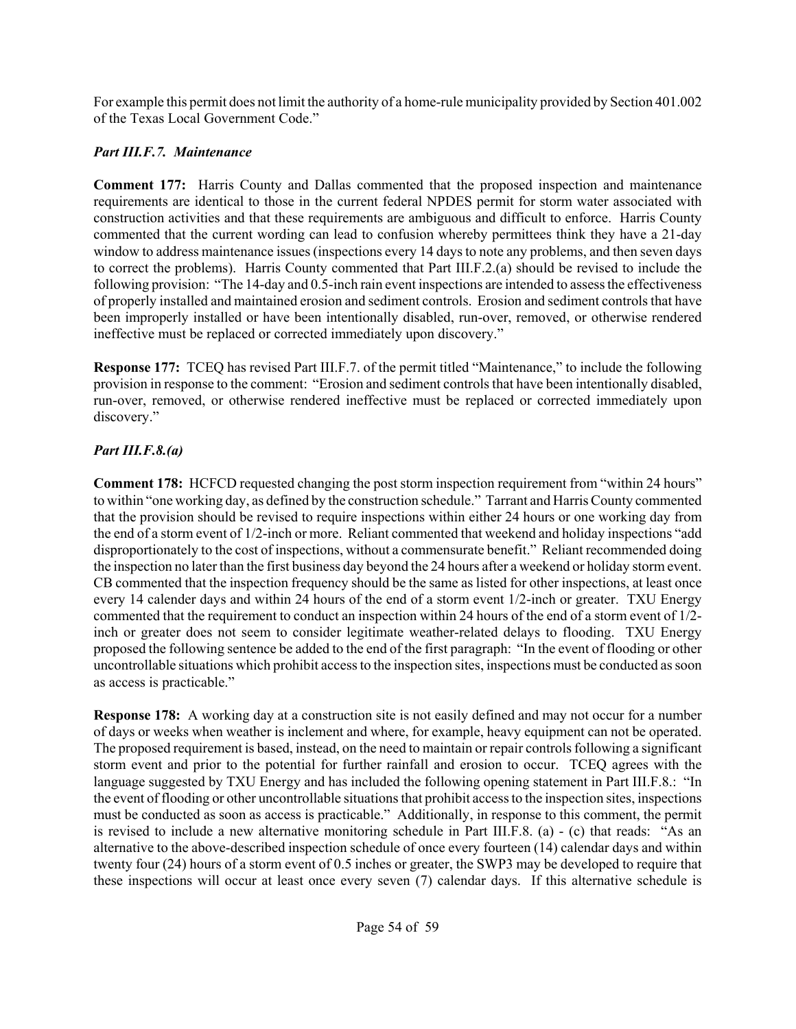For example this permit does not limit the authority of a home-rule municipality provided by Section 401.002 of the Texas Local Government Code."

### *Part III.F.7. Maintenance*

**Comment 177:** Harris County and Dallas commented that the proposed inspection and maintenance requirements are identical to those in the current federal NPDES permit for storm water associated with construction activities and that these requirements are ambiguous and difficult to enforce. Harris County commented that the current wording can lead to confusion whereby permittees think they have a 21-day window to address maintenance issues (inspections every 14 days to note any problems, and then seven days to correct the problems). Harris County commented that Part III.F.2.(a) should be revised to include the following provision: "The 14-day and 0.5-inch rain event inspections are intended to assess the effectiveness of properly installed and maintained erosion and sediment controls. Erosion and sediment controls that have been improperly installed or have been intentionally disabled, run-over, removed, or otherwise rendered ineffective must be replaced or corrected immediately upon discovery."

**Response 177:** TCEQ has revised Part III.F.7. of the permit titled "Maintenance," to include the following provision in response to the comment: "Erosion and sediment controls that have been intentionally disabled, run-over, removed, or otherwise rendered ineffective must be replaced or corrected immediately upon discovery."

### *Part III.F.8.(a)*

**Comment 178:** HCFCD requested changing the post storm inspection requirement from "within 24 hours" to within "one working day, as defined by the construction schedule." Tarrant and Harris County commented that the provision should be revised to require inspections within either 24 hours or one working day from the end of a storm event of 1/2-inch or more. Reliant commented that weekend and holiday inspections "add disproportionately to the cost of inspections, without a commensurate benefit." Reliant recommended doing the inspection no later than the first business day beyond the 24 hours after a weekend or holiday storm event. CB commented that the inspection frequency should be the same as listed for other inspections, at least once every 14 calender days and within 24 hours of the end of a storm event 1/2-inch or greater. TXU Energy commented that the requirement to conduct an inspection within 24 hours of the end of a storm event of 1/2-inch or greater does not seem to consider legitimate weather-related delays to flooding. TXU Energy proposed the following sentence be added to the end of the first paragraph: "In the event of flooding or other uncontrollable situations which prohibit access to the inspection sites, inspections must be conducted as soon as access is practicable."

**Response 178:** A working day at a construction site is not easily defined and may not occur for a number of days or weeks when weather is inclement and where, for example, heavy equipment can not be operated. The proposed requirement is based, instead, on the need to maintain or repair controls following a significant storm event and prior to the potential for further rainfall and erosion to occur. TCEQ agrees with the language suggested by TXU Energy and has included the following opening statement in Part III.F.8.: "In the event of flooding or other uncontrollable situations that prohibit access to the inspection sites, inspections must be conducted as soon as access is practicable." Additionally, in response to this comment, the permit is revised to include a new alternative monitoring schedule in Part III.F.8. (a) - (c) that reads: "As an alternative to the above-described inspection schedule of once every fourteen (14) calendar days and within twenty four (24) hours of a storm event of 0.5 inches or greater, the SWP3 may be developed to require that these inspections will occur at least once every seven (7) calendar days. If this alternative schedule is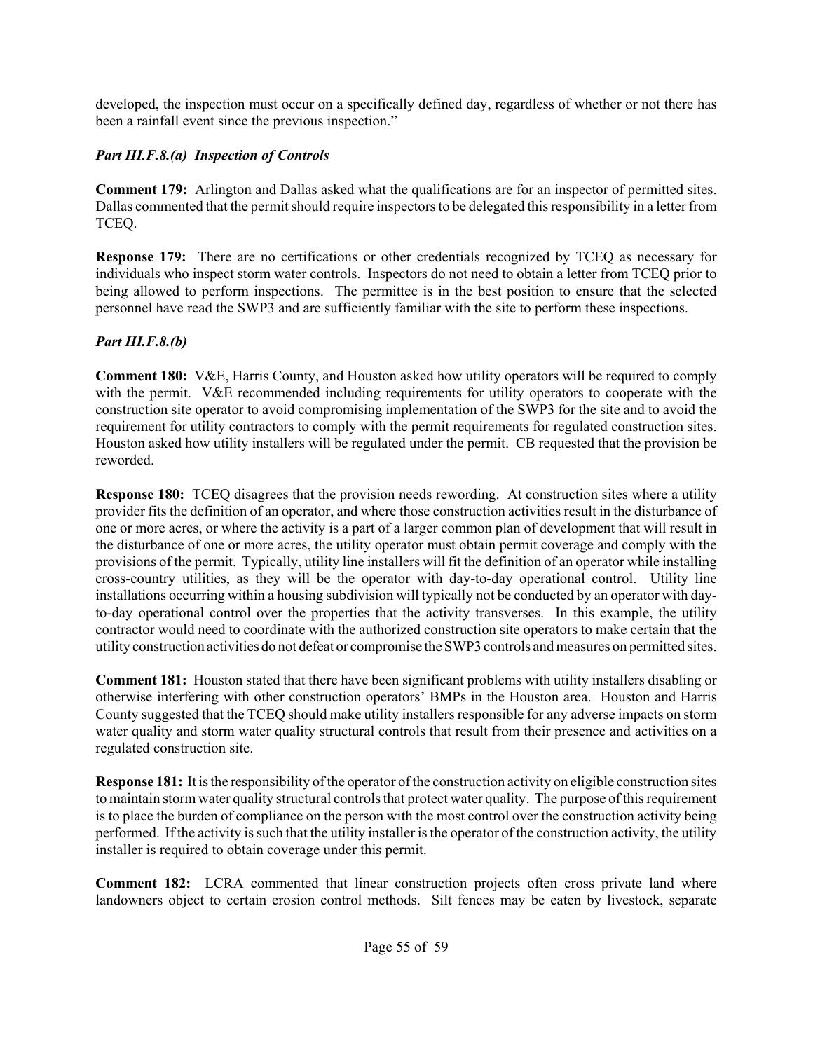developed, the inspection must occur on a specifically defined day, regardless of whether or not there has been a rainfall event since the previous inspection."

### *Part III.F.8.(a) Inspection of Controls*

**Comment 179:** Arlington and Dallas asked what the qualifications are for an inspector of permitted sites. Dallas commented that the permit should require inspectors to be delegated this responsibility in a letter from TCEQ.

**Response 179:** There are no certifications or other credentials recognized by TCEQ as necessary for individuals who inspect storm water controls. Inspectors do not need to obtain a letter from TCEQ prior to being allowed to perform inspections. The permittee is in the best position to ensure that the selected personnel have read the SWP3 and are sufficiently familiar with the site to perform these inspections.

### *Part III.F.8.(b)*

**Comment 180:** V&E, Harris County, and Houston asked how utility operators will be required to comply with the permit. V&E recommended including requirements for utility operators to cooperate with the construction site operator to avoid compromising implementation of the SWP3 for the site and to avoid the requirement for utility contractors to comply with the permit requirements for regulated construction sites. Houston asked how utility installers will be regulated under the permit. CB requested that the provision be reworded.

**Response 180:** TCEQ disagrees that the provision needs rewording. At construction sites where a utility provider fits the definition of an operator, and where those construction activities result in the disturbance of one or more acres, or where the activity is a part of a larger common plan of development that will result in the disturbance of one or more acres, the utility operator must obtain permit coverage and comply with the provisions of the permit. Typically, utility line installers will fit the definition of an operator while installing cross-country utilities, as they will be the operator with day-to-day operational control. Utility line installations occurring within a housing subdivision will typically not be conducted by an operator with day-to-day operational control over the properties that the activity transverses. In this example, the utility contractor would need to coordinate with the authorized construction site operators to make certain that the utility construction activities do not defeat or compromise the SWP3 controls and measures on permitted sites.

**Comment 181:** Houston stated that there have been significant problems with utility installers disabling or otherwise interfering with other construction operators' BMPs in the Houston area. Houston and Harris County suggested that the TCEQ should make utility installers responsible for any adverse impacts on storm water quality and storm water quality structural controls that result from their presence and activities on a regulated construction site.

**Response 181:** It is the responsibility of the operator of the construction activity on eligible construction sites to maintain storm water quality structural controls that protect water quality. The purpose of this requirement is to place the burden of compliance on the person with the most control over the construction activity being performed. If the activity is such that the utility installer is the operator of the construction activity, the utility installer is required to obtain coverage under this permit.

**Comment 182:** LCRA commented that linear construction projects often cross private land where landowners object to certain erosion control methods. Silt fences may be eaten by livestock, separate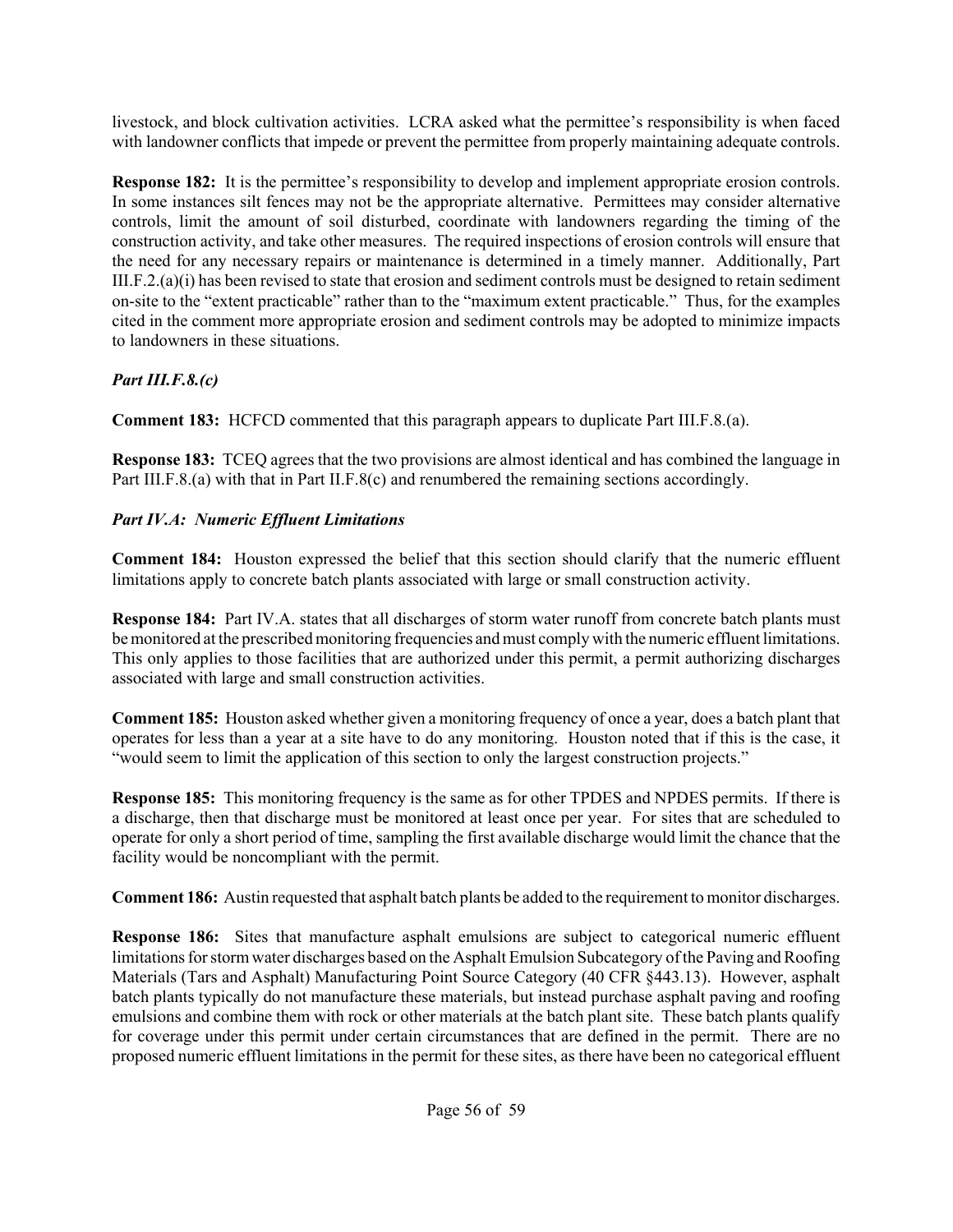livestock, and block cultivation activities. LCRA asked what the permittee's responsibility is when faced with landowner conflicts that impede or prevent the permittee from properly maintaining adequate controls.

**Response 182:** It is the permittee's responsibility to develop and implement appropriate erosion controls. In some instances silt fences may not be the appropriate alternative. Permittees may consider alternative controls, limit the amount of soil disturbed, coordinate with landowners regarding the timing of the construction activity, and take other measures. The required inspections of erosion controls will ensure that the need for any necessary repairs or maintenance is determined in a timely manner. Additionally, Part III.F.2.(a)(i) has been revised to state that erosion and sediment controls must be designed to retain sediment on-site to the "extent practicable" rather than to the "maximum extent practicable." Thus, for the examples cited in the comment more appropriate erosion and sediment controls may be adopted to minimize impacts to landowners in these situations.

### *Part III.F.8.(c)*

**Comment 183:** HCFCD commented that this paragraph appears to duplicate Part III.F.8.(a).

**Response 183:** TCEQ agrees that the two provisions are almost identical and has combined the language in Part III.F.8.(a) with that in Part II.F.8(c) and renumbered the remaining sections accordingly.

### *Part IV.A: Numeric Effluent Limitations*

**Comment 184:** Houston expressed the belief that this section should clarify that the numeric effluent limitations apply to concrete batch plants associated with large or small construction activity.

**Response 184:** Part IV.A. states that all discharges of storm water runoff from concrete batch plants must be monitored at the prescribed monitoring frequencies and must comply with the numeric effluent limitations. This only applies to those facilities that are authorized under this permit, a permit authorizing discharges associated with large and small construction activities.

**Comment 185:** Houston asked whether given a monitoring frequency of once a year, does a batch plant that operates for less than a year at a site have to do any monitoring. Houston noted that if this is the case, it "would seem to limit the application of this section to only the largest construction projects."

**Response 185:** This monitoring frequency is the same as for other TPDES and NPDES permits. If there is a discharge, then that discharge must be monitored at least once per year. For sites that are scheduled to operate for only a short period of time, sampling the first available discharge would limit the chance that the facility would be noncompliant with the permit.

**Comment 186:** Austin requested that asphalt batch plants be added to the requirement to monitor discharges.

**Response 186:** Sites that manufacture asphalt emulsions are subject to categorical numeric effluent limitations for storm water discharges based on the Asphalt Emulsion Subcategory of the Paving and Roofing Materials (Tars and Asphalt) Manufacturing Point Source Category (40 CFR §443.13). However, asphalt batch plants typically do not manufacture these materials, but instead purchase asphalt paving and roofing emulsions and combine them with rock or other materials at the batch plant site. These batch plants qualify for coverage under this permit under certain circumstances that are defined in the permit. There are no proposed numeric effluent limitations in the permit for these sites, as there have been no categorical effluent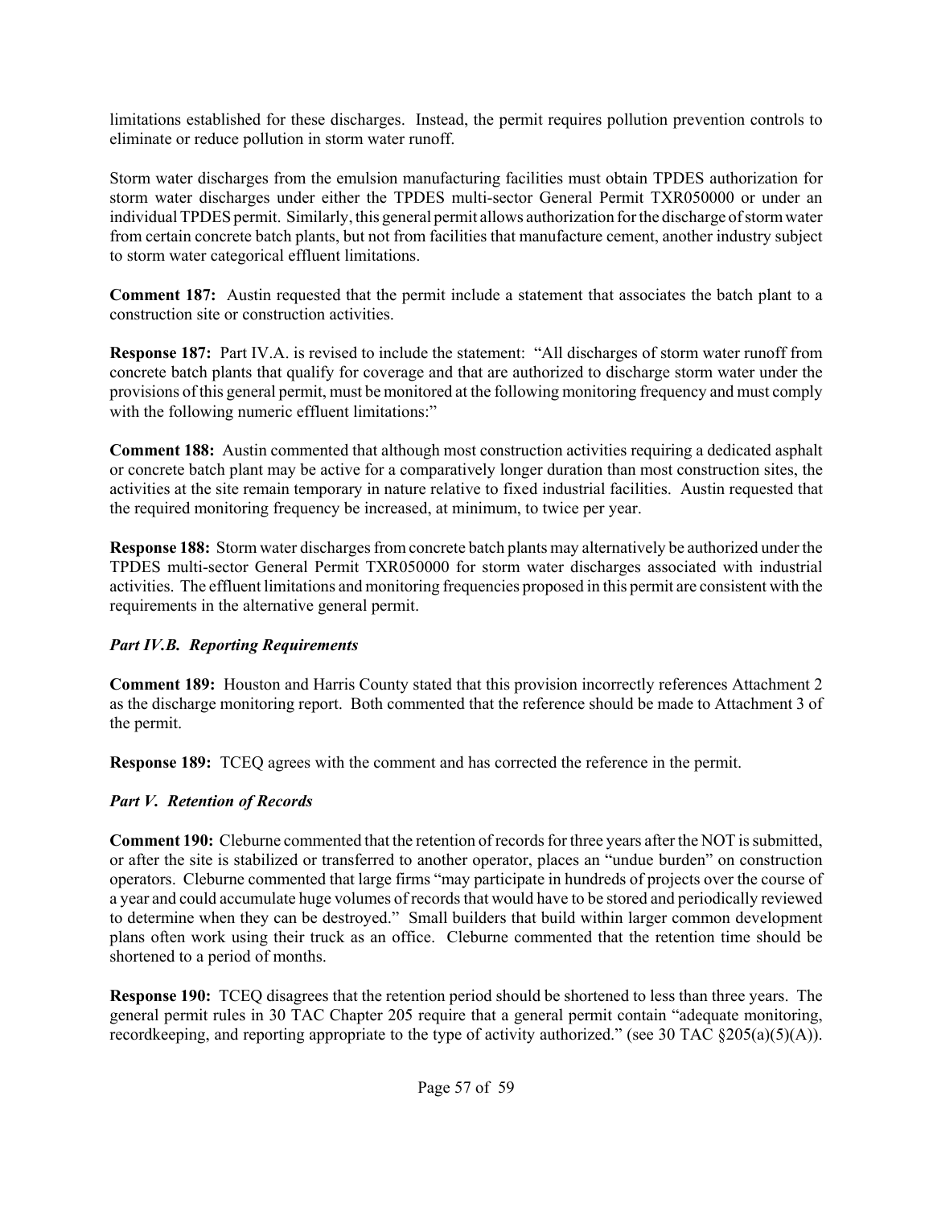limitations established for these discharges. Instead, the permit requires pollution prevention controls to eliminate or reduce pollution in storm water runoff.

Storm water discharges from the emulsion manufacturing facilities must obtain TPDES authorization for storm water discharges under either the TPDES multi-sector General Permit TXR050000 or under an individual TPDES permit. Similarly, this general permit allows authorization for the discharge of storm water from certain concrete batch plants, but not from facilities that manufacture cement, another industry subject to storm water categorical effluent limitations.

**Comment 187:** Austin requested that the permit include a statement that associates the batch plant to a construction site or construction activities.

**Response 187:** Part IV.A. is revised to include the statement: "All discharges of storm water runoff from concrete batch plants that qualify for coverage and that are authorized to discharge storm water under the provisions of this general permit, must be monitored at the following monitoring frequency and must comply with the following numeric effluent limitations:"

**Comment 188:** Austin commented that although most construction activities requiring a dedicated asphalt or concrete batch plant may be active for a comparatively longer duration than most construction sites, the activities at the site remain temporary in nature relative to fixed industrial facilities. Austin requested that the required monitoring frequency be increased, at minimum, to twice per year.

**Response 188:** Storm water discharges from concrete batch plants may alternatively be authorized under the TPDES multi-sector General Permit TXR050000 for storm water discharges associated with industrial activities. The effluent limitations and monitoring frequencies proposed in this permit are consistent with the requirements in the alternative general permit.

### *Part IV.B. Reporting Requirements*

**Comment 189:** Houston and Harris County stated that this provision incorrectly references Attachment 2 as the discharge monitoring report. Both commented that the reference should be made to Attachment 3 of the permit.

**Response 189:** TCEQ agrees with the comment and has corrected the reference in the permit.

### *Part V. Retention of Records*

**Comment 190:** Cleburne commented that the retention of records for three years after the NOT is submitted, or after the site is stabilized or transferred to another operator, places an "undue burden" on construction operators. Cleburne commented that large firms "may participate in hundreds of projects over the course of a year and could accumulate huge volumes of records that would have to be stored and periodically reviewed to determine when they can be destroyed." Small builders that build within larger common development plans often work using their truck as an office. Cleburne commented that the retention time should be shortened to a period of months.

**Response 190:** TCEQ disagrees that the retention period should be shortened to less than three years. The general permit rules in 30 TAC Chapter 205 require that a general permit contain "adequate monitoring, recordkeeping, and reporting appropriate to the type of activity authorized." (see 30 TAC §205(a)(5)(A)).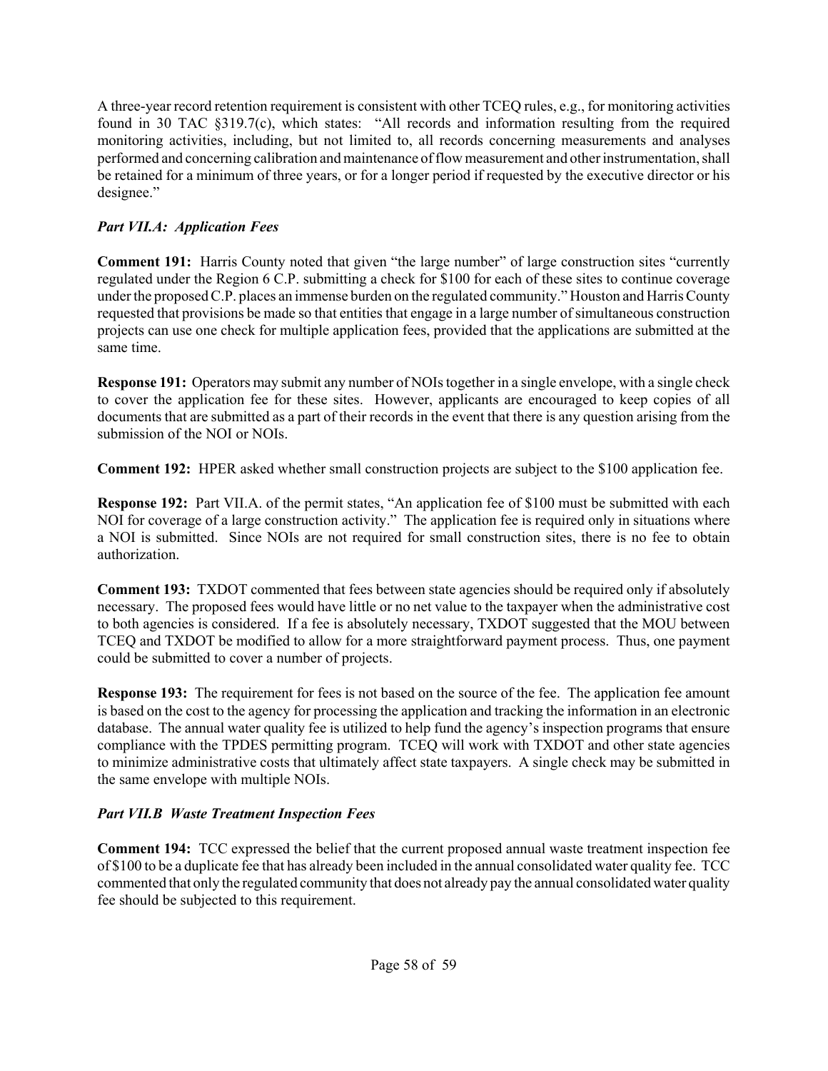A three-year record retention requirement is consistent with other TCEQ rules, e.g., for monitoring activities found in 30 TAC §319.7(c), which states: "All records and information resulting from the required monitoring activities, including, but not limited to, all records concerning measurements and analyses performed and concerning calibration and maintenance of flow measurement and other instrumentation, shall be retained for a minimum of three years, or for a longer period if requested by the executive director or his designee."

### *Part VII.A: Application Fees*

**Comment 191:** Harris County noted that given "the large number" of large construction sites "currently regulated under the Region 6 C.P. submitting a check for $100 for each of these sites to continue coverage under the proposed C.P. places an immense burden on the regulated community." Houston and Harris County requested that provisions be made so that entities that engage in a large number of simultaneous construction projects can use one check for multiple application fees, provided that the applications are submitted at the same time.

**Response 191:** Operators may submit any number of NOIs together in a single envelope, with a single check to cover the application fee for these sites. However, applicants are encouraged to keep copies of all documents that are submitted as a part of their records in the event that there is any question arising from the submission of the NOI or NOIs.

**Comment 192:** HPER asked whether small construction projects are subject to the $100 application fee.

**Response 192:** Part VII.A. of the permit states, "An application fee of $100 must be submitted with each NOI for coverage of a large construction activity." The application fee is required only in situations where a NOI is submitted. Since NOIs are not required for small construction sites, there is no fee to obtain authorization.

**Comment 193:** TXDOT commented that fees between state agencies should be required only if absolutely necessary. The proposed fees would have little or no net value to the taxpayer when the administrative cost to both agencies is considered. If a fee is absolutely necessary, TXDOT suggested that the MOU between TCEQ and TXDOT be modified to allow for a more straightforward payment process. Thus, one payment could be submitted to cover a number of projects.

**Response 193:** The requirement for fees is not based on the source of the fee. The application fee amount is based on the cost to the agency for processing the application and tracking the information in an electronic database. The annual water quality fee is utilized to help fund the agency's inspection programs that ensure compliance with the TPDES permitting program. TCEQ will work with TXDOT and other state agencies to minimize administrative costs that ultimately affect state taxpayers. A single check may be submitted in the same envelope with multiple NOIs.

### *Part VII.B Waste Treatment Inspection Fees*

**Comment 194:** TCC expressed the belief that the current proposed annual waste treatment inspection fee of $100 to be a duplicate fee that has already been included in the annual consolidated water quality fee. TCC commented that only the regulated community that does not already pay the annual consolidated water quality fee should be subjected to this requirement.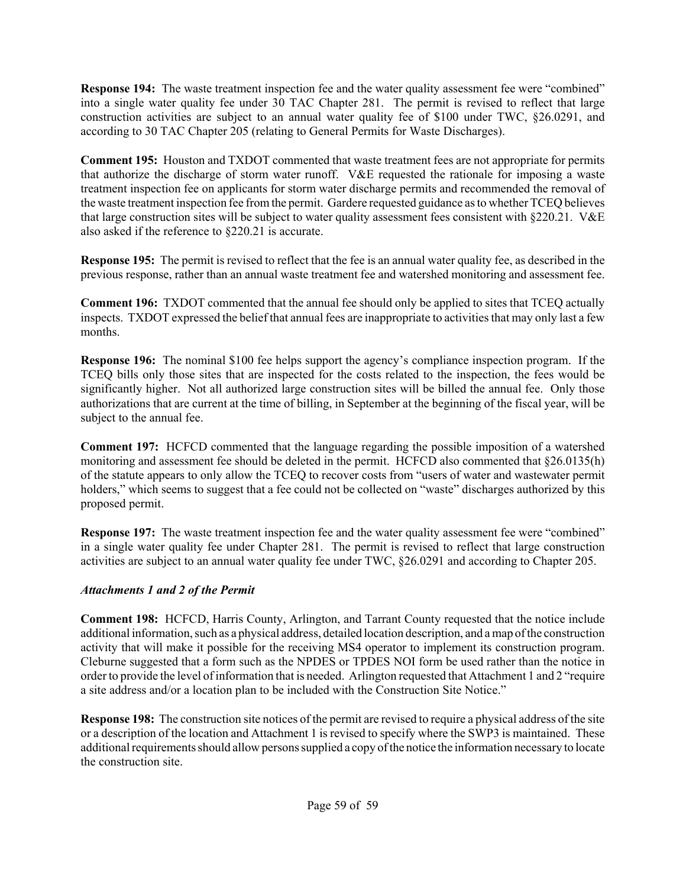**Response 194:** The waste treatment inspection fee and the water quality assessment fee were "combined" into a single water quality fee under 30 TAC Chapter 281. The permit is revised to reflect that large construction activities are subject to an annual water quality fee of $100 under TWC, §26.0291, and according to 30 TAC Chapter 205 (relating to General Permits for Waste Discharges).

**Comment 195:** Houston and TXDOT commented that waste treatment fees are not appropriate for permits that authorize the discharge of storm water runoff. V&E requested the rationale for imposing a waste treatment inspection fee on applicants for storm water discharge permits and recommended the removal of the waste treatment inspection fee from the permit. Gardere requested guidance as to whether TCEQ believes that large construction sites will be subject to water quality assessment fees consistent with §220.21. V&E also asked if the reference to §220.21 is accurate.

**Response 195:** The permit is revised to reflect that the fee is an annual water quality fee, as described in the previous response, rather than an annual waste treatment fee and watershed monitoring and assessment fee.

**Comment 196:** TXDOT commented that the annual fee should only be applied to sites that TCEQ actually inspects. TXDOT expressed the belief that annual fees are inappropriate to activities that may only last a few months.

**Response 196:** The nominal $100 fee helps support the agency's compliance inspection program. If the TCEQ bills only those sites that are inspected for the costs related to the inspection, the fees would be significantly higher. Not all authorized large construction sites will be billed the annual fee. Only those authorizations that are current at the time of billing, in September at the beginning of the fiscal year, will be subject to the annual fee.

**Comment 197:** HCFCD commented that the language regarding the possible imposition of a watershed monitoring and assessment fee should be deleted in the permit. HCFCD also commented that §26.0135(h) of the statute appears to only allow the TCEQ to recover costs from "users of water and wastewater permit holders," which seems to suggest that a fee could not be collected on "waste" discharges authorized by this proposed permit.

**Response 197:** The waste treatment inspection fee and the water quality assessment fee were "combined" in a single water quality fee under Chapter 281. The permit is revised to reflect that large construction activities are subject to an annual water quality fee under TWC, §26.0291 and according to Chapter 205.

### *Attachments 1 and 2 of the Permit*

**Comment 198:** HCFCD, Harris County, Arlington, and Tarrant County requested that the notice include additional information, such as a physical address, detailed location description, and a map of the construction activity that will make it possible for the receiving MS4 operator to implement its construction program. Cleburne suggested that a form such as the NPDES or TPDES NOI form be used rather than the notice in order to provide the level of information that is needed. Arlington requested that Attachment 1 and 2 "require a site address and/or a location plan to be included with the Construction Site Notice."

**Response 198:** The construction site notices of the permit are revised to require a physical address of the site or a description of the location and Attachment 1 is revised to specify where the SWP3 is maintained. These additional requirements should allow persons supplied a copy of the notice the information necessary to locate the construction site.